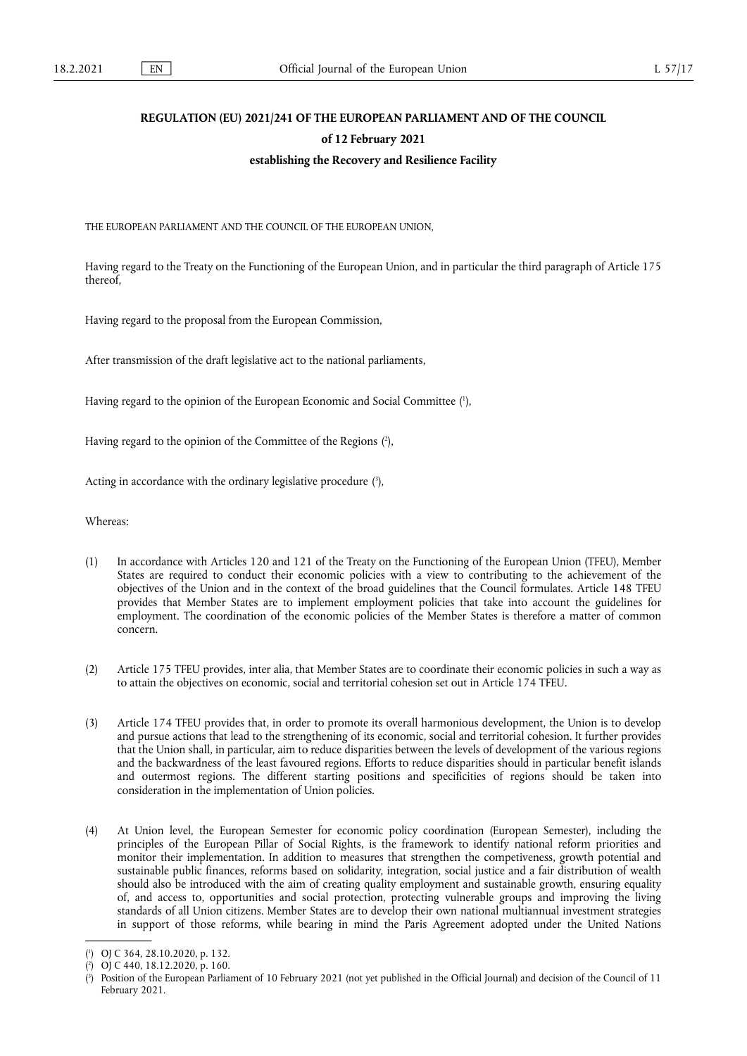**REGULATION (EU) 2021/241 OF THE EUROPEAN PARLIAMENT AND OF THE COUNCIL**

**of 12 February 2021**

**establishing the Recovery and Resilience Facility**

THE EUROPEAN PARLIAMENT AND THE COUNCIL OF THE EUROPEAN UNION,

Having regard to the Treaty on the Functioning of the European Union, and in particular the third paragraph of Article 175 thereof,

Having regard to the proposal from the European Commission,

After transmission of the draft legislative act to the national parliaments,

Having regard to the opinion of the European Economic and Social Committee [1],

Having regard to the opinion of the Committee of the Regions [2],

Acting in accordance with the ordinary legislative procedure [3],

Whereas:

(1) In accordance with Articles 120 and 121 of the Treaty on the Functioning of the European Union (TFEU), Member States are required to conduct their economic policies with a view to contributing to the achievement of the objectives of the Union and in the context of the broad guidelines that the Council formulates. Article 148 TFEU provides that Member States are to implement employment policies that take into account the guidelines for employment. The coordination of the economic policies of the Member States is therefore a matter of common concern.

(2) Article 175 TFEU provides, inter alia, that Member States are to coordinate their economic policies in such a way as to attain the objectives on economic, social and territorial cohesion set out in Article 174 TFEU.

(3) Article 174 TFEU provides that, in order to promote its overall harmonious development, the Union is to develop and pursue actions that lead to the strengthening of its economic, social and territorial cohesion. It further provides that the Union shall, in particular, aim to reduce disparities between the levels of development of the various regions and the backwardness of the least favoured regions. Efforts to reduce disparities should in particular benefit islands and outermost regions. The different starting positions and specificities of regions should be taken into consideration in the implementation of Union policies.

(4) At Union level, the European Semester for economic policy coordination (European Semester), including the principles of the European Pillar of Social Rights, is the framework to identify national reform priorities and monitor their implementation. In addition to measures that strengthen the competitiveness, growth potential and sustainable public finances, reforms based on solidarity, integration, social justice and a fair distribution of wealth should also be introduced with the aim of creating quality employment and sustainable growth, ensuring equality of, and access to, opportunities and social protection, protecting vulnerable groups and improving the living standards of all Union citizens. Member States are to develop their own national multiannual investment strategies in support of those reforms, while bearing in mind the Paris Agreement adopted under the United Nations

---

[1] OJ C 364, 28.10.2020, p. 132.

[2] OJ C 440, 18.12.2020, p. 160.

[3] Position of the European Parliament of 10 February 2021 (not yet published in the Official Journal) and decision of the Council of 11 February 2021.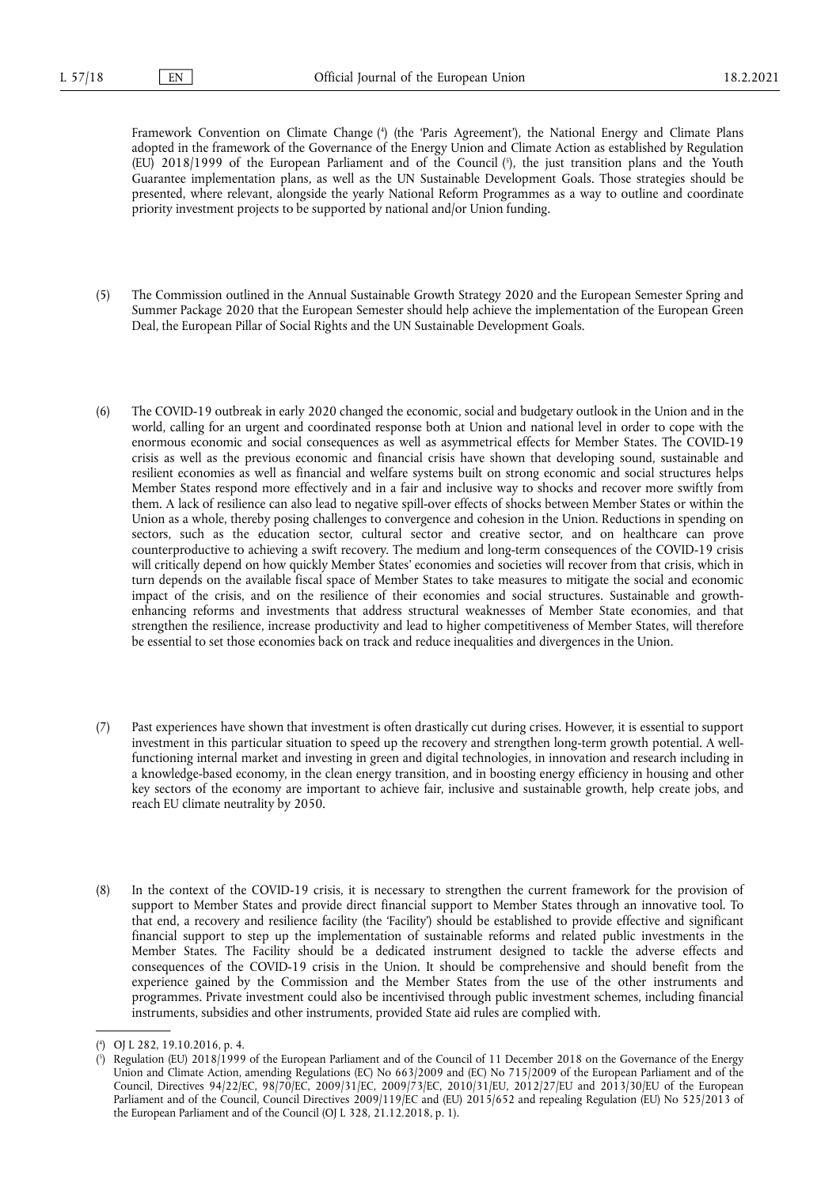Framework Convention on Climate Change ([4]) (the 'Paris Agreement'), the National Energy and Climate Plans adopted in the framework of the Governance of the Energy Union and Climate Action as established by Regulation (EU) 2018/1999 of the European Parliament and of the Council ([5]), the just transition plans and the Youth Guarantee implementation plans, as well as the UN Sustainable Development Goals. Those strategies should be presented, where relevant, alongside the yearly National Reform Programmes as a way to outline and coordinate priority investment projects to be supported by national and/or Union funding.

(5) The Commission outlined in the Annual Sustainable Growth Strategy 2020 and the European Semester Spring and Summer Package 2020 that the European Semester should help achieve the implementation of the European Green Deal, the European Pillar of Social Rights and the UN Sustainable Development Goals.

(6) The COVID-19 outbreak in early 2020 changed the economic, social and budgetary outlook in the Union and in the world, calling for an urgent and coordinated response both at Union and national level in order to cope with the enormous economic and social consequences as well as asymmetrical effects for Member States. The COVID-19 crisis as well as the previous economic and financial crisis have shown that developing sound, sustainable and resilient economies as well as financial and welfare systems built on strong economic and social structures helps Member States respond more effectively and in a fair and inclusive way to shocks and recover more swiftly from them. A lack of resilience can also lead to negative spill-over effects of shocks between Member States or within the Union as a whole, thereby posing challenges to convergence and cohesion in the Union. Reductions in spending on sectors, such as the education sector, cultural sector and creative sector, and on healthcare can prove counterproductive to achieving a swift recovery. The medium and long-term consequences of the COVID-19 crisis will critically depend on how quickly Member States' economies and societies will recover from that crisis, which in turn depends on the available fiscal space of Member States to take measures to mitigate the social and economic impact of the crisis, and on the resilience of their economies and social structures. Sustainable and growth-enhancing reforms and investments that address structural weaknesses of Member State economies, and that strengthen the resilience, increase productivity and lead to higher competitiveness of Member States, will therefore be essential to set those economies back on track and reduce inequalities and divergences in the Union.

(7) Past experiences have shown that investment is often drastically cut during crises. However, it is essential to support investment in this particular situation to speed up the recovery and strengthen long-term growth potential. A well-functioning internal market and investing in green and digital technologies, in innovation and research including in a knowledge-based economy, in the clean energy transition, and in boosting energy efficiency in housing and other key sectors of the economy are important to achieve fair, inclusive and sustainable growth, help create jobs, and reach EU climate neutrality by 2050.

(8) In the context of the COVID-19 crisis, it is necessary to strengthen the current framework for the provision of support to Member States and provide direct financial support to Member States through an innovative tool. To that end, a recovery and resilience facility (the 'Facility') should be established to provide effective and significant financial support to step up the implementation of sustainable reforms and related public investments in the Member States. The Facility should be a dedicated instrument designed to tackle the adverse effects and consequences of the COVID-19 crisis in the Union. It should be comprehensive and should benefit from the experience gained by the Commission and the Member States from the use of the other instruments and programmes. Private investment could also be incentivised through public investment schemes, including financial instruments, subsidies and other instruments, provided State aid rules are complied with.

---

([4]) OJ L 282, 19.10.2016, p. 4.

([5]) Regulation (EU) 2018/1999 of the European Parliament and of the Council of 11 December 2018 on the Governance of the Energy Union and Climate Action, amending Regulations (EC) No 663/2009 and (EC) No 715/2009 of the European Parliament and of the Council, Directives 94/22/EC, 98/70/EC, 2009/31/EC, 2009/73/EC, 2010/31/EU, 2012/27/EU and 2013/30/EU of the European Parliament and of the Council, Council Directives 2009/119/EC and (EU) 2015/652 and repealing Regulation (EU) No 525/2013 of the European Parliament and of the Council (OJ L 328, 21.12.2018, p. 1).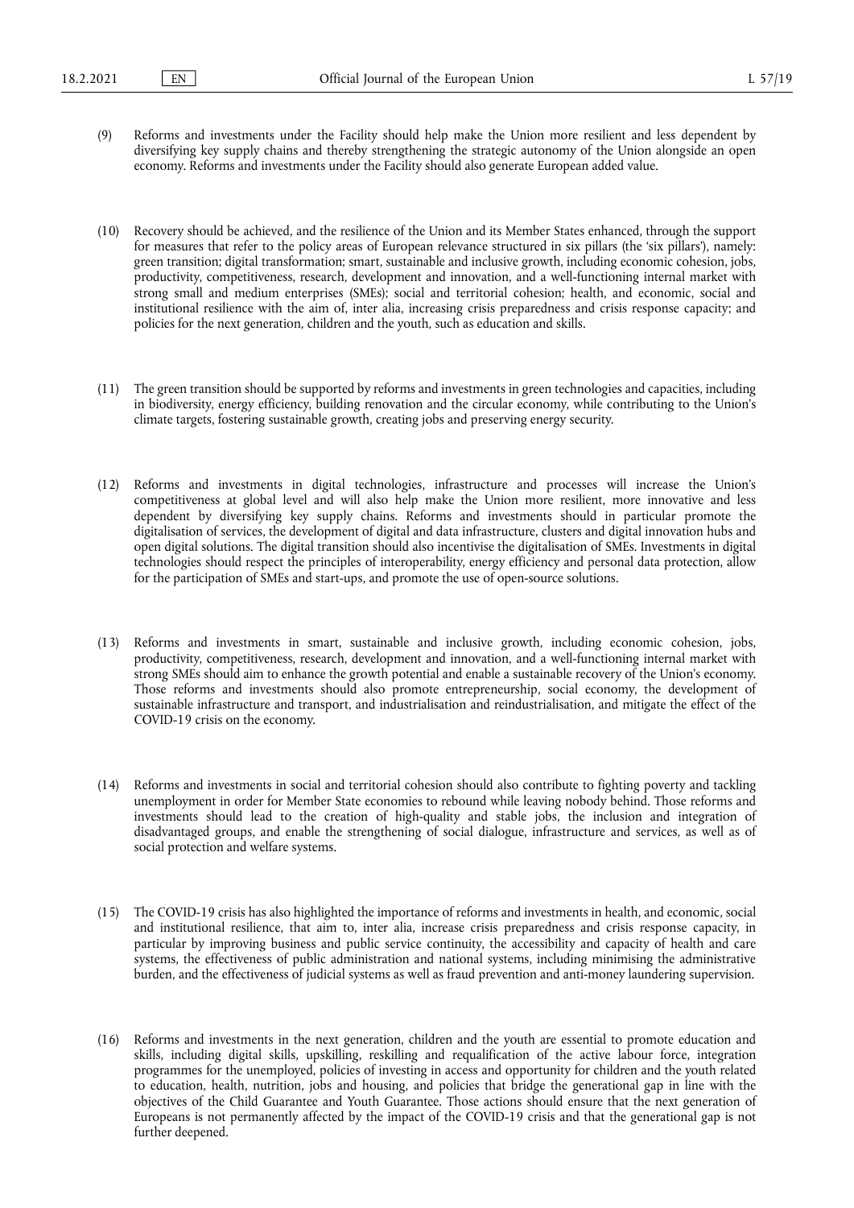(9) Reforms and investments under the Facility should help make the Union more resilient and less dependent by diversifying key supply chains and thereby strengthening the strategic autonomy of the Union alongside an open economy. Reforms and investments under the Facility should also generate European added value.

(10) Recovery should be achieved, and the resilience of the Union and its Member States enhanced, through the support for measures that refer to the policy areas of European relevance structured in six pillars (the 'six pillars'), namely: green transition; digital transformation; smart, sustainable and inclusive growth, including economic cohesion, jobs, productivity, competitiveness, research, development and innovation, and a well-functioning internal market with strong small and medium enterprises (SMEs); social and territorial cohesion; health, and economic, social and institutional resilience with the aim of, inter alia, increasing crisis preparedness and crisis response capacity; and policies for the next generation, children and the youth, such as education and skills.

(11) The green transition should be supported by reforms and investments in green technologies and capacities, including in biodiversity, energy efficiency, building renovation and the circular economy, while contributing to the Union's climate targets, fostering sustainable growth, creating jobs and preserving energy security.

(12) Reforms and investments in digital technologies, infrastructure and processes will increase the Union's competitiveness at global level and will also help make the Union more resilient, more innovative and less dependent by diversifying key supply chains. Reforms and investments should in particular promote the digitalisation of services, the development of digital and data infrastructure, clusters and digital innovation hubs and open digital solutions. The digital transition should also incentivise the digitalisation of SMEs. Investments in digital technologies should respect the principles of interoperability, energy efficiency and personal data protection, allow for the participation of SMEs and start-ups, and promote the use of open-source solutions.

(13) Reforms and investments in smart, sustainable and inclusive growth, including economic cohesion, jobs, productivity, competitiveness, research, development and innovation, and a well-functioning internal market with strong SMEs should aim to enhance the growth potential and enable a sustainable recovery of the Union's economy. Those reforms and investments should also promote entrepreneurship, social economy, the development of sustainable infrastructure and transport, and industrialisation and reindustrialisation, and mitigate the effect of the COVID-19 crisis on the economy.

(14) Reforms and investments in social and territorial cohesion should also contribute to fighting poverty and tackling unemployment in order for Member State economies to rebound while leaving nobody behind. Those reforms and investments should lead to the creation of high-quality and stable jobs, the inclusion and integration of disadvantaged groups, and enable the strengthening of social dialogue, infrastructure and services, as well as of social protection and welfare systems.

(15) The COVID-19 crisis has also highlighted the importance of reforms and investments in health, and economic, social and institutional resilience, that aim to, inter alia, increase crisis preparedness and crisis response capacity, in particular by improving business and public service continuity, the accessibility and capacity of health and care systems, the effectiveness of public administration and national systems, including minimising the administrative burden, and the effectiveness of judicial systems as well as fraud prevention and anti-money laundering supervision.

(16) Reforms and investments in the next generation, children and the youth are essential to promote education and skills, including digital skills, upskilling, reskilling and requalification of the active labour force, integration programmes for the unemployed, policies of investing in access and opportunity for children and the youth related to education, health, nutrition, jobs and housing, and policies that bridge the generational gap in line with the objectives of the Child Guarantee and Youth Guarantee. Those actions should ensure that the next generation of Europeans is not permanently affected by the impact of the COVID-19 crisis and that the generational gap is not further deepened.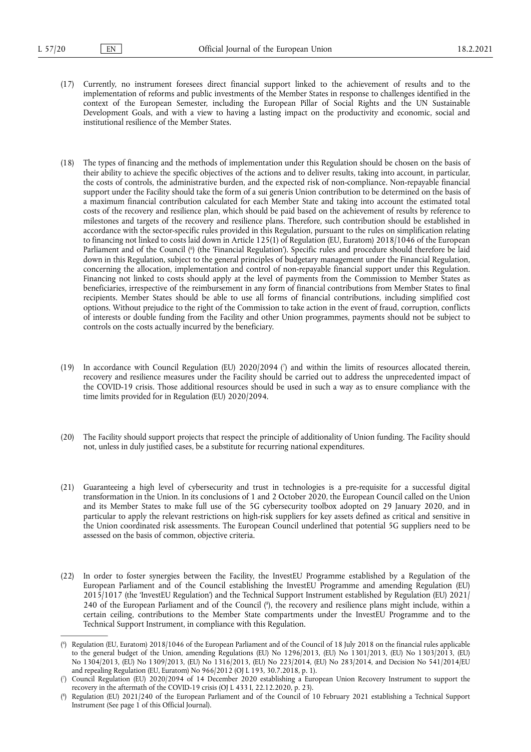(17) Currently, no instrument foresees direct financial support linked to the achievement of results and to the implementation of reforms and public investments of the Member States in response to challenges identified in the context of the European Semester, including the European Pillar of Social Rights and the UN Sustainable Development Goals, and with a view to having a lasting impact on the productivity and economic, social and institutional resilience of the Member States.

(18) The types of financing and the methods of implementation under this Regulation should be chosen on the basis of their ability to achieve the specific objectives of the actions and to deliver results, taking into account, in particular, the costs of controls, the administrative burden, and the expected risk of non-compliance. Non-repayable financial support under the Facility should take the form of a sui generis Union contribution to be determined on the basis of a maximum financial contribution calculated for each Member State and taking into account the estimated total costs of the recovery and resilience plan, which should be paid based on the achievement of results by reference to milestones and targets of the recovery and resilience plans. Therefore, such contribution should be established in accordance with the sector-specific rules provided in this Regulation, pursuant to the rules on simplification relating to financing not linked to costs laid down in Article 125(1) of Regulation (EU, Euratom) 2018/1046 of the European Parliament and of the Council [6] (the 'Financial Regulation'). Specific rules and procedure should therefore be laid down in this Regulation, subject to the general principles of budgetary management under the Financial Regulation, concerning the allocation, implementation and control of non-repayable financial support under this Regulation. Financing not linked to costs should apply at the level of payments from the Commission to Member States as beneficiaries, irrespective of the reimbursement in any form of financial contributions from Member States to final recipients. Member States should be able to use all forms of financial contributions, including simplified cost options. Without prejudice to the right of the Commission to take action in the event of fraud, corruption, conflicts of interests or double funding from the Facility and other Union programmes, payments should not be subject to controls on the costs actually incurred by the beneficiary.

(19) In accordance with Council Regulation (EU) 2020/2094 [7] and within the limits of resources allocated therein, recovery and resilience measures under the Facility should be carried out to address the unprecedented impact of the COVID-19 crisis. Those additional resources should be used in such a way as to ensure compliance with the time limits provided for in Regulation (EU) 2020/2094.

(20) The Facility should support projects that respect the principle of additionality of Union funding. The Facility should not, unless in duly justified cases, be a substitute for recurring national expenditures.

(21) Guaranteeing a high level of cybersecurity and trust in technologies is a pre-requisite for a successful digital transformation in the Union. In its conclusions of 1 and 2 October 2020, the European Council called on the Union and its Member States to make full use of the 5G cybersecurity toolbox adopted on 29 January 2020, and in particular to apply the relevant restrictions on high-risk suppliers for key assets defined as critical and sensitive in the Union coordinated risk assessments. The European Council underlined that potential 5G suppliers need to be assessed on the basis of common, objective criteria.

(22) In order to foster synergies between the Facility, the InvestEU Programme established by a Regulation of the European Parliament and of the Council establishing the InvestEU Programme and amending Regulation (EU) 2015/1017 (the 'InvestEU Regulation') and the Technical Support Instrument established by Regulation (EU) 2021/240 of the European Parliament and of the Council [8], the recovery and resilience plans might include, within a certain ceiling, contributions to the Member State compartments under the InvestEU Programme and to the Technical Support Instrument, in compliance with this Regulation.

---

[6] Regulation (EU, Euratom) 2018/1046 of the European Parliament and of the Council of 18 July 2018 on the financial rules applicable to the general budget of the Union, amending Regulations (EU) No 1296/2013, (EU) No 1301/2013, (EU) No 1303/2013, (EU) No 1304/2013, (EU) No 1309/2013, (EU) No 1316/2013, (EU) No 223/2014, (EU) No 283/2014, and Decision No 541/2014/EU and repealing Regulation (EU, Euratom) No 966/2012 (OJ L 193, 30.7.2018, p. 1).

[7] Council Regulation (EU) 2020/2094 of 14 December 2020 establishing a European Union Recovery Instrument to support the recovery in the aftermath of the COVID-19 crisis (OJ L 433 I, 22.12.2020, p. 23).

[8] Regulation (EU) 2021/240 of the European Parliament and of the Council of 10 February 2021 establishing a Technical Support Instrument (See page 1 of this Official Journal).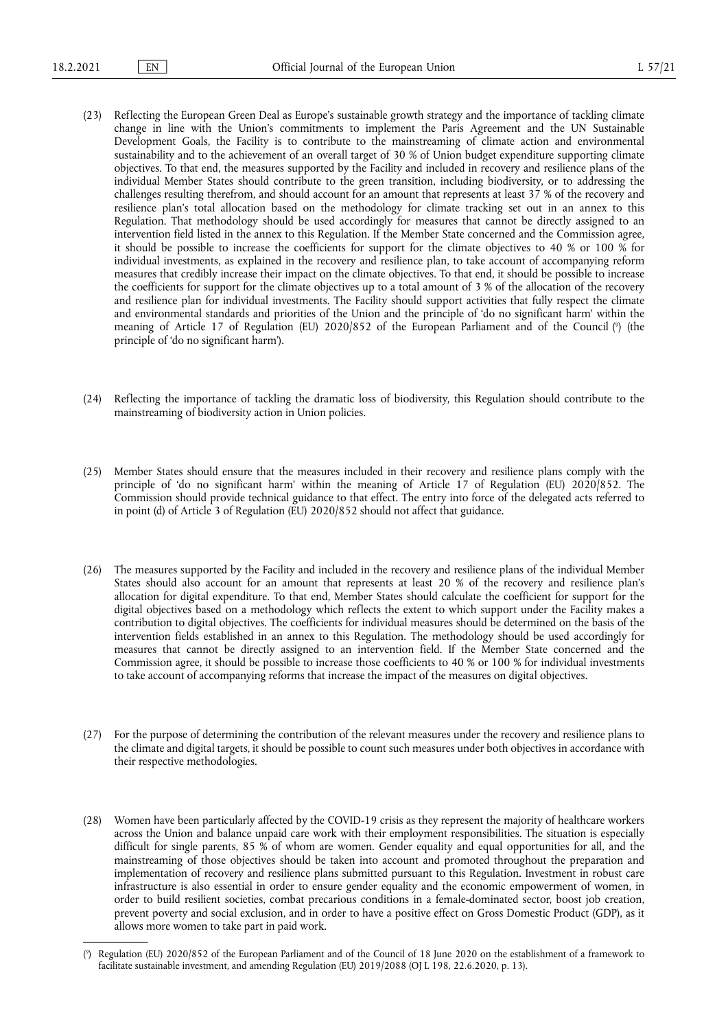(23) Reflecting the European Green Deal as Europe's sustainable growth strategy and the importance of tackling climate change in line with the Union's commitments to implement the Paris Agreement and the UN Sustainable Development Goals, the Facility is to contribute to the mainstreaming of climate action and environmental sustainability and to the achievement of an overall target of 30 % of Union budget expenditure supporting climate objectives. To that end, the measures supported by the Facility and included in recovery and resilience plans of the individual Member States should contribute to the green transition, including biodiversity, or to addressing the challenges resulting therefrom, and should account for an amount that represents at least 37 % of the recovery and resilience plan's total allocation based on the methodology for climate tracking set out in an annex to this Regulation. That methodology should be used accordingly for measures that cannot be directly assigned to an intervention field listed in the annex to this Regulation. If the Member State concerned and the Commission agree, it should be possible to increase the coefficients for support for the climate objectives to 40 % or 100 % for individual investments, as explained in the recovery and resilience plan, to take account of accompanying reform measures that credibly increase their impact on the climate objectives. To that end, it should be possible to increase the coefficients for support for the climate objectives up to a total amount of 3 % of the allocation of the recovery and resilience plan for individual investments. The Facility should support activities that fully respect the climate and environmental standards and priorities of the Union and the principle of 'do no significant harm' within the meaning of Article 17 of Regulation (EU) 2020/852 of the European Parliament and of the Council ([9]) (the principle of 'do no significant harm').

(24) Reflecting the importance of tackling the dramatic loss of biodiversity, this Regulation should contribute to the mainstreaming of biodiversity action in Union policies.

(25) Member States should ensure that the measures included in their recovery and resilience plans comply with the principle of 'do no significant harm' within the meaning of Article 17 of Regulation (EU) 2020/852. The Commission should provide technical guidance to that effect. The entry into force of the delegated acts referred to in point (d) of Article 3 of Regulation (EU) 2020/852 should not affect that guidance.

(26) The measures supported by the Facility and included in the recovery and resilience plans of the individual Member States should also account for an amount that represents at least 20 % of the recovery and resilience plan's allocation for digital expenditure. To that end, Member States should calculate the coefficient for support for the digital objectives based on a methodology which reflects the extent to which support under the Facility makes a contribution to digital objectives. The coefficients for individual measures should be determined on the basis of the intervention fields established in an annex to this Regulation. The methodology should be used accordingly for measures that cannot be directly assigned to an intervention field. If the Member State concerned and the Commission agree, it should be possible to increase those coefficients to 40 % or 100 % for individual investments to take account of accompanying reforms that increase the impact of the measures on digital objectives.

(27) For the purpose of determining the contribution of the relevant measures under the recovery and resilience plans to the climate and digital targets, it should be possible to count such measures under both objectives in accordance with their respective methodologies.

(28) Women have been particularly affected by the COVID-19 crisis as they represent the majority of healthcare workers across the Union and balance unpaid care work with their employment responsibilities. The situation is especially difficult for single parents, 85 % of whom are women. Gender equality and equal opportunities for all, and the mainstreaming of those objectives should be taken into account and promoted throughout the preparation and implementation of recovery and resilience plans submitted pursuant to this Regulation. Investment in robust care infrastructure is also essential in order to ensure gender equality and the economic empowerment of women, in order to build resilient societies, combat precarious conditions in a female-dominated sector, boost job creation, prevent poverty and social exclusion, and in order to have a positive effect on Gross Domestic Product (GDP), as it allows more women to take part in paid work.

---

([9]) Regulation (EU) 2020/852 of the European Parliament and of the Council of 18 June 2020 on the establishment of a framework to facilitate sustainable investment, and amending Regulation (EU) 2019/2088 (OJ L 198, 22.6.2020, p. 13).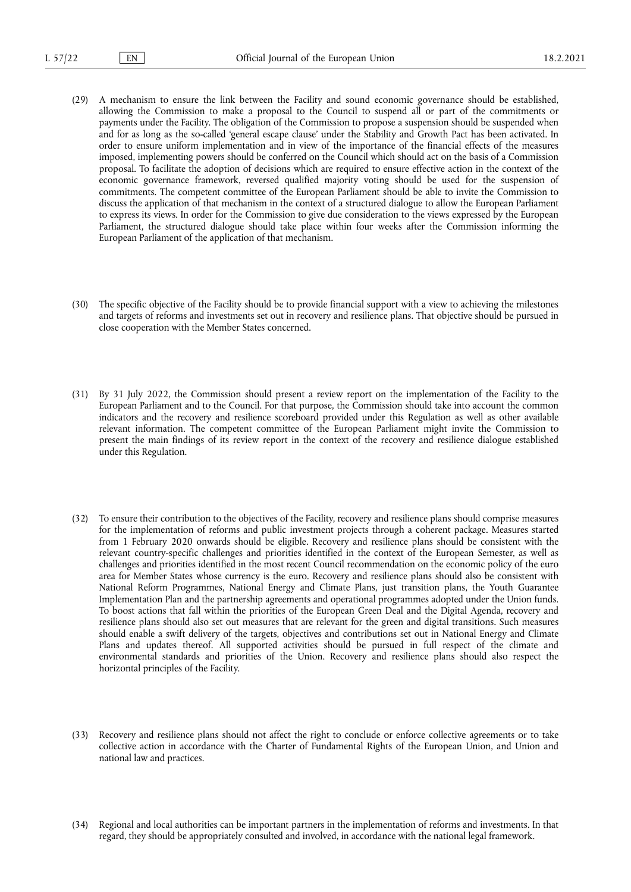(29) A mechanism to ensure the link between the Facility and sound economic governance should be established, allowing the Commission to make a proposal to the Council to suspend all or part of the commitments or payments under the Facility. The obligation of the Commission to propose a suspension should be suspended when and for as long as the so-called 'general escape clause' under the Stability and Growth Pact has been activated. In order to ensure uniform implementation and in view of the importance of the financial effects of the measures imposed, implementing powers should be conferred on the Council which should act on the basis of a Commission proposal. To facilitate the adoption of decisions which are required to ensure effective action in the context of the economic governance framework, reversed qualified majority voting should be used for the suspension of commitments. The competent committee of the European Parliament should be able to invite the Commission to discuss the application of that mechanism in the context of a structured dialogue to allow the European Parliament to express its views. In order for the Commission to give due consideration to the views expressed by the European Parliament, the structured dialogue should take place within four weeks after the Commission informing the European Parliament of the application of that mechanism.

(30) The specific objective of the Facility should be to provide financial support with a view to achieving the milestones and targets of reforms and investments set out in recovery and resilience plans. That objective should be pursued in close cooperation with the Member States concerned.

(31) By 31 July 2022, the Commission should present a review report on the implementation of the Facility to the European Parliament and to the Council. For that purpose, the Commission should take into account the common indicators and the recovery and resilience scoreboard provided under this Regulation as well as other available relevant information. The competent committee of the European Parliament might invite the Commission to present the main findings of its review report in the context of the recovery and resilience dialogue established under this Regulation.

(32) To ensure their contribution to the objectives of the Facility, recovery and resilience plans should comprise measures for the implementation of reforms and public investment projects through a coherent package. Measures started from 1 February 2020 onwards should be eligible. Recovery and resilience plans should be consistent with the relevant country-specific challenges and priorities identified in the context of the European Semester, as well as challenges and priorities identified in the most recent Council recommendation on the economic policy of the euro area for Member States whose currency is the euro. Recovery and resilience plans should also be consistent with National Reform Programmes, National Energy and Climate Plans, just transition plans, the Youth Guarantee Implementation Plan and the partnership agreements and operational programmes adopted under the Union funds. To boost actions that fall within the priorities of the European Green Deal and the Digital Agenda, recovery and resilience plans should also set out measures that are relevant for the green and digital transitions. Such measures should enable a swift delivery of the targets, objectives and contributions set out in National Energy and Climate Plans and updates thereof. All supported activities should be pursued in full respect of the climate and environmental standards and priorities of the Union. Recovery and resilience plans should also respect the horizontal principles of the Facility.

(33) Recovery and resilience plans should not affect the right to conclude or enforce collective agreements or to take collective action in accordance with the Charter of Fundamental Rights of the European Union, and Union and national law and practices.

(34) Regional and local authorities can be important partners in the implementation of reforms and investments. In that regard, they should be appropriately consulted and involved, in accordance with the national legal framework.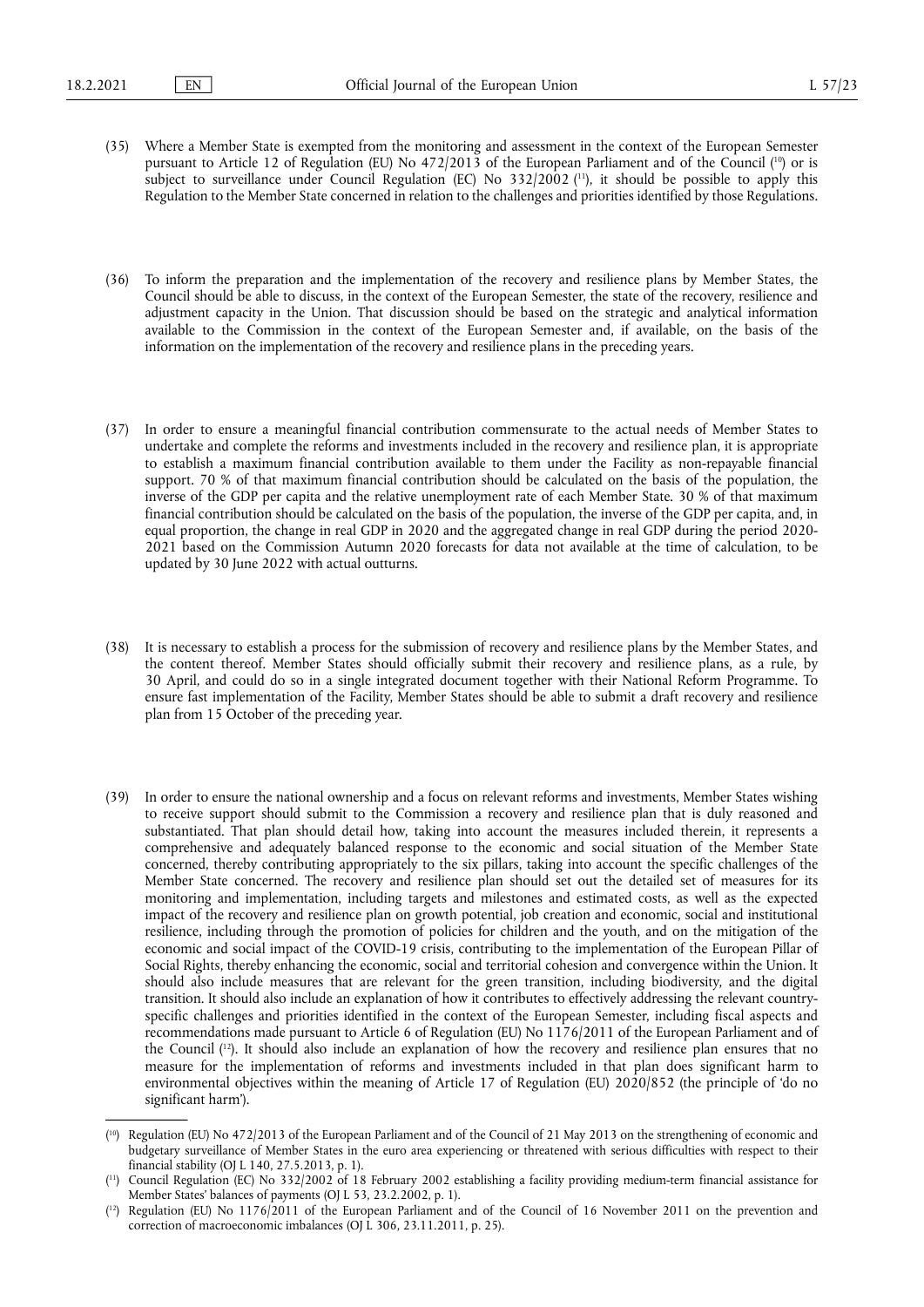(35) Where a Member State is exempted from the monitoring and assessment in the context of the European Semester pursuant to Article 12 of Regulation (EU) No 472/2013 of the European Parliament and of the Council ([10]) or is subject to surveillance under Council Regulation (EC) No 332/2002 ([11]), it should be possible to apply this Regulation to the Member State concerned in relation to the challenges and priorities identified by those Regulations.

(36) To inform the preparation and the implementation of the recovery and resilience plans by Member States, the Council should be able to discuss, in the context of the European Semester, the state of the recovery, resilience and adjustment capacity in the Union. That discussion should be based on the strategic and analytical information available to the Commission in the context of the European Semester and, if available, on the basis of the information on the implementation of the recovery and resilience plans in the preceding years.

(37) In order to ensure a meaningful financial contribution commensurate to the actual needs of Member States to undertake and complete the reforms and investments included in the recovery and resilience plan, it is appropriate to establish a maximum financial contribution available to them under the Facility as non-repayable financial support. 70 % of that maximum financial contribution should be calculated on the basis of the population, the inverse of the GDP per capita and the relative unemployment rate of each Member State. 30 % of that maximum financial contribution should be calculated on the basis of the population, the inverse of the GDP per capita, and, in equal proportion, the change in real GDP in 2020 and the aggregated change in real GDP during the period 2020-2021 based on the Commission Autumn 2020 forecasts for data not available at the time of calculation, to be updated by 30 June 2022 with actual outturns.

(38) It is necessary to establish a process for the submission of recovery and resilience plans by the Member States, and the content thereof. Member States should officially submit their recovery and resilience plans, as a rule, by 30 April, and could do so in a single integrated document together with their National Reform Programme. To ensure fast implementation of the Facility, Member States should be able to submit a draft recovery and resilience plan from 15 October of the preceding year.

(39) In order to ensure the national ownership and a focus on relevant reforms and investments, Member States wishing to receive support should submit to the Commission a recovery and resilience plan that is duly reasoned and substantiated. That plan should detail how, taking into account the measures included therein, it represents a comprehensive and adequately balanced response to the economic and social situation of the Member State concerned, thereby contributing appropriately to the six pillars, taking into account the specific challenges of the Member State concerned. The recovery and resilience plan should set out the detailed set of measures for its monitoring and implementation, including targets and milestones and estimated costs, as well as the expected impact of the recovery and resilience plan on growth potential, job creation and economic, social and institutional resilience, including through the promotion of policies for children and the youth, and on the mitigation of the economic and social impact of the COVID-19 crisis, contributing to the implementation of the European Pillar of Social Rights, thereby enhancing the economic, social and territorial cohesion and convergence within the Union. It should also include measures that are relevant for the green transition, including biodiversity, and the digital transition. It should also include an explanation of how it contributes to effectively addressing the relevant country-specific challenges and priorities identified in the context of the European Semester, including fiscal aspects and recommendations made pursuant to Article 6 of Regulation (EU) No 1176/2011 of the European Parliament and of the Council ([12]). It should also include an explanation of how the recovery and resilience plan ensures that no measure for the implementation of reforms and investments included in that plan does significant harm to environmental objectives within the meaning of Article 17 of Regulation (EU) 2020/852 (the principle of 'do no significant harm').

---

([10]) Regulation (EU) No 472/2013 of the European Parliament and of the Council of 21 May 2013 on the strengthening of economic and budgetary surveillance of Member States in the euro area experiencing or threatened with serious difficulties with respect to their financial stability (OJ L 140, 27.5.2013, p. 1).

([11]) Council Regulation (EC) No 332/2002 of 18 February 2002 establishing a facility providing medium-term financial assistance for Member States' balances of payments (OJ L 53, 23.2.2002, p. 1).

([12]) Regulation (EU) No 1176/2011 of the European Parliament and of the Council of 16 November 2011 on the prevention and correction of macroeconomic imbalances (OJ L 306, 23.11.2011, p. 25).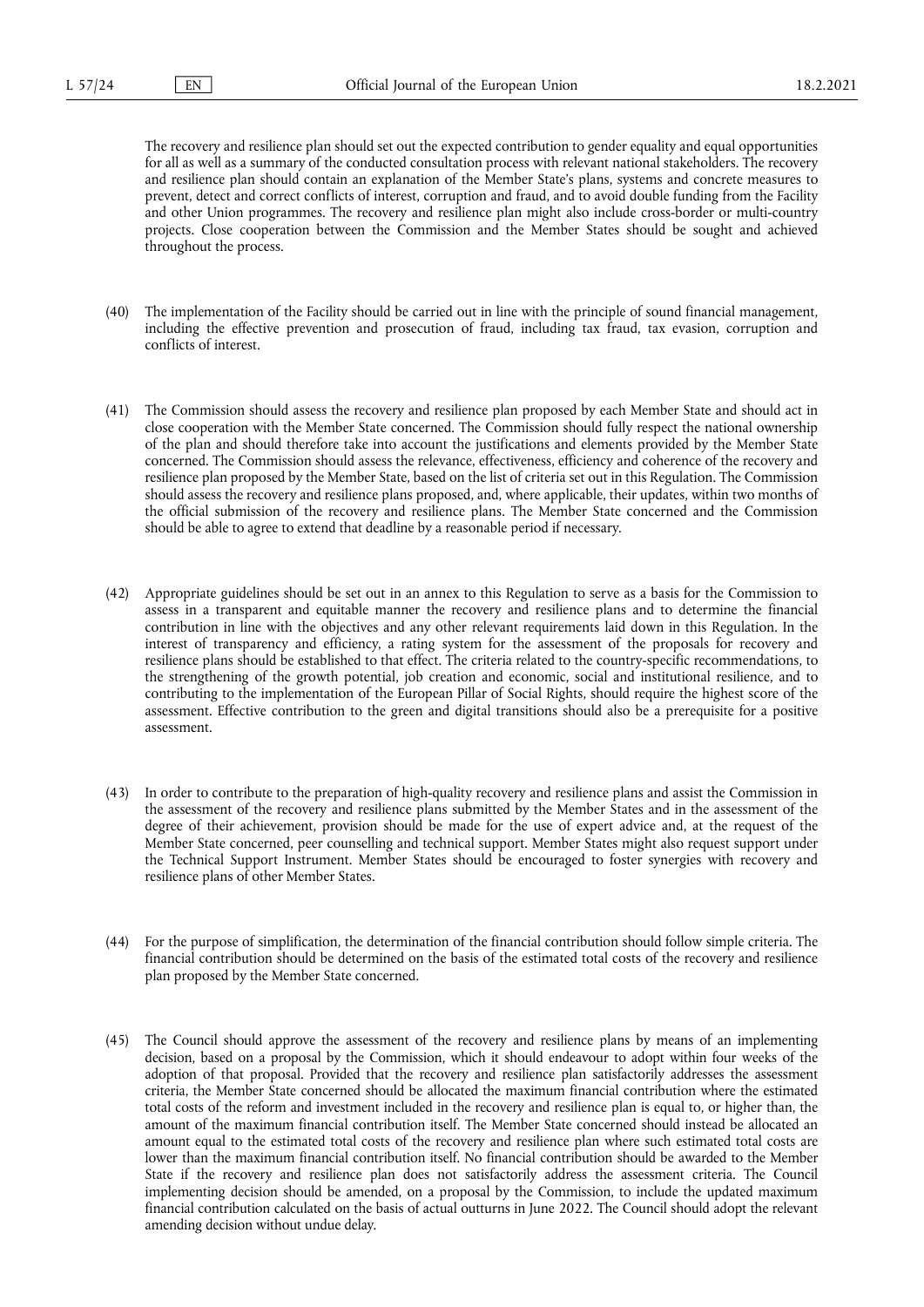The recovery and resilience plan should set out the expected contribution to gender equality and equal opportunities for all as well as a summary of the conducted consultation process with relevant national stakeholders. The recovery and resilience plan should contain an explanation of the Member State's plans, systems and concrete measures to prevent, detect and correct conflicts of interest, corruption and fraud, and to avoid double funding from the Facility and other Union programmes. The recovery and resilience plan might also include cross-border or multi-country projects. Close cooperation between the Commission and the Member States should be sought and achieved throughout the process.

(40) The implementation of the Facility should be carried out in line with the principle of sound financial management, including the effective prevention and prosecution of fraud, including tax fraud, tax evasion, corruption and conflicts of interest.

(41) The Commission should assess the recovery and resilience plan proposed by each Member State and should act in close cooperation with the Member State concerned. The Commission should fully respect the national ownership of the plan and should therefore take into account the justifications and elements provided by the Member State concerned. The Commission should assess the relevance, effectiveness, efficiency and coherence of the recovery and resilience plan proposed by the Member State, based on the list of criteria set out in this Regulation. The Commission should assess the recovery and resilience plans proposed, and, where applicable, their updates, within two months of the official submission of the recovery and resilience plans. The Member State concerned and the Commission should be able to agree to extend that deadline by a reasonable period if necessary.

(42) Appropriate guidelines should be set out in an annex to this Regulation to serve as a basis for the Commission to assess in a transparent and equitable manner the recovery and resilience plans and to determine the financial contribution in line with the objectives and any other relevant requirements laid down in this Regulation. In the interest of transparency and efficiency, a rating system for the assessment of the proposals for recovery and resilience plans should be established to that effect. The criteria related to the country-specific recommendations, to the strengthening of the growth potential, job creation and economic, social and institutional resilience, and to contributing to the implementation of the European Pillar of Social Rights, should require the highest score of the assessment. Effective contribution to the green and digital transitions should also be a prerequisite for a positive assessment.

(43) In order to contribute to the preparation of high-quality recovery and resilience plans and assist the Commission in the assessment of the recovery and resilience plans submitted by the Member States and in the assessment of the degree of their achievement, provision should be made for the use of expert advice and, at the request of the Member State concerned, peer counselling and technical support. Member States might also request support under the Technical Support Instrument. Member States should be encouraged to foster synergies with recovery and resilience plans of other Member States.

(44) For the purpose of simplification, the determination of the financial contribution should follow simple criteria. The financial contribution should be determined on the basis of the estimated total costs of the recovery and resilience plan proposed by the Member State concerned.

(45) The Council should approve the assessment of the recovery and resilience plans by means of an implementing decision, based on a proposal by the Commission, which it should endeavour to adopt within four weeks of the adoption of that proposal. Provided that the recovery and resilience plan satisfactorily addresses the assessment criteria, the Member State concerned should be allocated the maximum financial contribution where the estimated total costs of the reform and investment included in the recovery and resilience plan is equal to, or higher than, the amount of the maximum financial contribution itself. The Member State concerned should instead be allocated an amount equal to the estimated total costs of the recovery and resilience plan where such estimated total costs are lower than the maximum financial contribution itself. No financial contribution should be awarded to the Member State if the recovery and resilience plan does not satisfactorily address the assessment criteria. The Council implementing decision should be amended, on a proposal by the Commission, to include the updated maximum financial contribution calculated on the basis of actual outturns in June 2022. The Council should adopt the relevant amending decision without undue delay.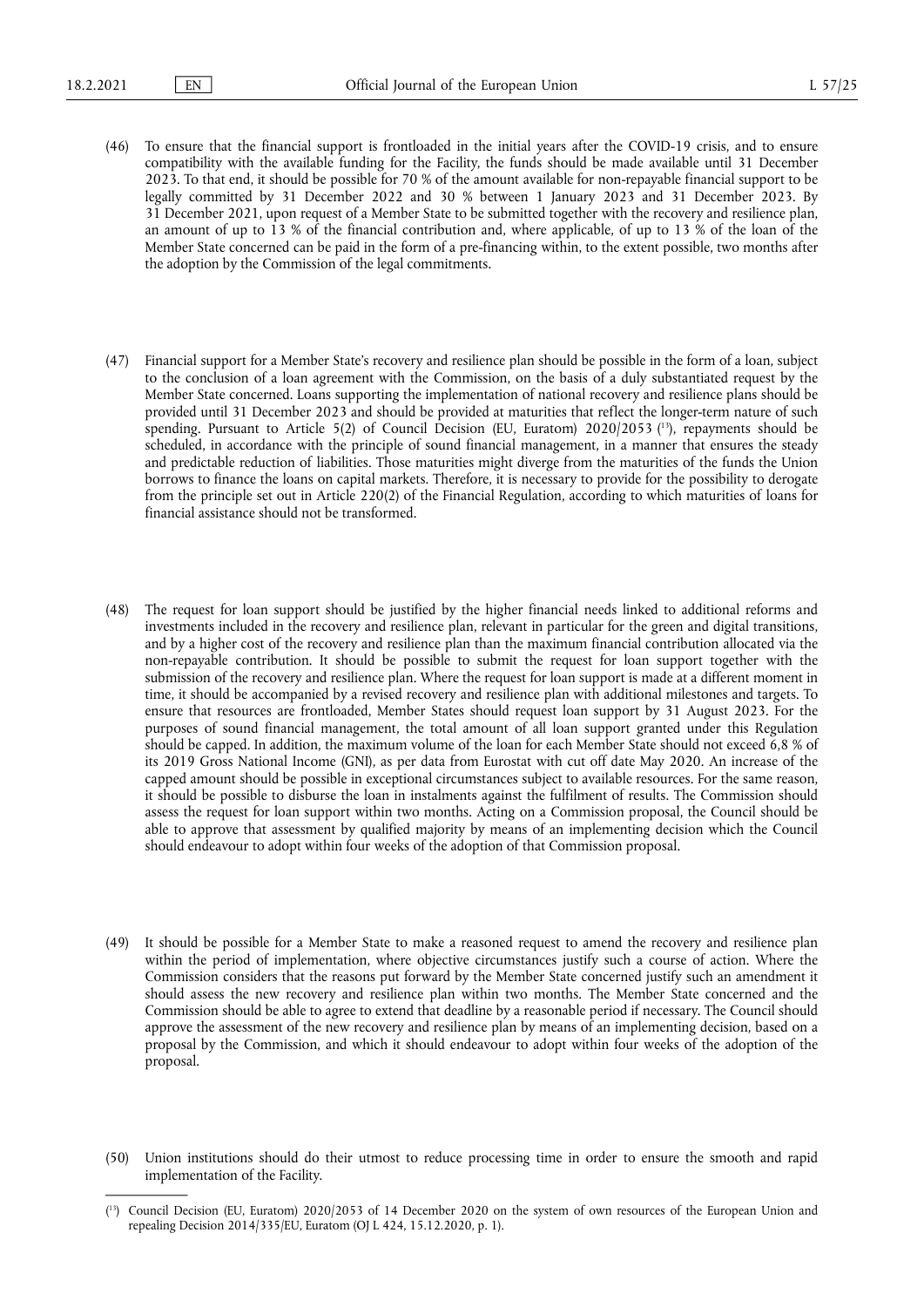(46) To ensure that the financial support is frontloaded in the initial years after the COVID-19 crisis, and to ensure compatibility with the available funding for the Facility, the funds should be made available until 31 December 2023. To that end, it should be possible for 70 % of the amount available for non-repayable financial support to be legally committed by 31 December 2022 and 30 % between 1 January 2023 and 31 December 2023. By 31 December 2021, upon request of a Member State to be submitted together with the recovery and resilience plan, an amount of up to 13 % of the financial contribution and, where applicable, of up to 13 % of the loan of the Member State concerned can be paid in the form of a pre-financing within, to the extent possible, two months after the adoption by the Commission of the legal commitments.

(47) Financial support for a Member State's recovery and resilience plan should be possible in the form of a loan, subject to the conclusion of a loan agreement with the Commission, on the basis of a duly substantiated request by the Member State concerned. Loans supporting the implementation of national recovery and resilience plans should be provided until 31 December 2023 and should be provided at maturities that reflect the longer-term nature of such spending. Pursuant to Article 5(2) of Council Decision (EU, Euratom) 2020/2053 ([13]), repayments should be scheduled, in accordance with the principle of sound financial management, in a manner that ensures the steady and predictable reduction of liabilities. Those maturities might diverge from the maturities of the funds the Union borrows to finance the loans on capital markets. Therefore, it is necessary to provide for the possibility to derogate from the principle set out in Article 220(2) of the Financial Regulation, according to which maturities of loans for financial assistance should not be transformed.

(48) The request for loan support should be justified by the higher financial needs linked to additional reforms and investments included in the recovery and resilience plan, relevant in particular for the green and digital transitions, and by a higher cost of the recovery and resilience plan than the maximum financial contribution allocated via the non-repayable contribution. It should be possible to submit the request for loan support together with the submission of the recovery and resilience plan. Where the request for loan support is made at a different moment in time, it should be accompanied by a revised recovery and resilience plan with additional milestones and targets. To ensure that resources are frontloaded, Member States should request loan support by 31 August 2023. For the purposes of sound financial management, the total amount of all loan support granted under this Regulation should be capped. In addition, the maximum volume of the loan for each Member State should not exceed 6,8 % of its 2019 Gross National Income (GNI), as per data from Eurostat with cut off date May 2020. An increase of the capped amount should be possible in exceptional circumstances subject to available resources. For the same reason, it should be possible to disburse the loan in instalments against the fulfilment of results. The Commission should assess the request for loan support within two months. Acting on a Commission proposal, the Council should be able to approve that assessment by qualified majority by means of an implementing decision which the Council should endeavour to adopt within four weeks of the adoption of that Commission proposal.

(49) It should be possible for a Member State to make a reasoned request to amend the recovery and resilience plan within the period of implementation, where objective circumstances justify such a course of action. Where the Commission considers that the reasons put forward by the Member State concerned justify such an amendment it should assess the new recovery and resilience plan within two months. The Member State concerned and the Commission should be able to agree to extend that deadline by a reasonable period if necessary. The Council should approve the assessment of the new recovery and resilience plan by means of an implementing decision, based on a proposal by the Commission, and which it should endeavour to adopt within four weeks of the adoption of the proposal.

(50) Union institutions should do their utmost to reduce processing time in order to ensure the smooth and rapid implementation of the Facility.

---

([13]) Council Decision (EU, Euratom) 2020/2053 of 14 December 2020 on the system of own resources of the European Union and repealing Decision 2014/335/EU, Euratom (OJ L 424, 15.12.2020, p. 1).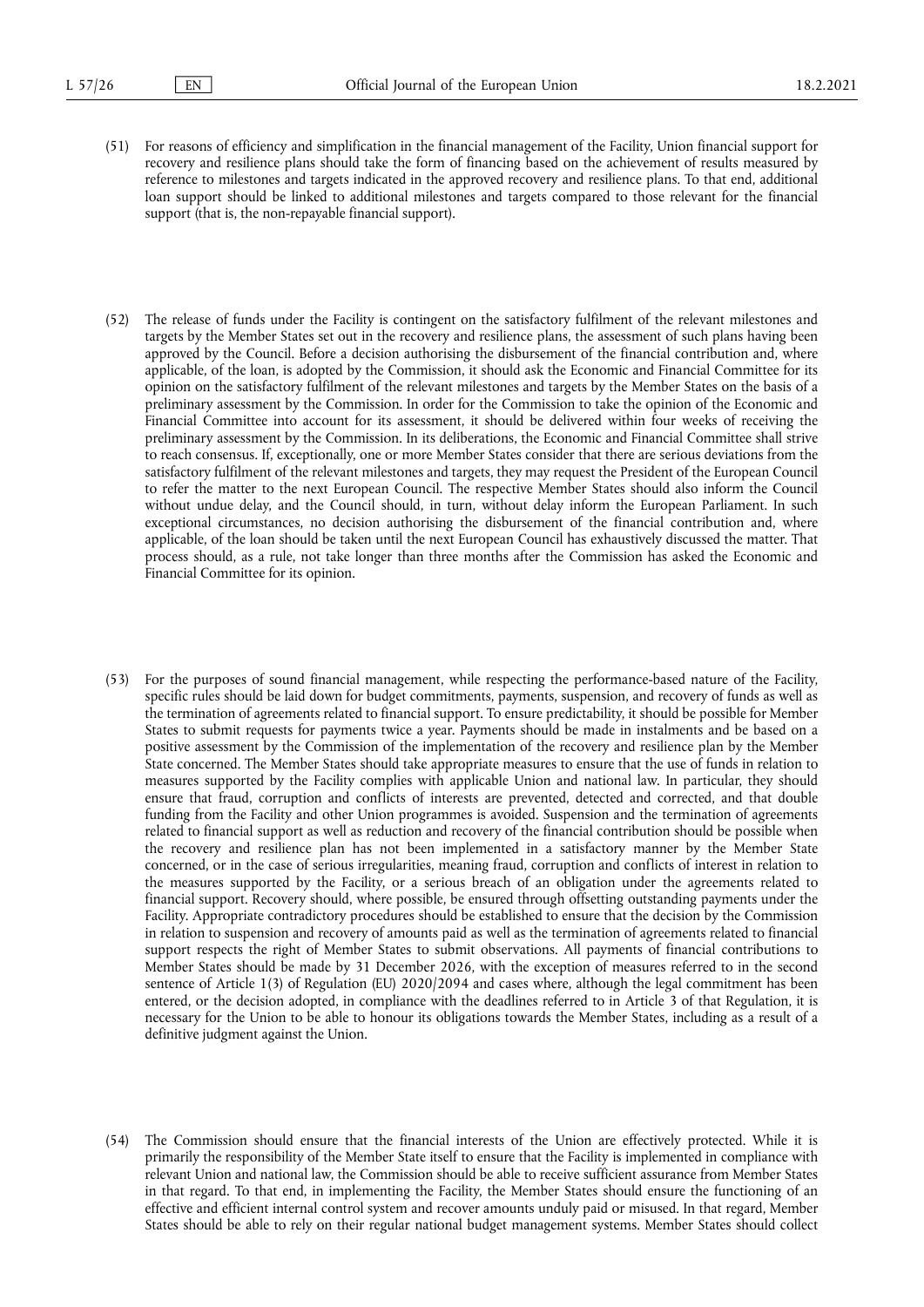(51) For reasons of efficiency and simplification in the financial management of the Facility, Union financial support for recovery and resilience plans should take the form of financing based on the achievement of results measured by reference to milestones and targets indicated in the approved recovery and resilience plans. To that end, additional loan support should be linked to additional milestones and targets compared to those relevant for the financial support (that is, the non-repayable financial support).

(52) The release of funds under the Facility is contingent on the satisfactory fulfilment of the relevant milestones and targets by the Member States set out in the recovery and resilience plans, the assessment of such plans having been approved by the Council. Before a decision authorising the disbursement of the financial contribution and, where applicable, of the loan, is adopted by the Commission, it should ask the Economic and Financial Committee for its opinion on the satisfactory fulfilment of the relevant milestones and targets by the Member States on the basis of a preliminary assessment by the Commission. In order for the Commission to take the opinion of the Economic and Financial Committee into account for its assessment, it should be delivered within four weeks of receiving the preliminary assessment by the Commission. In its deliberations, the Economic and Financial Committee shall strive to reach consensus. If, exceptionally, one or more Member States consider that there are serious deviations from the satisfactory fulfilment of the relevant milestones and targets, they may request the President of the European Council to refer the matter to the next European Council. The respective Member States should also inform the Council without undue delay, and the Council should, in turn, without delay inform the European Parliament. In such exceptional circumstances, no decision authorising the disbursement of the financial contribution and, where applicable, of the loan should be taken until the next European Council has exhaustively discussed the matter. That process should, as a rule, not take longer than three months after the Commission has asked the Economic and Financial Committee for its opinion.

(53) For the purposes of sound financial management, while respecting the performance-based nature of the Facility, specific rules should be laid down for budget commitments, payments, suspension, and recovery of funds as well as the termination of agreements related to financial support. To ensure predictability, it should be possible for Member States to submit requests for payments twice a year. Payments should be made in instalments and be based on a positive assessment by the Commission of the implementation of the recovery and resilience plan by the Member State concerned. The Member States should take appropriate measures to ensure that the use of funds in relation to measures supported by the Facility complies with applicable Union and national law. In particular, they should ensure that fraud, corruption and conflicts of interests are prevented, detected and corrected, and that double funding from the Facility and other Union programmes is avoided. Suspension and the termination of agreements related to financial support as well as reduction and recovery of the financial contribution should be possible when the recovery and resilience plan has not been implemented in a satisfactory manner by the Member State concerned, or in the case of serious irregularities, meaning fraud, corruption and conflicts of interest in relation to the measures supported by the Facility, or a serious breach of an obligation under the agreements related to financial support. Recovery should, where possible, be ensured through offsetting outstanding payments under the Facility. Appropriate contradictory procedures should be established to ensure that the decision by the Commission in relation to suspension and recovery of amounts paid as well as the termination of agreements related to financial support respects the right of Member States to submit observations. All payments of financial contributions to Member States should be made by 31 December 2026, with the exception of measures referred to in the second sentence of Article 1(3) of Regulation (EU) 2020/2094 and cases where, although the legal commitment has been entered, or the decision adopted, in compliance with the deadlines referred to in Article 3 of that Regulation, it is necessary for the Union to be able to honour its obligations towards the Member States, including as a result of a definitive judgment against the Union.

(54) The Commission should ensure that the financial interests of the Union are effectively protected. While it is primarily the responsibility of the Member State itself to ensure that the Facility is implemented in compliance with relevant Union and national law, the Commission should be able to receive sufficient assurance from Member States in that regard. To that end, in implementing the Facility, the Member States should ensure the functioning of an effective and efficient internal control system and recover amounts unduly paid or misused. In that regard, Member States should be able to rely on their regular national budget management systems. Member States should collect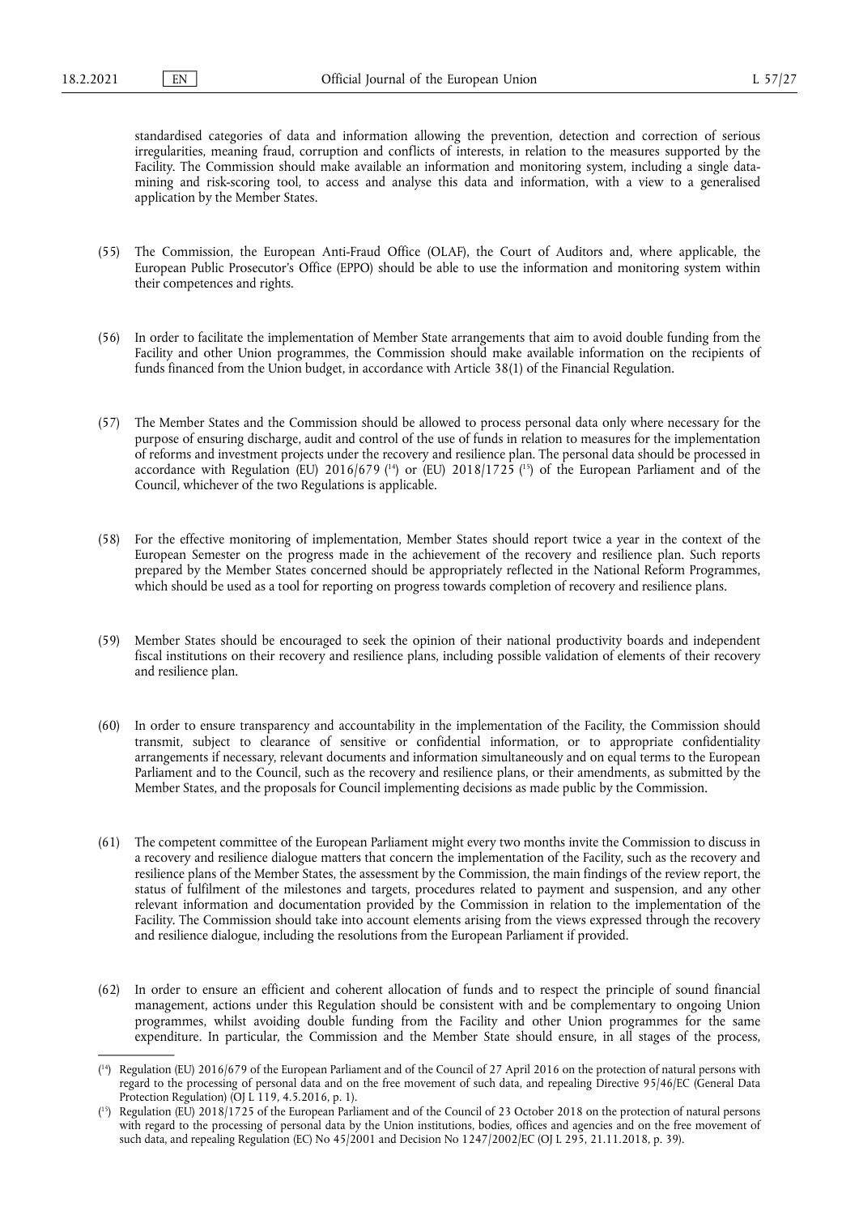standardised categories of data and information allowing the prevention, detection and correction of serious irregularities, meaning fraud, corruption and conflicts of interests, in relation to the measures supported by the Facility. The Commission should make available an information and monitoring system, including a single data-mining and risk-scoring tool, to access and analyse this data and information, with a view to a generalised application by the Member States.

(55) The Commission, the European Anti-Fraud Office (OLAF), the Court of Auditors and, where applicable, the European Public Prosecutor's Office (EPPO) should be able to use the information and monitoring system within their competences and rights.

(56) In order to facilitate the implementation of Member State arrangements that aim to avoid double funding from the Facility and other Union programmes, the Commission should make available information on the recipients of funds financed from the Union budget, in accordance with Article 38(1) of the Financial Regulation.

(57) The Member States and the Commission should be allowed to process personal data only where necessary for the purpose of ensuring discharge, audit and control of the use of funds in relation to measures for the implementation of reforms and investment projects under the recovery and resilience plan. The personal data should be processed in accordance with Regulation (EU) 2016/679 ([14]) or (EU) 2018/1725 ([15]) of the European Parliament and of the Council, whichever of the two Regulations is applicable.

(58) For the effective monitoring of implementation, Member States should report twice a year in the context of the European Semester on the progress made in the achievement of the recovery and resilience plan. Such reports prepared by the Member States concerned should be appropriately reflected in the National Reform Programmes, which should be used as a tool for reporting on progress towards completion of recovery and resilience plans.

(59) Member States should be encouraged to seek the opinion of their national productivity boards and independent fiscal institutions on their recovery and resilience plans, including possible validation of elements of their recovery and resilience plan.

(60) In order to ensure transparency and accountability in the implementation of the Facility, the Commission should transmit, subject to clearance of sensitive or confidential information, or to appropriate confidentiality arrangements if necessary, relevant documents and information simultaneously and on equal terms to the European Parliament and to the Council, such as the recovery and resilience plans, or their amendments, as submitted by the Member States, and the proposals for Council implementing decisions as made public by the Commission.

(61) The competent committee of the European Parliament might every two months invite the Commission to discuss in a recovery and resilience dialogue matters that concern the implementation of the Facility, such as the recovery and resilience plans of the Member States, the assessment by the Commission, the main findings of the review report, the status of fulfilment of the milestones and targets, procedures related to payment and suspension, and any other relevant information and documentation provided by the Commission in relation to the implementation of the Facility. The Commission should take into account elements arising from the views expressed through the recovery and resilience dialogue, including the resolutions from the European Parliament if provided.

(62) In order to ensure an efficient and coherent allocation of funds and to respect the principle of sound financial management, actions under this Regulation should be consistent with and be complementary to ongoing Union programmes, whilst avoiding double funding from the Facility and other Union programmes for the same expenditure. In particular, the Commission and the Member State should ensure, in all stages of the process,

---

([14]) Regulation (EU) 2016/679 of the European Parliament and of the Council of 27 April 2016 on the protection of natural persons with regard to the processing of personal data and on the free movement of such data, and repealing Directive 95/46/EC (General Data Protection Regulation) (OJ L 119, 4.5.2016, p. 1).

([15]) Regulation (EU) 2018/1725 of the European Parliament and of the Council of 23 October 2018 on the protection of natural persons with regard to the processing of personal data by the Union institutions, bodies, offices and agencies and on the free movement of such data, and repealing Regulation (EC) No 45/2001 and Decision No 1247/2002/EC (OJ L 295, 21.11.2018, p. 39).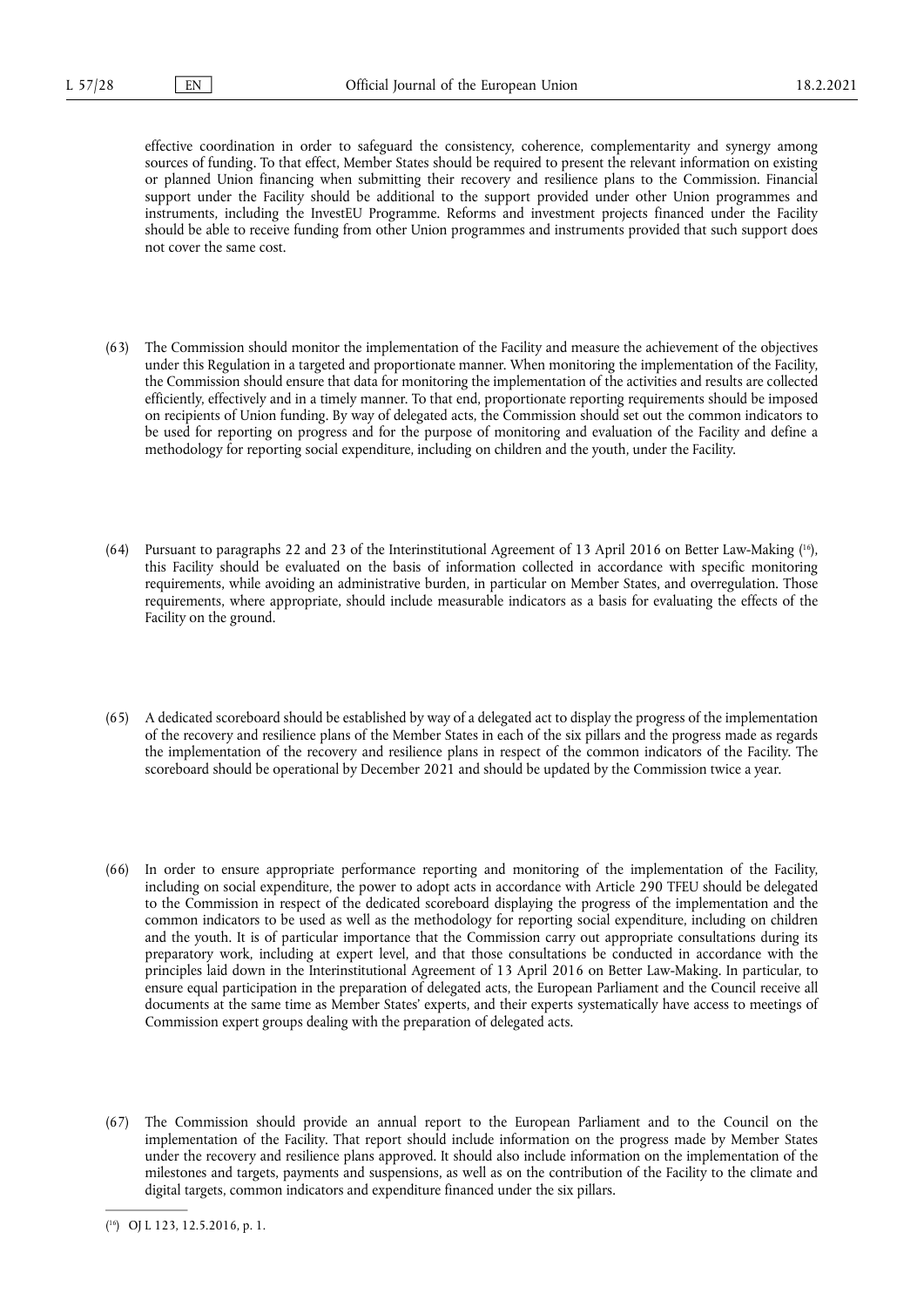effective coordination in order to safeguard the consistency, coherence, complementarity and synergy among sources of funding. To that effect, Member States should be required to present the relevant information on existing or planned Union financing when submitting their recovery and resilience plans to the Commission. Financial support under the Facility should be additional to the support provided under other Union programmes and instruments, including the InvestEU Programme. Reforms and investment projects financed under the Facility should be able to receive funding from other Union programmes and instruments provided that such support does not cover the same cost.

(63) The Commission should monitor the implementation of the Facility and measure the achievement of the objectives under this Regulation in a targeted and proportionate manner. When monitoring the implementation of the Facility, the Commission should ensure that data for monitoring the implementation of the activities and results are collected efficiently, effectively and in a timely manner. To that end, proportionate reporting requirements should be imposed on recipients of Union funding. By way of delegated acts, the Commission should set out the common indicators to be used for reporting on progress and for the purpose of monitoring and evaluation of the Facility and define a methodology for reporting social expenditure, including on children and the youth, under the Facility.

(64) Pursuant to paragraphs 22 and 23 of the Interinstitutional Agreement of 13 April 2016 on Better Law-Making [16], this Facility should be evaluated on the basis of information collected in accordance with specific monitoring requirements, while avoiding an administrative burden, in particular on Member States, and overregulation. Those requirements, where appropriate, should include measurable indicators as a basis for evaluating the effects of the Facility on the ground.

(65) A dedicated scoreboard should be established by way of a delegated act to display the progress of the implementation of the recovery and resilience plans of the Member States in each of the six pillars and the progress made as regards the implementation of the recovery and resilience plans in respect of the common indicators of the Facility. The scoreboard should be operational by December 2021 and should be updated by the Commission twice a year.

(66) In order to ensure appropriate performance reporting and monitoring of the implementation of the Facility, including on social expenditure, the power to adopt acts in accordance with Article 290 TFEU should be delegated to the Commission in respect of the dedicated scoreboard displaying the progress of the implementation and the common indicators to be used as well as the methodology for reporting social expenditure, including on children and the youth. It is of particular importance that the Commission carry out appropriate consultations during its preparatory work, including at expert level, and that those consultations be conducted in accordance with the principles laid down in the Interinstitutional Agreement of 13 April 2016 on Better Law-Making. In particular, to ensure equal participation in the preparation of delegated acts, the European Parliament and the Council receive all documents at the same time as Member States' experts, and their experts systematically have access to meetings of Commission expert groups dealing with the preparation of delegated acts.

(67) The Commission should provide an annual report to the European Parliament and to the Council on the implementation of the Facility. That report should include information on the progress made by Member States under the recovery and resilience plans approved. It should also include information on the implementation of the milestones and targets, payments and suspensions, as well as on the contribution of the Facility to the climate and digital targets, common indicators and expenditure financed under the six pillars.

---

[16] OJ L 123, 12.5.2016, p. 1.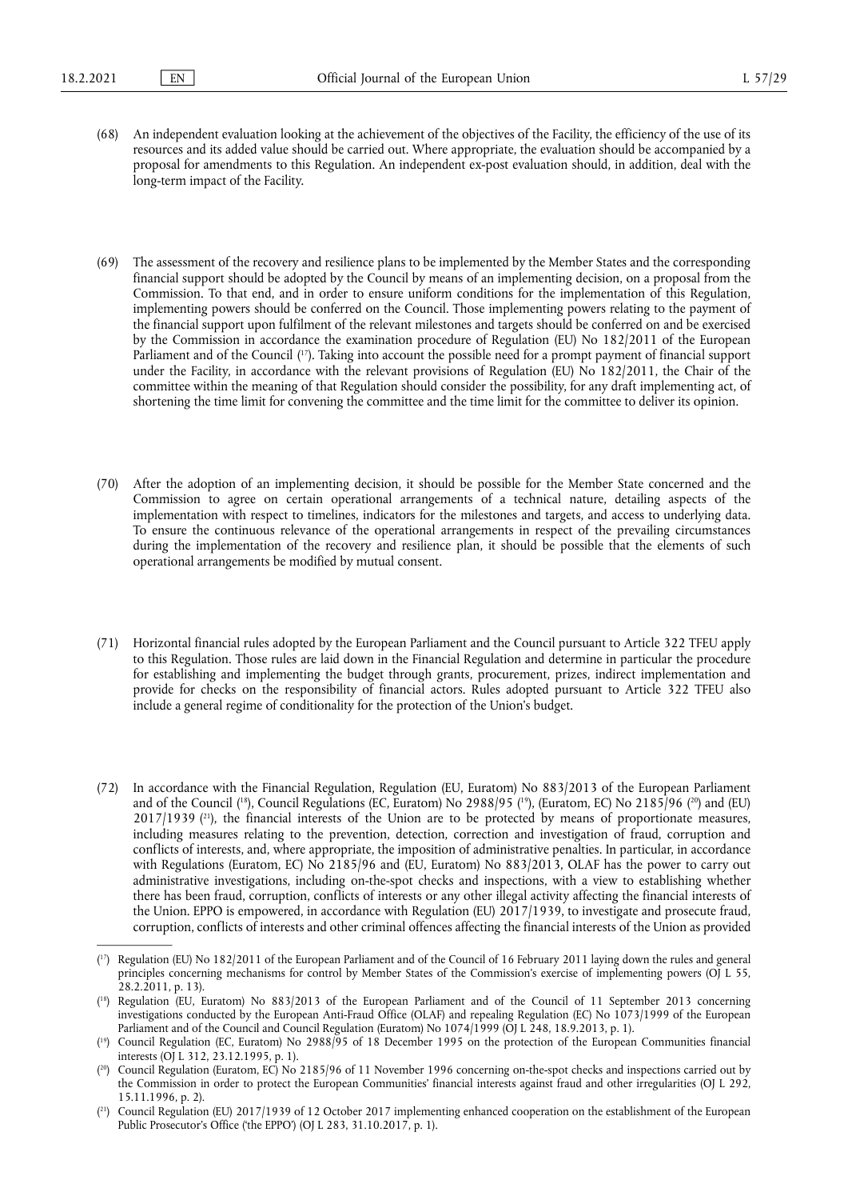(68) An independent evaluation looking at the achievement of the objectives of the Facility, the efficiency of the use of its resources and its added value should be carried out. Where appropriate, the evaluation should be accompanied by a proposal for amendments to this Regulation. An independent ex-post evaluation should, in addition, deal with the long-term impact of the Facility.

(69) The assessment of the recovery and resilience plans to be implemented by the Member States and the corresponding financial support should be adopted by the Council by means of an implementing decision, on a proposal from the Commission. To that end, and in order to ensure uniform conditions for the implementation of this Regulation, implementing powers should be conferred on the Council. Those implementing powers relating to the payment of the financial support upon fulfilment of the relevant milestones and targets should be conferred on and be exercised by the Commission in accordance the examination procedure of Regulation (EU) No 182/2011 of the European Parliament and of the Council ([17]). Taking into account the possible need for a prompt payment of financial support under the Facility, in accordance with the relevant provisions of Regulation (EU) No 182/2011, the Chair of the committee within the meaning of that Regulation should consider the possibility, for any draft implementing act, of shortening the time limit for convening the committee and the time limit for the committee to deliver its opinion.

(70) After the adoption of an implementing decision, it should be possible for the Member State concerned and the Commission to agree on certain operational arrangements of a technical nature, detailing aspects of the implementation with respect to timelines, indicators for the milestones and targets, and access to underlying data. To ensure the continuous relevance of the operational arrangements in respect of the prevailing circumstances during the implementation of the recovery and resilience plan, it should be possible that the elements of such operational arrangements be modified by mutual consent.

(71) Horizontal financial rules adopted by the European Parliament and the Council pursuant to Article 322 TFEU apply to this Regulation. Those rules are laid down in the Financial Regulation and determine in particular the procedure for establishing and implementing the budget through grants, procurement, prizes, indirect implementation and provide for checks on the responsibility of financial actors. Rules adopted pursuant to Article 322 TFEU also include a general regime of conditionality for the protection of the Union's budget.

(72) In accordance with the Financial Regulation, Regulation (EU, Euratom) No 883/2013 of the European Parliament and of the Council ([18]), Council Regulations (EC, Euratom) No 2988/95 ([19]), (Euratom, EC) No 2185/96 ([20]) and (EU) 2017/1939 ([21]), the financial interests of the Union are to be protected by means of proportionate measures, including measures relating to the prevention, detection, correction and investigation of fraud, corruption and conflicts of interests, and, where appropriate, the imposition of administrative penalties. In particular, in accordance with Regulations (Euratom, EC) No 2185/96 and (EU, Euratom) No 883/2013, OLAF has the power to carry out administrative investigations, including on-the-spot checks and inspections, with a view to establishing whether there has been fraud, corruption, conflicts of interests or any other illegal activity affecting the financial interests of the Union. EPPO is empowered, in accordance with Regulation (EU) 2017/1939, to investigate and prosecute fraud, corruption, conflicts of interests and other criminal offences affecting the financial interests of the Union as provided

---

([17]) Regulation (EU) No 182/2011 of the European Parliament and of the Council of 16 February 2011 laying down the rules and general principles concerning mechanisms for control by Member States of the Commission's exercise of implementing powers (OJ L 55, 28.2.2011, p. 13).

([18]) Regulation (EU, Euratom) No 883/2013 of the European Parliament and of the Council of 11 September 2013 concerning investigations conducted by the European Anti-Fraud Office (OLAF) and repealing Regulation (EC) No 1073/1999 of the European Parliament and of the Council and Council Regulation (Euratom) No 1074/1999 (OJ L 248, 18.9.2013, p. 1).

([19]) Council Regulation (EC, Euratom) No 2988/95 of 18 December 1995 on the protection of the European Communities financial interests (OJ L 312, 23.12.1995, p. 1).

([20]) Council Regulation (Euratom, EC) No 2185/96 of 11 November 1996 concerning on-the-spot checks and inspections carried out by the Commission in order to protect the European Communities' financial interests against fraud and other irregularities (OJ L 292, 15.11.1996, p. 2).

([21]) Council Regulation (EU) 2017/1939 of 12 October 2017 implementing enhanced cooperation on the establishment of the European Public Prosecutor's Office ('the EPPO') (OJ L 283, 31.10.2017, p. 1).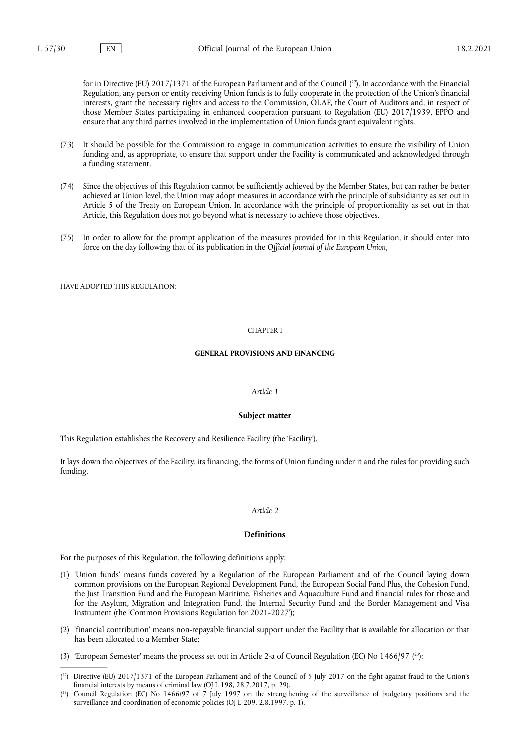for in Directive (EU) 2017/1371 of the European Parliament and of the Council ([22]). In accordance with the Financial Regulation, any person or entity receiving Union funds is to fully cooperate in the protection of the Union's financial interests, grant the necessary rights and access to the Commission, OLAF, the Court of Auditors and, in respect of those Member States participating in enhanced cooperation pursuant to Regulation (EU) 2017/1939, EPPO and ensure that any third parties involved in the implementation of Union funds grant equivalent rights.

(73) It should be possible for the Commission to engage in communication activities to ensure the visibility of Union funding and, as appropriate, to ensure that support under the Facility is communicated and acknowledged through a funding statement.

(74) Since the objectives of this Regulation cannot be sufficiently achieved by the Member States, but can rather be better achieved at Union level, the Union may adopt measures in accordance with the principle of subsidiarity as set out in Article 5 of the Treaty on European Union. In accordance with the principle of proportionality as set out in that Article, this Regulation does not go beyond what is necessary to achieve those objectives.

(75) In order to allow for the prompt application of the measures provided for in this Regulation, it should enter into force on the day following that of its publication in the *Official Journal of the European Union*,

HAVE ADOPTED THIS REGULATION:

## CHAPTER I

## GENERAL PROVISIONS AND FINANCING

### *Article 1*

### Subject matter

This Regulation establishes the Recovery and Resilience Facility (the 'Facility').

It lays down the objectives of the Facility, its financing, the forms of Union funding under it and the rules for providing such funding.

### *Article 2*

### Definitions

For the purposes of this Regulation, the following definitions apply:

(1) 'Union funds' means funds covered by a Regulation of the European Parliament and of the Council laying down common provisions on the European Regional Development Fund, the European Social Fund Plus, the Cohesion Fund, the Just Transition Fund and the European Maritime, Fisheries and Aquaculture Fund and financial rules for those and for the Asylum, Migration and Integration Fund, the Internal Security Fund and the Border Management and Visa Instrument (the 'Common Provisions Regulation for 2021-2027');

(2) 'financial contribution' means non-repayable financial support under the Facility that is available for allocation or that has been allocated to a Member State;

(3) 'European Semester' means the process set out in Article 2-a of Council Regulation (EC) No 1466/97 ([23]);

---

([22]) Directive (EU) 2017/1371 of the European Parliament and of the Council of 5 July 2017 on the fight against fraud to the Union's financial interests by means of criminal law (OJ L 198, 28.7.2017, p. 29).

([23]) Council Regulation (EC) No 1466/97 of 7 July 1997 on the strengthening of the surveillance of budgetary positions and the surveillance and coordination of economic policies (OJ L 209, 2.8.1997, p. 1).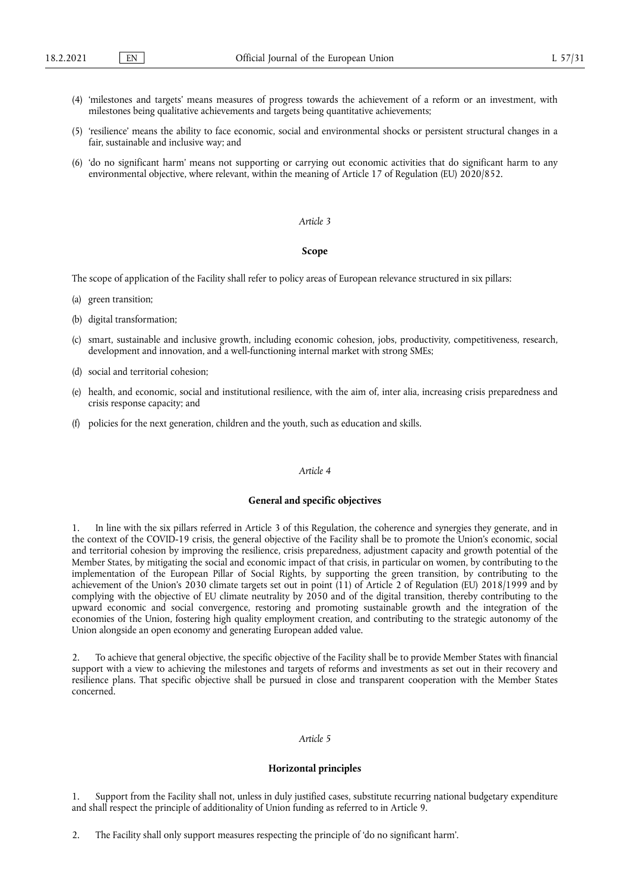(4) 'milestones and targets' means measures of progress towards the achievement of a reform or an investment, with milestones being qualitative achievements and targets being quantitative achievements;

(5) 'resilience' means the ability to face economic, social and environmental shocks or persistent structural changes in a fair, sustainable and inclusive way; and

(6) 'do no significant harm' means not supporting or carrying out economic activities that do significant harm to any environmental objective, where relevant, within the meaning of Article 17 of Regulation (EU) 2020/852.

*Article 3*

**Scope**

The scope of application of the Facility shall refer to policy areas of European relevance structured in six pillars:

(a) green transition;

(b) digital transformation;

(c) smart, sustainable and inclusive growth, including economic cohesion, jobs, productivity, competitiveness, research, development and innovation, and a well-functioning internal market with strong SMEs;

(d) social and territorial cohesion;

(e) health, and economic, social and institutional resilience, with the aim of, inter alia, increasing crisis preparedness and crisis response capacity; and

(f) policies for the next generation, children and the youth, such as education and skills.

*Article 4*

**General and specific objectives**

1. In line with the six pillars referred in Article 3 of this Regulation, the coherence and synergies they generate, and in the context of the COVID-19 crisis, the general objective of the Facility shall be to promote the Union's economic, social and territorial cohesion by improving the resilience, crisis preparedness, adjustment capacity and growth potential of the Member States, by mitigating the social and economic impact of that crisis, in particular on women, by contributing to the implementation of the European Pillar of Social Rights, by supporting the green transition, by contributing to the achievement of the Union's 2030 climate targets set out in point (11) of Article 2 of Regulation (EU) 2018/1999 and by complying with the objective of EU climate neutrality by 2050 and of the digital transition, thereby contributing to the upward economic and social convergence, restoring and promoting sustainable growth and the integration of the economies of the Union, fostering high quality employment creation, and contributing to the strategic autonomy of the Union alongside an open economy and generating European added value.

2. To achieve that general objective, the specific objective of the Facility shall be to provide Member States with financial support with a view to achieving the milestones and targets of reforms and investments as set out in their recovery and resilience plans. That specific objective shall be pursued in close and transparent cooperation with the Member States concerned.

*Article 5*

**Horizontal principles**

1. Support from the Facility shall not, unless in duly justified cases, substitute recurring national budgetary expenditure and shall respect the principle of additionality of Union funding as referred to in Article 9.

2. The Facility shall only support measures respecting the principle of 'do no significant harm'.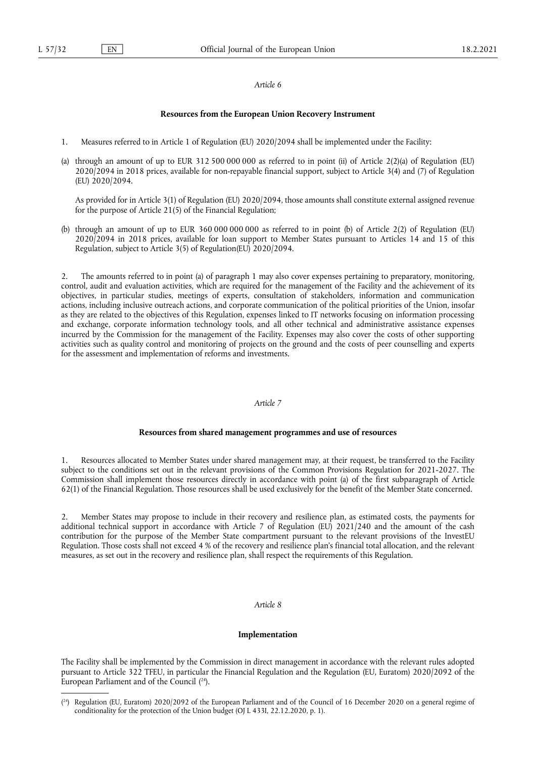*Article 6*

**Resources from the European Union Recovery Instrument**

1. Measures referred to in Article 1 of Regulation (EU) 2020/2094 shall be implemented under the Facility:

(a) through an amount of up to EUR 312 500 000 000 as referred to in point (ii) of Article 2(2)(a) of Regulation (EU) 2020/2094 in 2018 prices, available for non-repayable financial support, subject to Article 3(4) and (7) of Regulation (EU) 2020/2094.

As provided for in Article 3(1) of Regulation (EU) 2020/2094, those amounts shall constitute external assigned revenue for the purpose of Article 21(5) of the Financial Regulation;

(b) through an amount of up to EUR 360 000 000 000 as referred to in point (b) of Article 2(2) of Regulation (EU) 2020/2094 in 2018 prices, available for loan support to Member States pursuant to Articles 14 and 15 of this Regulation, subject to Article 3(5) of Regulation(EU) 2020/2094.

2. The amounts referred to in point (a) of paragraph 1 may also cover expenses pertaining to preparatory, monitoring, control, audit and evaluation activities, which are required for the management of the Facility and the achievement of its objectives, in particular studies, meetings of experts, consultation of stakeholders, information and communication actions, including inclusive outreach actions, and corporate communication of the political priorities of the Union, insofar as they are related to the objectives of this Regulation, expenses linked to IT networks focusing on information processing and exchange, corporate information technology tools, and all other technical and administrative assistance expenses incurred by the Commission for the management of the Facility. Expenses may also cover the costs of other supporting activities such as quality control and monitoring of projects on the ground and the costs of peer counselling and experts for the assessment and implementation of reforms and investments.

*Article 7*

**Resources from shared management programmes and use of resources**

1. Resources allocated to Member States under shared management may, at their request, be transferred to the Facility subject to the conditions set out in the relevant provisions of the Common Provisions Regulation for 2021-2027. The Commission shall implement those resources directly in accordance with point (a) of the first subparagraph of Article 62(1) of the Financial Regulation. Those resources shall be used exclusively for the benefit of the Member State concerned.

2. Member States may propose to include in their recovery and resilience plan, as estimated costs, the payments for additional technical support in accordance with Article 7 of Regulation (EU) 2021/240 and the amount of the cash contribution for the purpose of the Member State compartment pursuant to the relevant provisions of the InvestEU Regulation. Those costs shall not exceed 4 % of the recovery and resilience plan's financial total allocation, and the relevant measures, as set out in the recovery and resilience plan, shall respect the requirements of this Regulation.

*Article 8*

**Implementation**

The Facility shall be implemented by the Commission in direct management in accordance with the relevant rules adopted pursuant to Article 322 TFEU, in particular the Financial Regulation and the Regulation (EU, Euratom) 2020/2092 of the European Parliament and of the Council ([24]).

([24]) Regulation (EU, Euratom) 2020/2092 of the European Parliament and of the Council of 16 December 2020 on a general regime of conditionality for the protection of the Union budget (OJ L 433I, 22.12.2020, p. 1).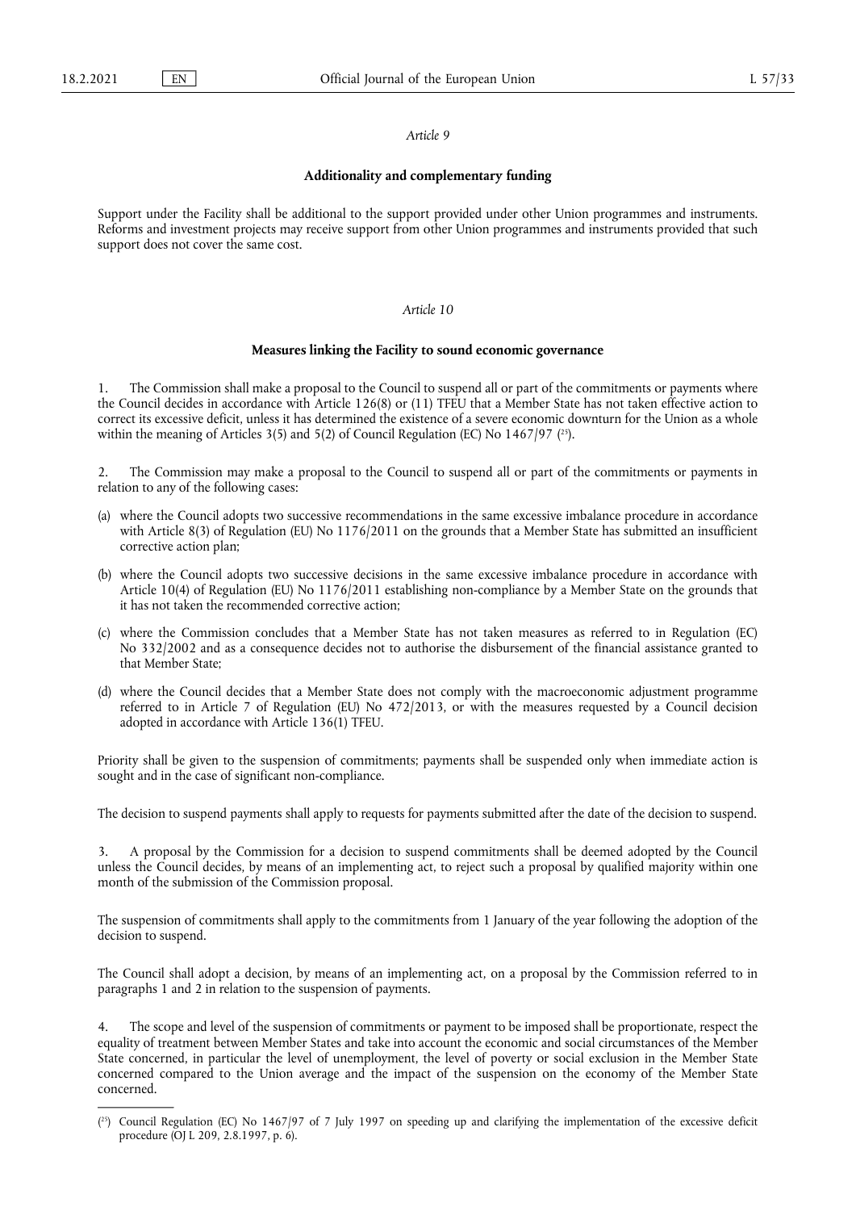*Article 9*

**Additionality and complementary funding**

Support under the Facility shall be additional to the support provided under other Union programmes and instruments. Reforms and investment projects may receive support from other Union programmes and instruments provided that such support does not cover the same cost.

*Article 10*

**Measures linking the Facility to sound economic governance**

1. The Commission shall make a proposal to the Council to suspend all or part of the commitments or payments where the Council decides in accordance with Article 126(8) or (11) TFEU that a Member State has not taken effective action to correct its excessive deficit, unless it has determined the existence of a severe economic downturn for the Union as a whole within the meaning of Articles 3(5) and 5(2) of Council Regulation (EC) No 1467/97 ([25]).

2. The Commission may make a proposal to the Council to suspend all or part of the commitments or payments in relation to any of the following cases:

(a) where the Council adopts two successive recommendations in the same excessive imbalance procedure in accordance with Article 8(3) of Regulation (EU) No 1176/2011 on the grounds that a Member State has submitted an insufficient corrective action plan;

(b) where the Council adopts two successive decisions in the same excessive imbalance procedure in accordance with Article 10(4) of Regulation (EU) No 1176/2011 establishing non-compliance by a Member State on the grounds that it has not taken the recommended corrective action;

(c) where the Commission concludes that a Member State has not taken measures as referred to in Regulation (EC) No 332/2002 and as a consequence decides not to authorise the disbursement of the financial assistance granted to that Member State;

(d) where the Council decides that a Member State does not comply with the macroeconomic adjustment programme referred to in Article 7 of Regulation (EU) No 472/2013, or with the measures requested by a Council decision adopted in accordance with Article 136(1) TFEU.

Priority shall be given to the suspension of commitments; payments shall be suspended only when immediate action is sought and in the case of significant non-compliance.

The decision to suspend payments shall apply to requests for payments submitted after the date of the decision to suspend.

3. A proposal by the Commission for a decision to suspend commitments shall be deemed adopted by the Council unless the Council decides, by means of an implementing act, to reject such a proposal by qualified majority within one month of the submission of the Commission proposal.

The suspension of commitments shall apply to the commitments from 1 January of the year following the adoption of the decision to suspend.

The Council shall adopt a decision, by means of an implementing act, on a proposal by the Commission referred to in paragraphs 1 and 2 in relation to the suspension of payments.

4. The scope and level of the suspension of commitments or payment to be imposed shall be proportionate, respect the equality of treatment between Member States and take into account the economic and social circumstances of the Member State concerned, in particular the level of unemployment, the level of poverty or social exclusion in the Member State concerned compared to the Union average and the impact of the suspension on the economy of the Member State concerned.

---

([25]) Council Regulation (EC) No 1467/97 of 7 July 1997 on speeding up and clarifying the implementation of the excessive deficit procedure (OJ L 209, 2.8.1997, p. 6).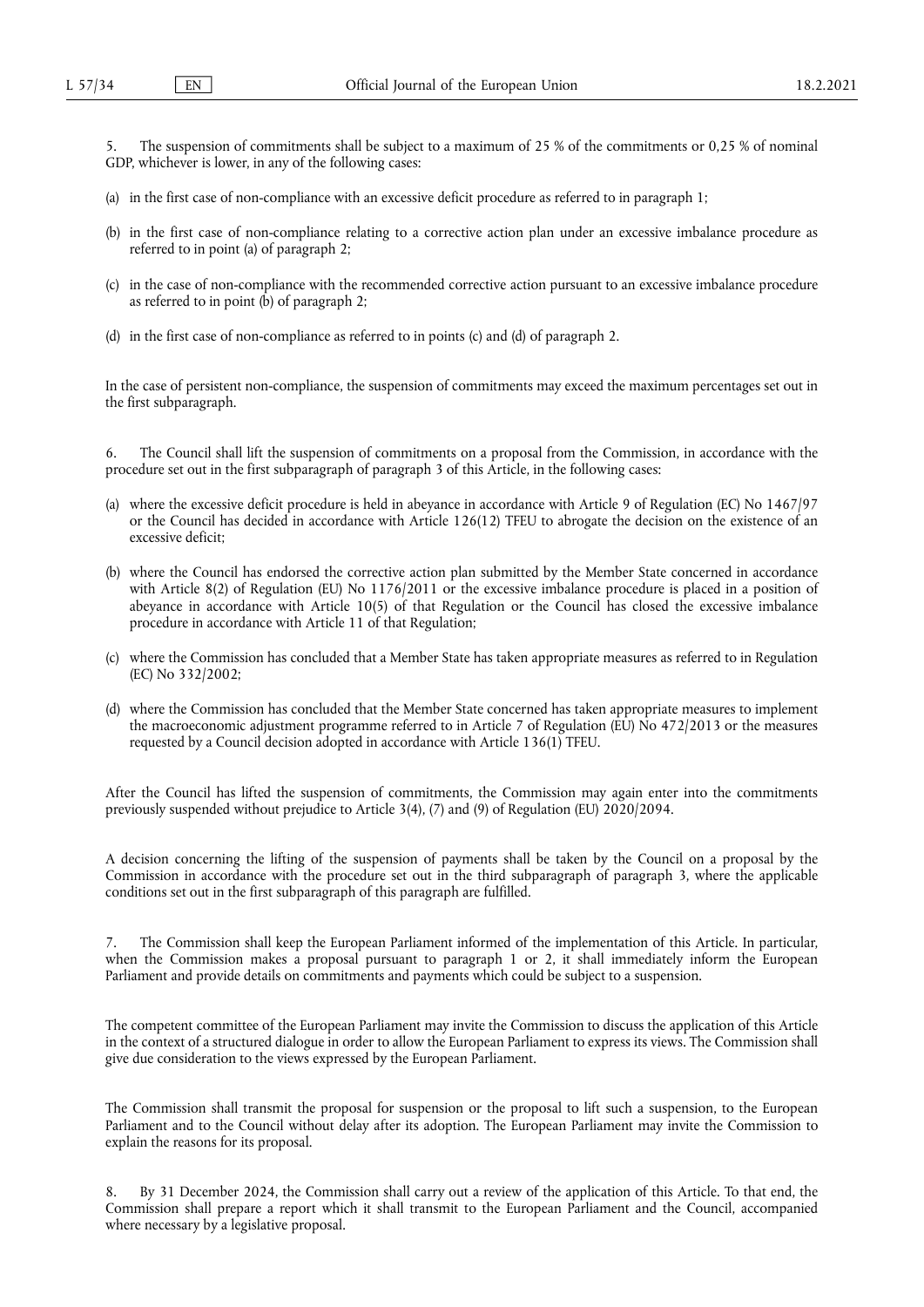5. The suspension of commitments shall be subject to a maximum of 25 % of the commitments or 0,25 % of nominal GDP, whichever is lower, in any of the following cases:

(a) in the first case of non-compliance with an excessive deficit procedure as referred to in paragraph 1;

(b) in the first case of non-compliance relating to a corrective action plan under an excessive imbalance procedure as referred to in point (a) of paragraph 2;

(c) in the case of non-compliance with the recommended corrective action pursuant to an excessive imbalance procedure as referred to in point (b) of paragraph 2;

(d) in the first case of non-compliance as referred to in points (c) and (d) of paragraph 2.

In the case of persistent non-compliance, the suspension of commitments may exceed the maximum percentages set out in the first subparagraph.

6. The Council shall lift the suspension of commitments on a proposal from the Commission, in accordance with the procedure set out in the first subparagraph of paragraph 3 of this Article, in the following cases:

(a) where the excessive deficit procedure is held in abeyance in accordance with Article 9 of Regulation (EC) No 1467/97 or the Council has decided in accordance with Article 126(12) TFEU to abrogate the decision on the existence of an excessive deficit;

(b) where the Council has endorsed the corrective action plan submitted by the Member State concerned in accordance with Article 8(2) of Regulation (EU) No 1176/2011 or the excessive imbalance procedure is placed in a position of abeyance in accordance with Article 10(5) of that Regulation or the Council has closed the excessive imbalance procedure in accordance with Article 11 of that Regulation;

(c) where the Commission has concluded that a Member State has taken appropriate measures as referred to in Regulation (EC) No 332/2002;

(d) where the Commission has concluded that the Member State concerned has taken appropriate measures to implement the macroeconomic adjustment programme referred to in Article 7 of Regulation (EU) No 472/2013 or the measures requested by a Council decision adopted in accordance with Article 136(1) TFEU.

After the Council has lifted the suspension of commitments, the Commission may again enter into the commitments previously suspended without prejudice to Article 3(4), (7) and (9) of Regulation (EU) 2020/2094.

A decision concerning the lifting of the suspension of payments shall be taken by the Council on a proposal by the Commission in accordance with the procedure set out in the third subparagraph of paragraph 3, where the applicable conditions set out in the first subparagraph of this paragraph are fulfilled.

7. The Commission shall keep the European Parliament informed of the implementation of this Article. In particular, when the Commission makes a proposal pursuant to paragraph 1 or 2, it shall immediately inform the European Parliament and provide details on commitments and payments which could be subject to a suspension.

The competent committee of the European Parliament may invite the Commission to discuss the application of this Article in the context of a structured dialogue in order to allow the European Parliament to express its views. The Commission shall give due consideration to the views expressed by the European Parliament.

The Commission shall transmit the proposal for suspension or the proposal to lift such a suspension, to the European Parliament and to the Council without delay after its adoption. The European Parliament may invite the Commission to explain the reasons for its proposal.

8. By 31 December 2024, the Commission shall carry out a review of the application of this Article. To that end, the Commission shall prepare a report which it shall transmit to the European Parliament and the Council, accompanied where necessary by a legislative proposal.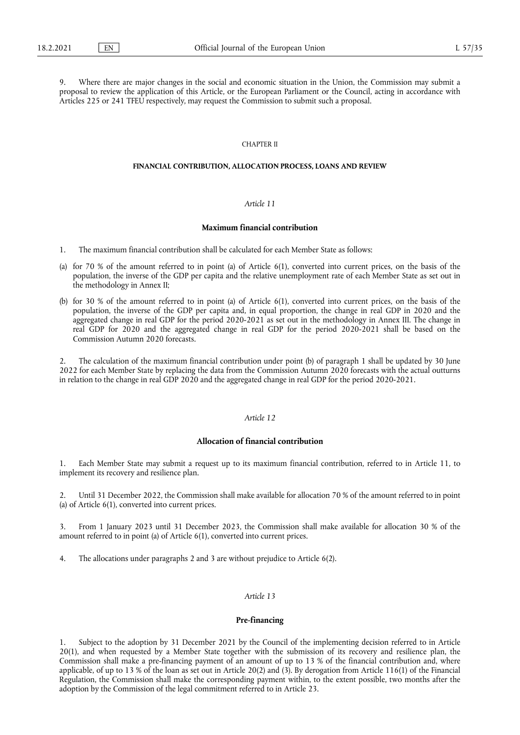9. Where there are major changes in the social and economic situation in the Union, the Commission may submit a proposal to review the application of this Article, or the European Parliament or the Council, acting in accordance with Articles 225 or 241 TFEU respectively, may request the Commission to submit such a proposal.

## CHAPTER II

## FINANCIAL CONTRIBUTION, ALLOCATION PROCESS, LOANS AND REVIEW

### *Article 11*

### Maximum financial contribution

1. The maximum financial contribution shall be calculated for each Member State as follows:

(a) for 70 % of the amount referred to in point (a) of Article 6(1), converted into current prices, on the basis of the population, the inverse of the GDP per capita and the relative unemployment rate of each Member State as set out in the methodology in Annex II;

(b) for 30 % of the amount referred to in point (a) of Article 6(1), converted into current prices, on the basis of the population, the inverse of the GDP per capita and, in equal proportion, the change in real GDP in 2020 and the aggregated change in real GDP for the period 2020-2021 as set out in the methodology in Annex III. The change in real GDP for 2020 and the aggregated change in real GDP for the period 2020-2021 shall be based on the Commission Autumn 2020 forecasts.

2. The calculation of the maximum financial contribution under point (b) of paragraph 1 shall be updated by 30 June 2022 for each Member State by replacing the data from the Commission Autumn 2020 forecasts with the actual outturns in relation to the change in real GDP 2020 and the aggregated change in real GDP for the period 2020-2021.

### *Article 12*

### Allocation of financial contribution

1. Each Member State may submit a request up to its maximum financial contribution, referred to in Article 11, to implement its recovery and resilience plan.

2. Until 31 December 2022, the Commission shall make available for allocation 70 % of the amount referred to in point (a) of Article 6(1), converted into current prices.

3. From 1 January 2023 until 31 December 2023, the Commission shall make available for allocation 30 % of the amount referred to in point (a) of Article 6(1), converted into current prices.

4. The allocations under paragraphs 2 and 3 are without prejudice to Article 6(2).

### *Article 13*

### Pre-financing

1. Subject to the adoption by 31 December 2021 by the Council of the implementing decision referred to in Article 20(1), and when requested by a Member State together with the submission of its recovery and resilience plan, the Commission shall make a pre-financing payment of an amount of up to 13 % of the financial contribution and, where applicable, of up to 13 % of the loan as set out in Article 20(2) and (3). By derogation from Article 116(1) of the Financial Regulation, the Commission shall make the corresponding payment within, to the extent possible, two months after the adoption by the Commission of the legal commitment referred to in Article 23.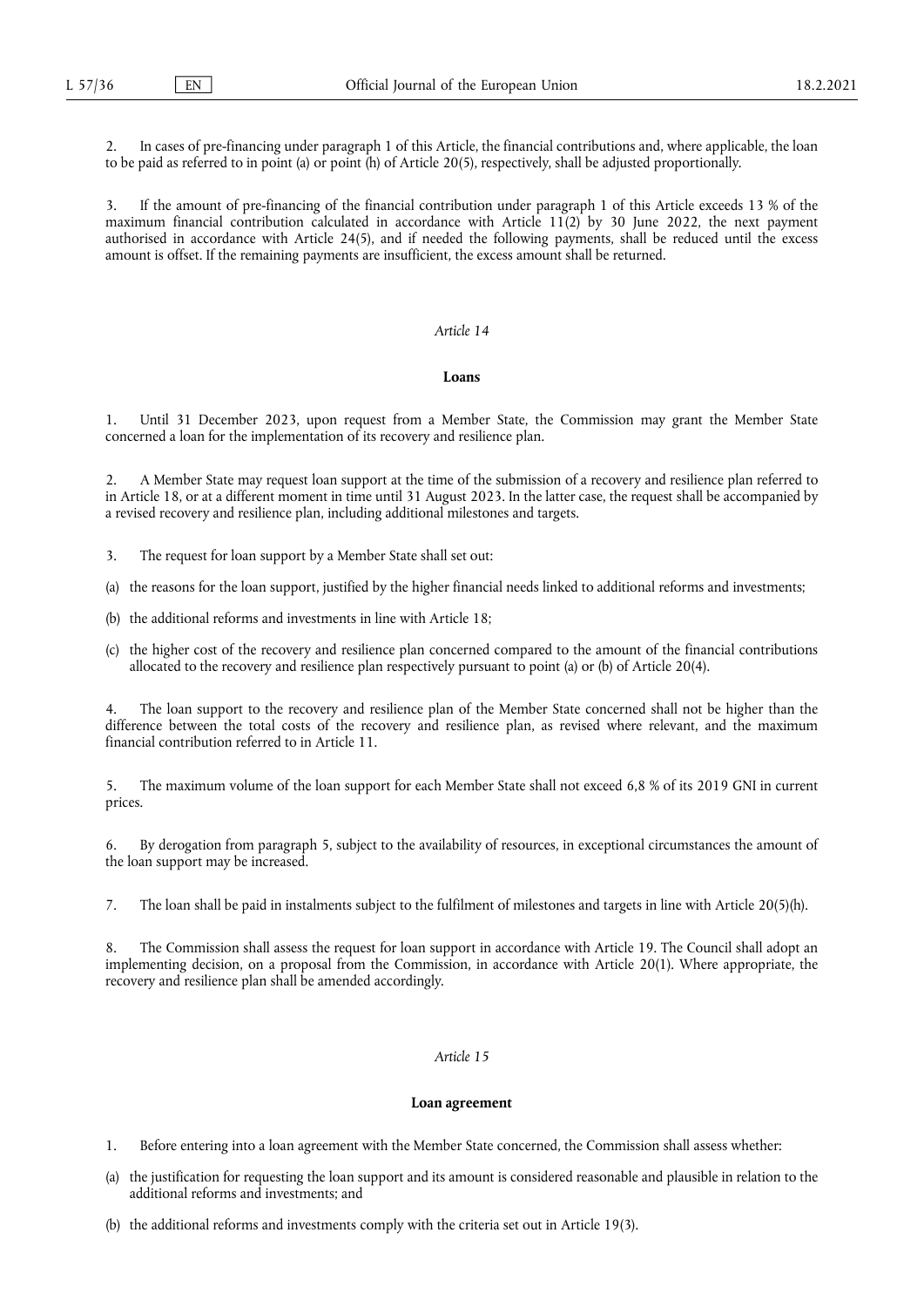2. In cases of pre-financing under paragraph 1 of this Article, the financial contributions and, where applicable, the loan to be paid as referred to in point (a) or point (h) of Article 20(5), respectively, shall be adjusted proportionally.

3. If the amount of pre-financing of the financial contribution under paragraph 1 of this Article exceeds 13 % of the maximum financial contribution calculated in accordance with Article 11(2) by 30 June 2022, the next payment authorised in accordance with Article 24(5), and if needed the following payments, shall be reduced until the excess amount is offset. If the remaining payments are insufficient, the excess amount shall be returned.

### *Article 14*

### **Loans**

1. Until 31 December 2023, upon request from a Member State, the Commission may grant the Member State concerned a loan for the implementation of its recovery and resilience plan.

2. A Member State may request loan support at the time of the submission of a recovery and resilience plan referred to in Article 18, or at a different moment in time until 31 August 2023. In the latter case, the request shall be accompanied by a revised recovery and resilience plan, including additional milestones and targets.

3. The request for loan support by a Member State shall set out:

(a) the reasons for the loan support, justified by the higher financial needs linked to additional reforms and investments;

(b) the additional reforms and investments in line with Article 18;

(c) the higher cost of the recovery and resilience plan concerned compared to the amount of the financial contributions allocated to the recovery and resilience plan respectively pursuant to point (a) or (b) of Article 20(4).

4. The loan support to the recovery and resilience plan of the Member State concerned shall not be higher than the difference between the total costs of the recovery and resilience plan, as revised where relevant, and the maximum financial contribution referred to in Article 11.

5. The maximum volume of the loan support for each Member State shall not exceed 6,8 % of its 2019 GNI in current prices.

6. By derogation from paragraph 5, subject to the availability of resources, in exceptional circumstances the amount of the loan support may be increased.

7. The loan shall be paid in instalments subject to the fulfilment of milestones and targets in line with Article 20(5)(h).

8. The Commission shall assess the request for loan support in accordance with Article 19. The Council shall adopt an implementing decision, on a proposal from the Commission, in accordance with Article 20(1). Where appropriate, the recovery and resilience plan shall be amended accordingly.

### *Article 15*

### **Loan agreement**

1. Before entering into a loan agreement with the Member State concerned, the Commission shall assess whether:

(a) the justification for requesting the loan support and its amount is considered reasonable and plausible in relation to the additional reforms and investments; and

(b) the additional reforms and investments comply with the criteria set out in Article 19(3).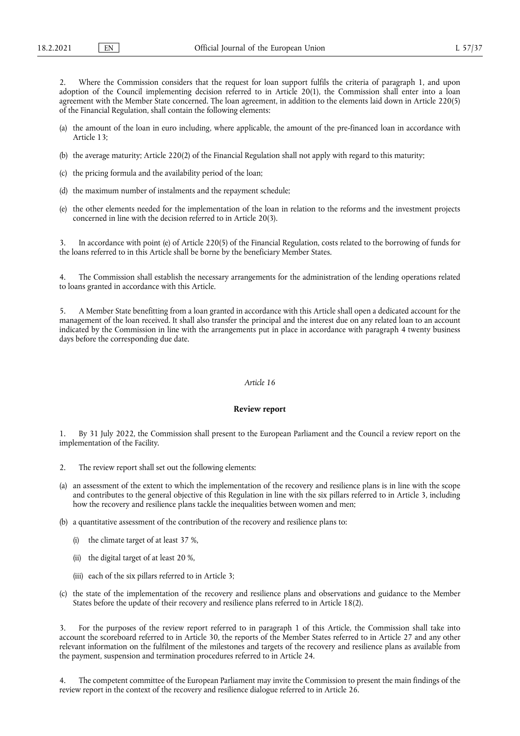2. Where the Commission considers that the request for loan support fulfils the criteria of paragraph 1, and upon adoption of the Council implementing decision referred to in Article 20(1), the Commission shall enter into a loan agreement with the Member State concerned. The loan agreement, in addition to the elements laid down in Article 220(5) of the Financial Regulation, shall contain the following elements:

(a) the amount of the loan in euro including, where applicable, the amount of the pre-financed loan in accordance with Article 13;

(b) the average maturity; Article 220(2) of the Financial Regulation shall not apply with regard to this maturity;

(c) the pricing formula and the availability period of the loan;

(d) the maximum number of instalments and the repayment schedule;

(e) the other elements needed for the implementation of the loan in relation to the reforms and the investment projects concerned in line with the decision referred to in Article 20(3).

3. In accordance with point (e) of Article 220(5) of the Financial Regulation, costs related to the borrowing of funds for the loans referred to in this Article shall be borne by the beneficiary Member States.

4. The Commission shall establish the necessary arrangements for the administration of the lending operations related to loans granted in accordance with this Article.

5. A Member State benefitting from a loan granted in accordance with this Article shall open a dedicated account for the management of the loan received. It shall also transfer the principal and the interest due on any related loan to an account indicated by the Commission in line with the arrangements put in place in accordance with paragraph 4 twenty business days before the corresponding due date.

*Article 16*

**Review report**

1. By 31 July 2022, the Commission shall present to the European Parliament and the Council a review report on the implementation of the Facility.

2. The review report shall set out the following elements:

(a) an assessment of the extent to which the implementation of the recovery and resilience plans is in line with the scope and contributes to the general objective of this Regulation in line with the six pillars referred to in Article 3, including how the recovery and resilience plans tackle the inequalities between women and men;

(b) a quantitative assessment of the contribution of the recovery and resilience plans to:

  (i) the climate target of at least 37 %,

  (ii) the digital target of at least 20 %,

  (iii) each of the six pillars referred to in Article 3;

(c) the state of the implementation of the recovery and resilience plans and observations and guidance to the Member States before the update of their recovery and resilience plans referred to in Article 18(2).

3. For the purposes of the review report referred to in paragraph 1 of this Article, the Commission shall take into account the scoreboard referred to in Article 30, the reports of the Member States referred to in Article 27 and any other relevant information on the fulfilment of the milestones and targets of the recovery and resilience plans as available from the payment, suspension and termination procedures referred to in Article 24.

4. The competent committee of the European Parliament may invite the Commission to present the main findings of the review report in the context of the recovery and resilience dialogue referred to in Article 26.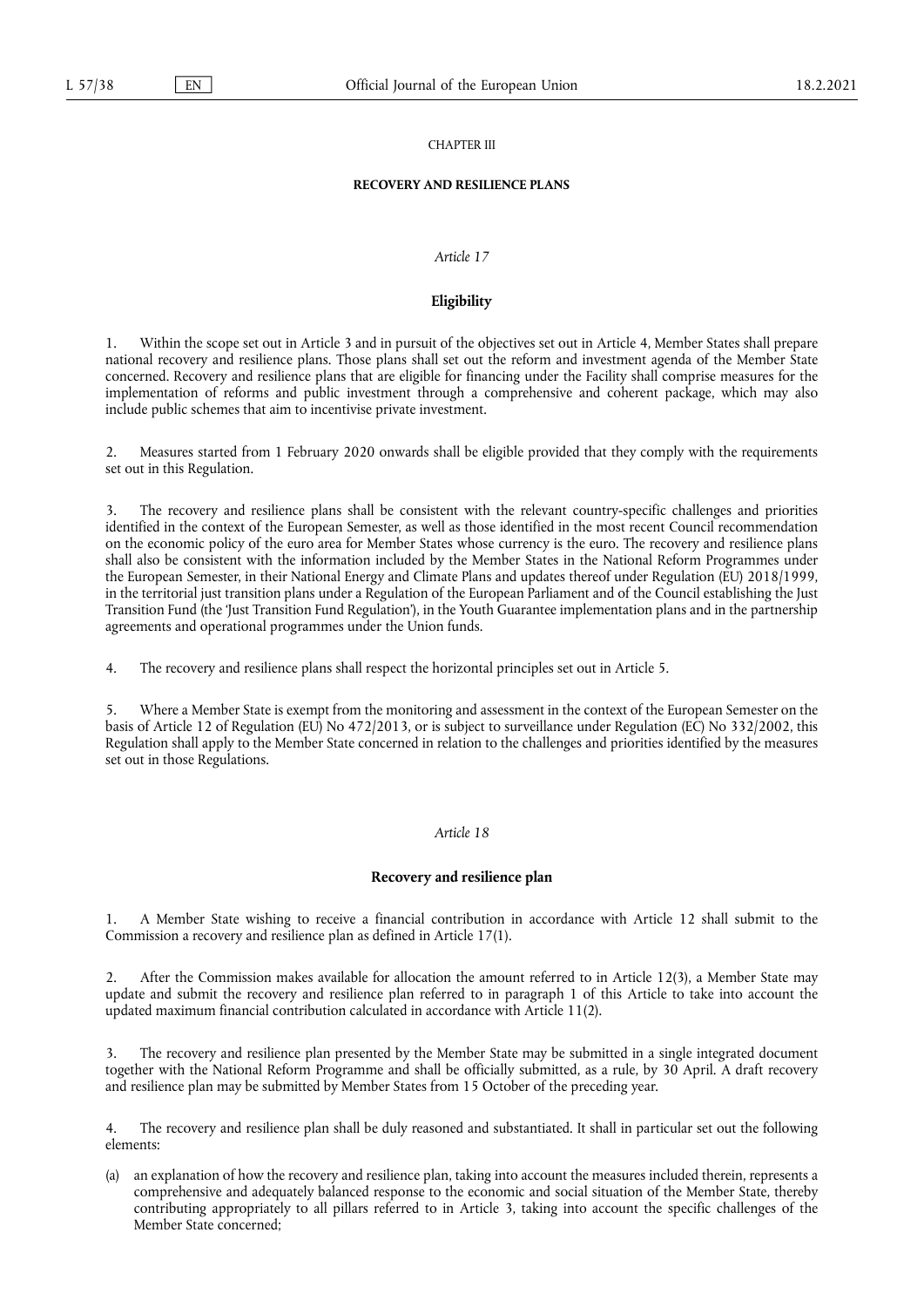## CHAPTER III

## RECOVERY AND RESILIENCE PLANS

### *Article 17*

### Eligibility

1. Within the scope set out in Article 3 and in pursuit of the objectives set out in Article 4, Member States shall prepare national recovery and resilience plans. Those plans shall set out the reform and investment agenda of the Member State concerned. Recovery and resilience plans that are eligible for financing under the Facility shall comprise measures for the implementation of reforms and public investment through a comprehensive and coherent package, which may also include public schemes that aim to incentivise private investment.

2. Measures started from 1 February 2020 onwards shall be eligible provided that they comply with the requirements set out in this Regulation.

3. The recovery and resilience plans shall be consistent with the relevant country-specific challenges and priorities identified in the context of the European Semester, as well as those identified in the most recent Council recommendation on the economic policy of the euro area for Member States whose currency is the euro. The recovery and resilience plans shall also be consistent with the information included by the Member States in the National Reform Programmes under the European Semester, in their National Energy and Climate Plans and updates thereof under Regulation (EU) 2018/1999, in the territorial just transition plans under a Regulation of the European Parliament and of the Council establishing the Just Transition Fund (the 'Just Transition Fund Regulation'), in the Youth Guarantee implementation plans and in the partnership agreements and operational programmes under the Union funds.

4. The recovery and resilience plans shall respect the horizontal principles set out in Article 5.

5. Where a Member State is exempt from the monitoring and assessment in the context of the European Semester on the basis of Article 12 of Regulation (EU) No 472/2013, or is subject to surveillance under Regulation (EC) No 332/2002, this Regulation shall apply to the Member State concerned in relation to the challenges and priorities identified by the measures set out in those Regulations.

### *Article 18*

### Recovery and resilience plan

1. A Member State wishing to receive a financial contribution in accordance with Article 12 shall submit to the Commission a recovery and resilience plan as defined in Article 17(1).

2. After the Commission makes available for allocation the amount referred to in Article 12(3), a Member State may update and submit the recovery and resilience plan referred to in paragraph 1 of this Article to take into account the updated maximum financial contribution calculated in accordance with Article 11(2).

3. The recovery and resilience plan presented by the Member State may be submitted in a single integrated document together with the National Reform Programme and shall be officially submitted, as a rule, by 30 April. A draft recovery and resilience plan may be submitted by Member States from 15 October of the preceding year.

4. The recovery and resilience plan shall be duly reasoned and substantiated. It shall in particular set out the following elements:

(a) an explanation of how the recovery and resilience plan, taking into account the measures included therein, represents a comprehensive and adequately balanced response to the economic and social situation of the Member State, thereby contributing appropriately to all pillars referred to in Article 3, taking into account the specific challenges of the Member State concerned;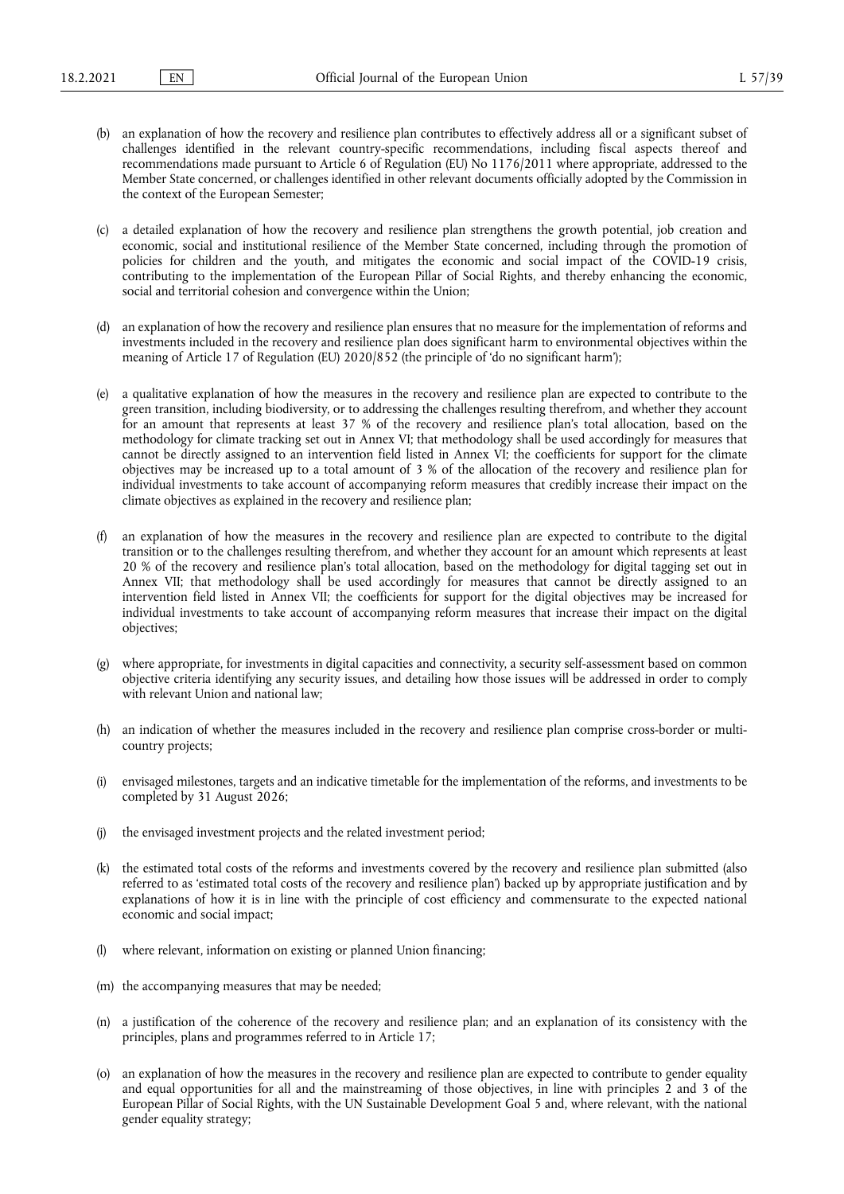(b) an explanation of how the recovery and resilience plan contributes to effectively address all or a significant subset of challenges identified in the relevant country-specific recommendations, including fiscal aspects thereof and recommendations made pursuant to Article 6 of Regulation (EU) No 1176/2011 where appropriate, addressed to the Member State concerned, or challenges identified in other relevant documents officially adopted by the Commission in the context of the European Semester;

(c) a detailed explanation of how the recovery and resilience plan strengthens the growth potential, job creation and economic, social and institutional resilience of the Member State concerned, including through the promotion of policies for children and the youth, and mitigates the economic and social impact of the COVID-19 crisis, contributing to the implementation of the European Pillar of Social Rights, and thereby enhancing the economic, social and territorial cohesion and convergence within the Union;

(d) an explanation of how the recovery and resilience plan ensures that no measure for the implementation of reforms and investments included in the recovery and resilience plan does significant harm to environmental objectives within the meaning of Article 17 of Regulation (EU) 2020/852 (the principle of 'do no significant harm');

(e) a qualitative explanation of how the measures in the recovery and resilience plan are expected to contribute to the green transition, including biodiversity, or to addressing the challenges resulting therefrom, and whether they account for an amount that represents at least 37 % of the recovery and resilience plan's total allocation, based on the methodology for climate tracking set out in Annex VI; that methodology shall be used accordingly for measures that cannot be directly assigned to an intervention field listed in Annex VI; the coefficients for support for the climate objectives may be increased up to a total amount of 3 % of the allocation of the recovery and resilience plan for individual investments to take account of accompanying reform measures that credibly increase their impact on the climate objectives as explained in the recovery and resilience plan;

(f) an explanation of how the measures in the recovery and resilience plan are expected to contribute to the digital transition or to the challenges resulting therefrom, and whether they account for an amount which represents at least 20 % of the recovery and resilience plan's total allocation, based on the methodology for digital tagging set out in Annex VII; that methodology shall be used accordingly for measures that cannot be directly assigned to an intervention field listed in Annex VII; the coefficients for support for the digital objectives may be increased for individual investments to take account of accompanying reform measures that increase their impact on the digital objectives;

(g) where appropriate, for investments in digital capacities and connectivity, a security self-assessment based on common objective criteria identifying any security issues, and detailing how those issues will be addressed in order to comply with relevant Union and national law;

(h) an indication of whether the measures included in the recovery and resilience plan comprise cross-border or multi-country projects;

(i) envisaged milestones, targets and an indicative timetable for the implementation of the reforms, and investments to be completed by 31 August 2026;

(j) the envisaged investment projects and the related investment period;

(k) the estimated total costs of the reforms and investments covered by the recovery and resilience plan submitted (also referred to as 'estimated total costs of the recovery and resilience plan') backed up by appropriate justification and by explanations of how it is in line with the principle of cost efficiency and commensurate to the expected national economic and social impact;

(l) where relevant, information on existing or planned Union financing;

(m) the accompanying measures that may be needed;

(n) a justification of the coherence of the recovery and resilience plan; and an explanation of its consistency with the principles, plans and programmes referred to in Article 17;

(o) an explanation of how the measures in the recovery and resilience plan are expected to contribute to gender equality and equal opportunities for all and the mainstreaming of those objectives, in line with principles 2 and 3 of the European Pillar of Social Rights, with the UN Sustainable Development Goal 5 and, where relevant, with the national gender equality strategy;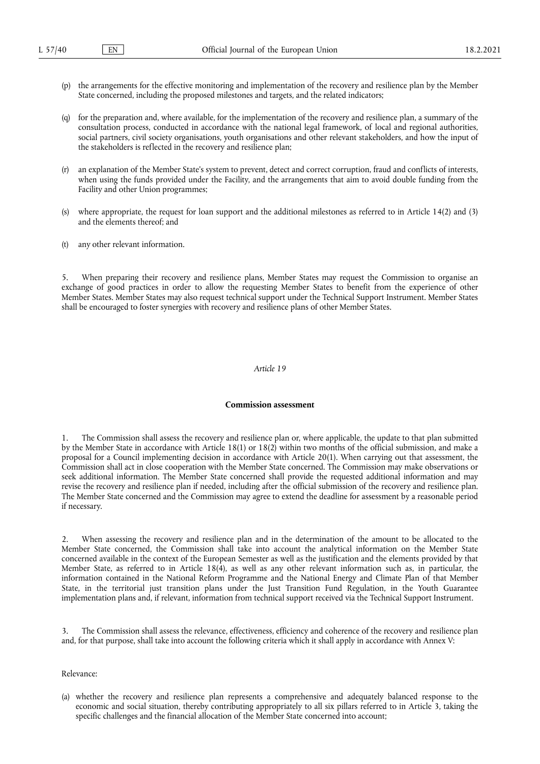(p) the arrangements for the effective monitoring and implementation of the recovery and resilience plan by the Member State concerned, including the proposed milestones and targets, and the related indicators;

(q) for the preparation and, where available, for the implementation of the recovery and resilience plan, a summary of the consultation process, conducted in accordance with the national legal framework, of local and regional authorities, social partners, civil society organisations, youth organisations and other relevant stakeholders, and how the input of the stakeholders is reflected in the recovery and resilience plan;

(r) an explanation of the Member State's system to prevent, detect and correct corruption, fraud and conflicts of interests, when using the funds provided under the Facility, and the arrangements that aim to avoid double funding from the Facility and other Union programmes;

(s) where appropriate, the request for loan support and the additional milestones as referred to in Article 14(2) and (3) and the elements thereof; and

(t) any other relevant information.

5. When preparing their recovery and resilience plans, Member States may request the Commission to organise an exchange of good practices in order to allow the requesting Member States to benefit from the experience of other Member States. Member States may also request technical support under the Technical Support Instrument. Member States shall be encouraged to foster synergies with recovery and resilience plans of other Member States.

*Article 19*

**Commission assessment**

1. The Commission shall assess the recovery and resilience plan or, where applicable, the update to that plan submitted by the Member State in accordance with Article 18(1) or 18(2) within two months of the official submission, and make a proposal for a Council implementing decision in accordance with Article 20(1). When carrying out that assessment, the Commission shall act in close cooperation with the Member State concerned. The Commission may make observations or seek additional information. The Member State concerned shall provide the requested additional information and may revise the recovery and resilience plan if needed, including after the official submission of the recovery and resilience plan. The Member State concerned and the Commission may agree to extend the deadline for assessment by a reasonable period if necessary.

2. When assessing the recovery and resilience plan and in the determination of the amount to be allocated to the Member State concerned, the Commission shall take into account the analytical information on the Member State concerned available in the context of the European Semester as well as the justification and the elements provided by that Member State, as referred to in Article 18(4), as well as any other relevant information such as, in particular, the information contained in the National Reform Programme and the National Energy and Climate Plan of that Member State, in the territorial just transition plans under the Just Transition Fund Regulation, in the Youth Guarantee implementation plans and, if relevant, information from technical support received via the Technical Support Instrument.

3. The Commission shall assess the relevance, effectiveness, efficiency and coherence of the recovery and resilience plan and, for that purpose, shall take into account the following criteria which it shall apply in accordance with Annex V:

Relevance:

(a) whether the recovery and resilience plan represents a comprehensive and adequately balanced response to the economic and social situation, thereby contributing appropriately to all six pillars referred to in Article 3, taking the specific challenges and the financial allocation of the Member State concerned into account;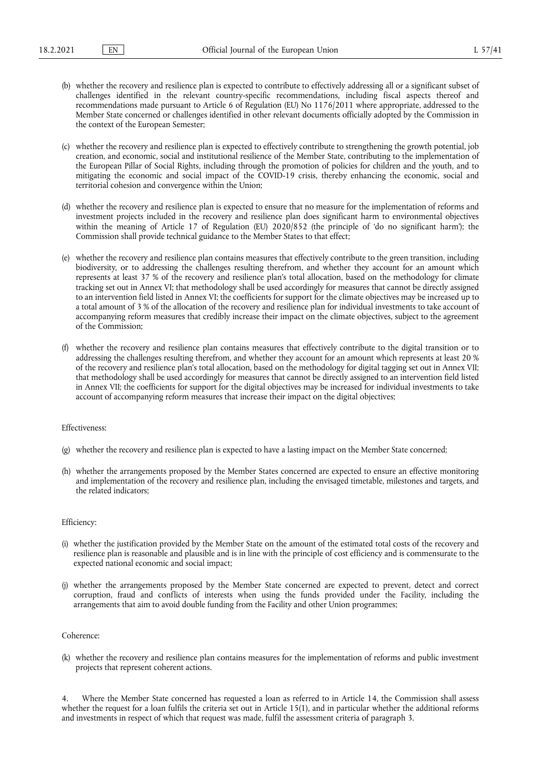(b) whether the recovery and resilience plan is expected to contribute to effectively addressing all or a significant subset of challenges identified in the relevant country-specific recommendations, including fiscal aspects thereof and recommendations made pursuant to Article 6 of Regulation (EU) No 1176/2011 where appropriate, addressed to the Member State concerned or challenges identified in other relevant documents officially adopted by the Commission in the context of the European Semester;

(c) whether the recovery and resilience plan is expected to effectively contribute to strengthening the growth potential, job creation, and economic, social and institutional resilience of the Member State, contributing to the implementation of the European Pillar of Social Rights, including through the promotion of policies for children and the youth, and to mitigating the economic and social impact of the COVID-19 crisis, thereby enhancing the economic, social and territorial cohesion and convergence within the Union;

(d) whether the recovery and resilience plan is expected to ensure that no measure for the implementation of reforms and investment projects included in the recovery and resilience plan does significant harm to environmental objectives within the meaning of Article 17 of Regulation (EU) 2020/852 (the principle of 'do no significant harm'); the Commission shall provide technical guidance to the Member States to that effect;

(e) whether the recovery and resilience plan contains measures that effectively contribute to the green transition, including biodiversity, or to addressing the challenges resulting therefrom, and whether they account for an amount which represents at least 37 % of the recovery and resilience plan's total allocation, based on the methodology for climate tracking set out in Annex VI; that methodology shall be used accordingly for measures that cannot be directly assigned to an intervention field listed in Annex VI; the coefficients for support for the climate objectives may be increased up to a total amount of 3 % of the allocation of the recovery and resilience plan for individual investments to take account of accompanying reform measures that credibly increase their impact on the climate objectives, subject to the agreement of the Commission;

(f) whether the recovery and resilience plan contains measures that effectively contribute to the digital transition or to addressing the challenges resulting therefrom, and whether they account for an amount which represents at least 20 % of the recovery and resilience plan's total allocation, based on the methodology for digital tagging set out in Annex VII; that methodology shall be used accordingly for measures that cannot be directly assigned to an intervention field listed in Annex VII; the coefficients for support for the digital objectives may be increased for individual investments to take account of accompanying reform measures that increase their impact on the digital objectives;

Effectiveness:

(g) whether the recovery and resilience plan is expected to have a lasting impact on the Member State concerned;

(h) whether the arrangements proposed by the Member States concerned are expected to ensure an effective monitoring and implementation of the recovery and resilience plan, including the envisaged timetable, milestones and targets, and the related indicators;

Efficiency:

(i) whether the justification provided by the Member State on the amount of the estimated total costs of the recovery and resilience plan is reasonable and plausible and is in line with the principle of cost efficiency and is commensurate to the expected national economic and social impact;

(j) whether the arrangements proposed by the Member State concerned are expected to prevent, detect and correct corruption, fraud and conflicts of interests when using the funds provided under the Facility, including the arrangements that aim to avoid double funding from the Facility and other Union programmes;

Coherence:

(k) whether the recovery and resilience plan contains measures for the implementation of reforms and public investment projects that represent coherent actions.

4. Where the Member State concerned has requested a loan as referred to in Article 14, the Commission shall assess whether the request for a loan fulfils the criteria set out in Article 15(1), and in particular whether the additional reforms and investments in respect of which that request was made, fulfil the assessment criteria of paragraph 3.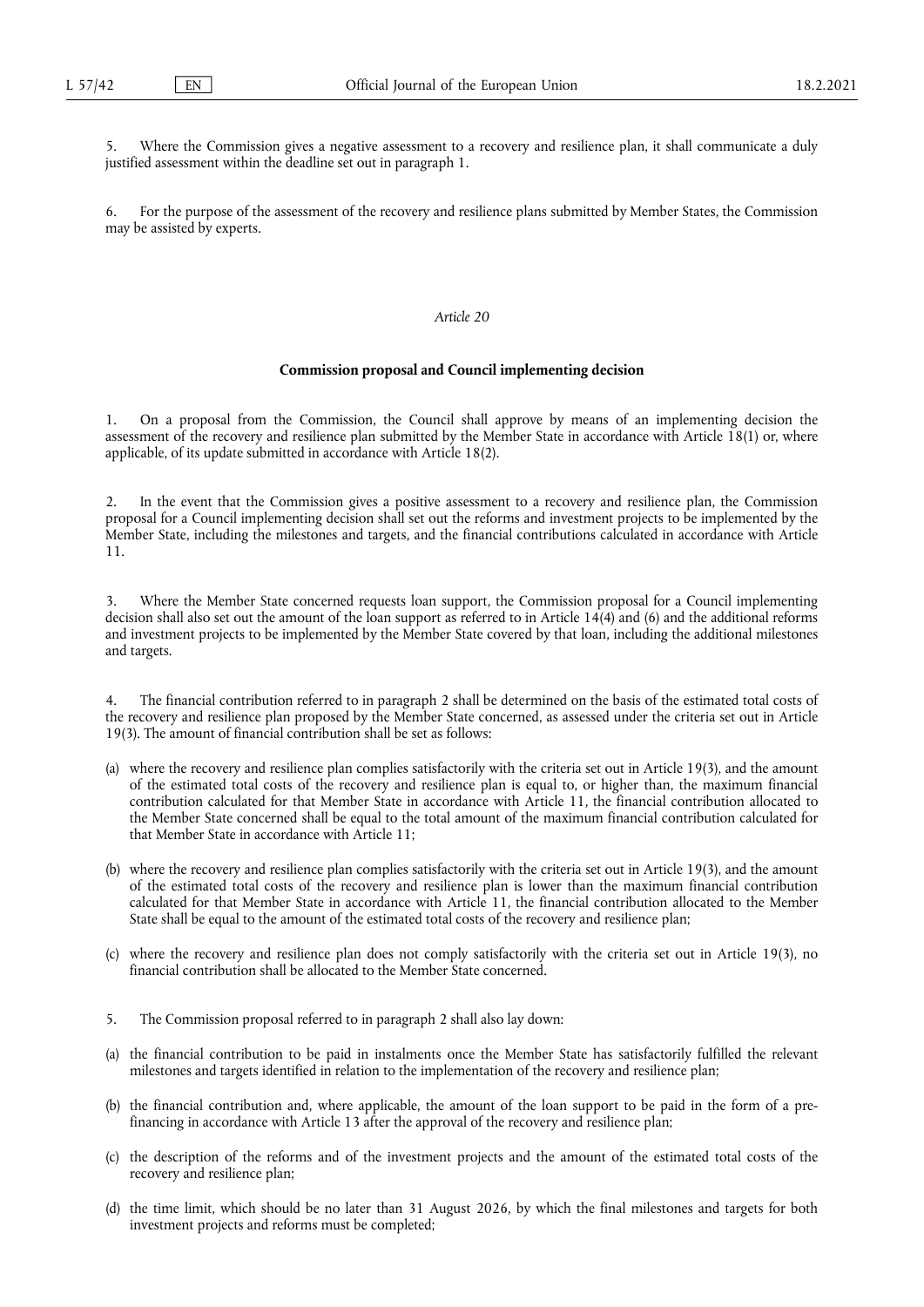5. Where the Commission gives a negative assessment to a recovery and resilience plan, it shall communicate a duly justified assessment within the deadline set out in paragraph 1.

6. For the purpose of the assessment of the recovery and resilience plans submitted by Member States, the Commission may be assisted by experts.

*Article 20*

**Commission proposal and Council implementing decision**

1. On a proposal from the Commission, the Council shall approve by means of an implementing decision the assessment of the recovery and resilience plan submitted by the Member State in accordance with Article 18(1) or, where applicable, of its update submitted in accordance with Article 18(2).

2. In the event that the Commission gives a positive assessment to a recovery and resilience plan, the Commission proposal for a Council implementing decision shall set out the reforms and investment projects to be implemented by the Member State, including the milestones and targets, and the financial contributions calculated in accordance with Article 11.

3. Where the Member State concerned requests loan support, the Commission proposal for a Council implementing decision shall also set out the amount of the loan support as referred to in Article 14(4) and (6) and the additional reforms and investment projects to be implemented by the Member State covered by that loan, including the additional milestones and targets.

4. The financial contribution referred to in paragraph 2 shall be determined on the basis of the estimated total costs of the recovery and resilience plan proposed by the Member State concerned, as assessed under the criteria set out in Article 19(3). The amount of financial contribution shall be set as follows:

(a) where the recovery and resilience plan complies satisfactorily with the criteria set out in Article 19(3), and the amount of the estimated total costs of the recovery and resilience plan is equal to, or higher than, the maximum financial contribution calculated for that Member State in accordance with Article 11, the financial contribution allocated to the Member State concerned shall be equal to the total amount of the maximum financial contribution calculated for that Member State in accordance with Article 11;

(b) where the recovery and resilience plan complies satisfactorily with the criteria set out in Article 19(3), and the amount of the estimated total costs of the recovery and resilience plan is lower than the maximum financial contribution calculated for that Member State in accordance with Article 11, the financial contribution allocated to the Member State shall be equal to the amount of the estimated total costs of the recovery and resilience plan;

(c) where the recovery and resilience plan does not comply satisfactorily with the criteria set out in Article 19(3), no financial contribution shall be allocated to the Member State concerned.

5. The Commission proposal referred to in paragraph 2 shall also lay down:

(a) the financial contribution to be paid in instalments once the Member State has satisfactorily fulfilled the relevant milestones and targets identified in relation to the implementation of the recovery and resilience plan;

(b) the financial contribution and, where applicable, the amount of the loan support to be paid in the form of a pre-financing in accordance with Article 13 after the approval of the recovery and resilience plan;

(c) the description of the reforms and of the investment projects and the amount of the estimated total costs of the recovery and resilience plan;

(d) the time limit, which should be no later than 31 August 2026, by which the final milestones and targets for both investment projects and reforms must be completed;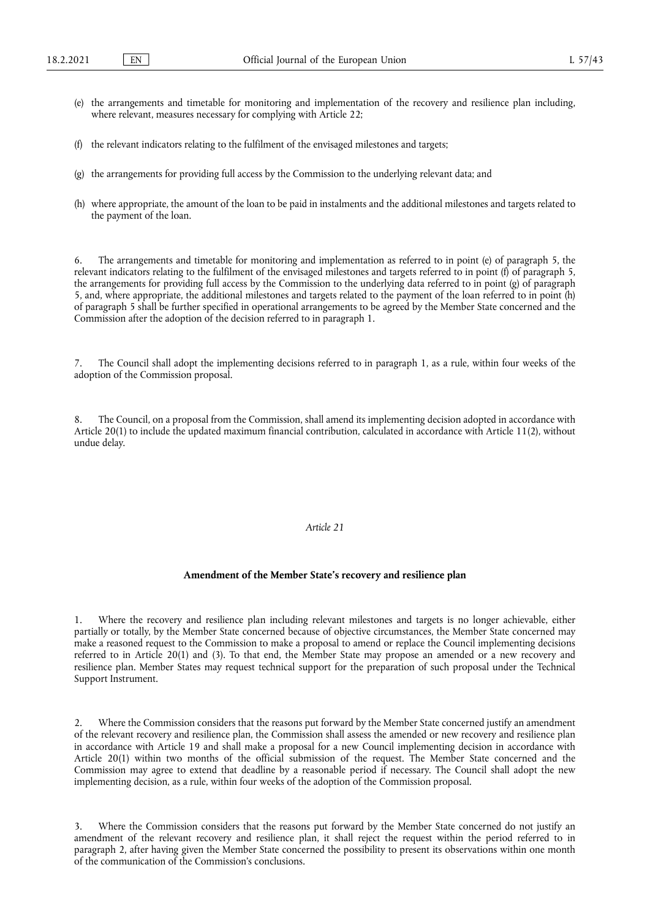(e) the arrangements and timetable for monitoring and implementation of the recovery and resilience plan including, where relevant, measures necessary for complying with Article 22;

(f) the relevant indicators relating to the fulfilment of the envisaged milestones and targets;

(g) the arrangements for providing full access by the Commission to the underlying relevant data; and

(h) where appropriate, the amount of the loan to be paid in instalments and the additional milestones and targets related to the payment of the loan.

6. The arrangements and timetable for monitoring and implementation as referred to in point (e) of paragraph 5, the relevant indicators relating to the fulfilment of the envisaged milestones and targets referred to in point (f) of paragraph 5, the arrangements for providing full access by the Commission to the underlying data referred to in point (g) of paragraph 5, and, where appropriate, the additional milestones and targets related to the payment of the loan referred to in point (h) of paragraph 5 shall be further specified in operational arrangements to be agreed by the Member State concerned and the Commission after the adoption of the decision referred to in paragraph 1.

7. The Council shall adopt the implementing decisions referred to in paragraph 1, as a rule, within four weeks of the adoption of the Commission proposal.

8. The Council, on a proposal from the Commission, shall amend its implementing decision adopted in accordance with Article 20(1) to include the updated maximum financial contribution, calculated in accordance with Article 11(2), without undue delay.

*Article 21*

**Amendment of the Member State's recovery and resilience plan**

1. Where the recovery and resilience plan including relevant milestones and targets is no longer achievable, either partially or totally, by the Member State concerned because of objective circumstances, the Member State concerned may make a reasoned request to the Commission to make a proposal to amend or replace the Council implementing decisions referred to in Article 20(1) and (3). To that end, the Member State may propose an amended or a new recovery and resilience plan. Member States may request technical support for the preparation of such proposal under the Technical Support Instrument.

2. Where the Commission considers that the reasons put forward by the Member State concerned justify an amendment of the relevant recovery and resilience plan, the Commission shall assess the amended or new recovery and resilience plan in accordance with Article 19 and shall make a proposal for a new Council implementing decision in accordance with Article 20(1) within two months of the official submission of the request. The Member State concerned and the Commission may agree to extend that deadline by a reasonable period if necessary. The Council shall adopt the new implementing decision, as a rule, within four weeks of the adoption of the Commission proposal.

3. Where the Commission considers that the reasons put forward by the Member State concerned do not justify an amendment of the relevant recovery and resilience plan, it shall reject the request within the period referred to in paragraph 2, after having given the Member State concerned the possibility to present its observations within one month of the communication of the Commission's conclusions.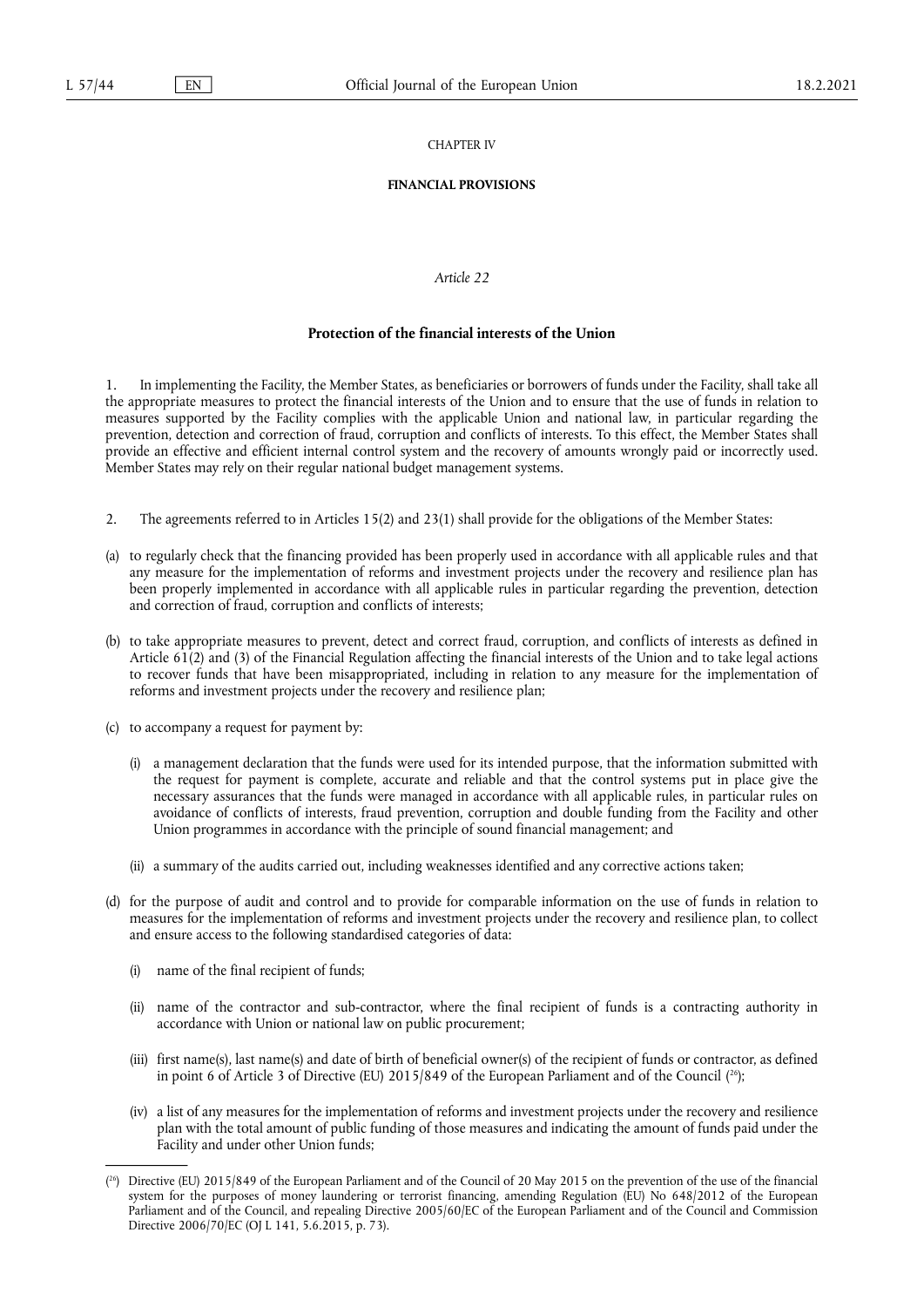CHAPTER IV

**FINANCIAL PROVISIONS**

*Article 22*

**Protection of the financial interests of the Union**

1. In implementing the Facility, the Member States, as beneficiaries or borrowers of funds under the Facility, shall take all the appropriate measures to protect the financial interests of the Union and to ensure that the use of funds in relation to measures supported by the Facility complies with the applicable Union and national law, in particular regarding the prevention, detection and correction of fraud, corruption and conflicts of interests. To this effect, the Member States shall provide an effective and efficient internal control system and the recovery of amounts wrongly paid or incorrectly used. Member States may rely on their regular national budget management systems.

2. The agreements referred to in Articles 15(2) and 23(1) shall provide for the obligations of the Member States:

(a) to regularly check that the financing provided has been properly used in accordance with all applicable rules and that any measure for the implementation of reforms and investment projects under the recovery and resilience plan has been properly implemented in accordance with all applicable rules in particular regarding the prevention, detection and correction of fraud, corruption and conflicts of interests;

(b) to take appropriate measures to prevent, detect and correct fraud, corruption, and conflicts of interests as defined in Article 61(2) and (3) of the Financial Regulation affecting the financial interests of the Union and to take legal actions to recover funds that have been misappropriated, including in relation to any measure for the implementation of reforms and investment projects under the recovery and resilience plan;

(c) to accompany a request for payment by:

   (i) a management declaration that the funds were used for its intended purpose, that the information submitted with the request for payment is complete, accurate and reliable and that the control systems put in place give the necessary assurances that the funds were managed in accordance with all applicable rules, in particular rules on avoidance of conflicts of interests, fraud prevention, corruption and double funding from the Facility and other Union programmes in accordance with the principle of sound financial management; and

   (ii) a summary of the audits carried out, including weaknesses identified and any corrective actions taken;

(d) for the purpose of audit and control and to provide for comparable information on the use of funds in relation to measures for the implementation of reforms and investment projects under the recovery and resilience plan, to collect and ensure access to the following standardised categories of data:

   (i) name of the final recipient of funds;

   (ii) name of the contractor and sub-contractor, where the final recipient of funds is a contracting authority in accordance with Union or national law on public procurement;

   (iii) first name(s), last name(s) and date of birth of beneficial owner(s) of the recipient of funds or contractor, as defined in point 6 of Article 3 of Directive (EU) 2015/849 of the European Parliament and of the Council [26];

   (iv) a list of any measures for the implementation of reforms and investment projects under the recovery and resilience plan with the total amount of public funding of those measures and indicating the amount of funds paid under the Facility and under other Union funds;

---

[26] Directive (EU) 2015/849 of the European Parliament and of the Council of 20 May 2015 on the prevention of the use of the financial system for the purposes of money laundering or terrorist financing, amending Regulation (EU) No 648/2012 of the European Parliament and of the Council, and repealing Directive 2005/60/EC of the European Parliament and of the Council and Commission Directive 2006/70/EC (OJ L 141, 5.6.2015, p. 73).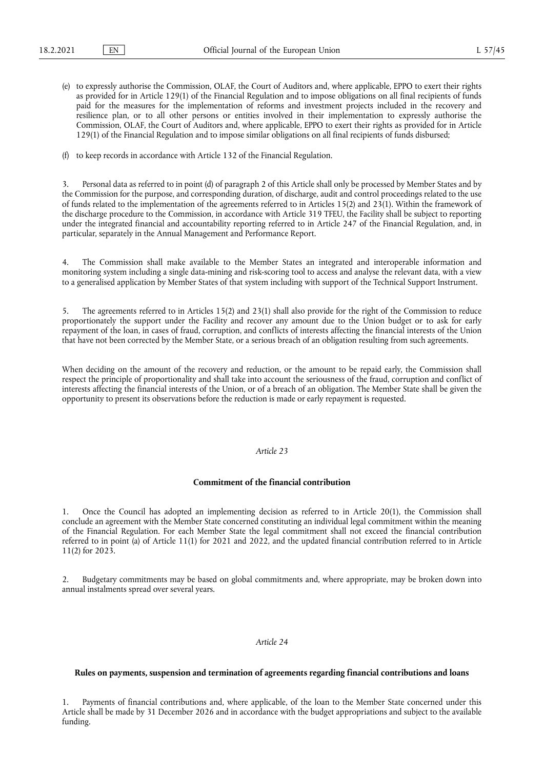(e) to expressly authorise the Commission, OLAF, the Court of Auditors and, where applicable, EPPO to exert their rights as provided for in Article 129(1) of the Financial Regulation and to impose obligations on all final recipients of funds paid for the measures for the implementation of reforms and investment projects included in the recovery and resilience plan, or to all other persons or entities involved in their implementation to expressly authorise the Commission, OLAF, the Court of Auditors and, where applicable, EPPO to exert their rights as provided for in Article 129(1) of the Financial Regulation and to impose similar obligations on all final recipients of funds disbursed;

(f) to keep records in accordance with Article 132 of the Financial Regulation.

3. Personal data as referred to in point (d) of paragraph 2 of this Article shall only be processed by Member States and by the Commission for the purpose, and corresponding duration, of discharge, audit and control proceedings related to the use of funds related to the implementation of the agreements referred to in Articles 15(2) and 23(1). Within the framework of the discharge procedure to the Commission, in accordance with Article 319 TFEU, the Facility shall be subject to reporting under the integrated financial and accountability reporting referred to in Article 247 of the Financial Regulation, and, in particular, separately in the Annual Management and Performance Report.

4. The Commission shall make available to the Member States an integrated and interoperable information and monitoring system including a single data-mining and risk-scoring tool to access and analyse the relevant data, with a view to a generalised application by Member States of that system including with support of the Technical Support Instrument.

5. The agreements referred to in Articles 15(2) and 23(1) shall also provide for the right of the Commission to reduce proportionately the support under the Facility and recover any amount due to the Union budget or to ask for early repayment of the loan, in cases of fraud, corruption, and conflicts of interests affecting the financial interests of the Union that have not been corrected by the Member State, or a serious breach of an obligation resulting from such agreements.

When deciding on the amount of the recovery and reduction, or the amount to be repaid early, the Commission shall respect the principle of proportionality and shall take into account the seriousness of the fraud, corruption and conflict of interests affecting the financial interests of the Union, or of a breach of an obligation. The Member State shall be given the opportunity to present its observations before the reduction is made or early repayment is requested.

*Article 23*

**Commitment of the financial contribution**

1. Once the Council has adopted an implementing decision as referred to in Article 20(1), the Commission shall conclude an agreement with the Member State concerned constituting an individual legal commitment within the meaning of the Financial Regulation. For each Member State the legal commitment shall not exceed the financial contribution referred to in point (a) of Article 11(1) for 2021 and 2022, and the updated financial contribution referred to in Article 11(2) for 2023.

2. Budgetary commitments may be based on global commitments and, where appropriate, may be broken down into annual instalments spread over several years.

*Article 24*

**Rules on payments, suspension and termination of agreements regarding financial contributions and loans**

1. Payments of financial contributions and, where applicable, of the loan to the Member State concerned under this Article shall be made by 31 December 2026 and in accordance with the budget appropriations and subject to the available funding.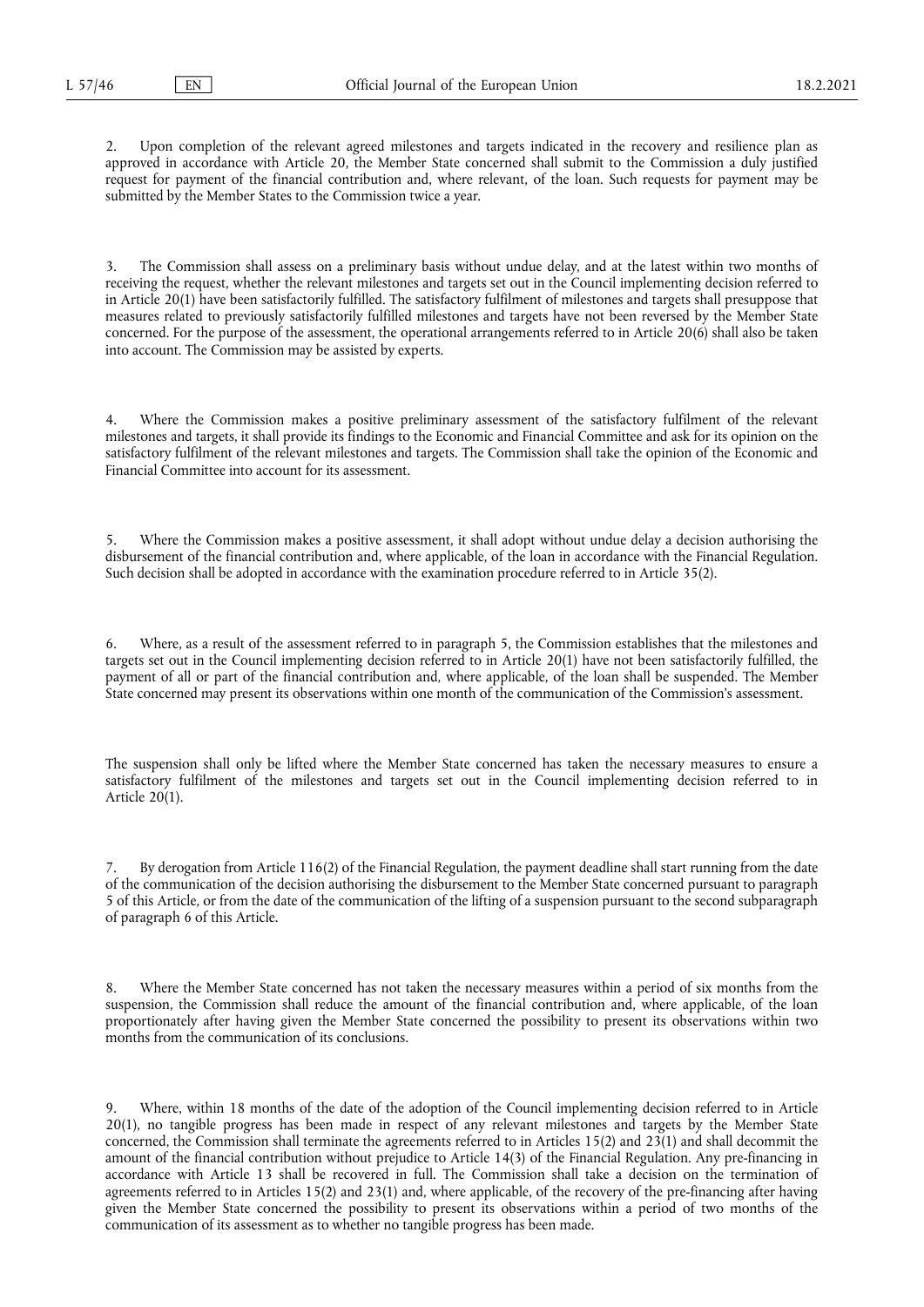2. Upon completion of the relevant agreed milestones and targets indicated in the recovery and resilience plan as approved in accordance with Article 20, the Member State concerned shall submit to the Commission a duly justified request for payment of the financial contribution and, where relevant, of the loan. Such requests for payment may be submitted by the Member States to the Commission twice a year.

3. The Commission shall assess on a preliminary basis without undue delay, and at the latest within two months of receiving the request, whether the relevant milestones and targets set out in the Council implementing decision referred to in Article 20(1) have been satisfactorily fulfilled. The satisfactory fulfilment of milestones and targets shall presuppose that measures related to previously satisfactorily fulfilled milestones and targets have not been reversed by the Member State concerned. For the purpose of the assessment, the operational arrangements referred to in Article 20(6) shall also be taken into account. The Commission may be assisted by experts.

4. Where the Commission makes a positive preliminary assessment of the satisfactory fulfilment of the relevant milestones and targets, it shall provide its findings to the Economic and Financial Committee and ask for its opinion on the satisfactory fulfilment of the relevant milestones and targets. The Commission shall take the opinion of the Economic and Financial Committee into account for its assessment.

5. Where the Commission makes a positive assessment, it shall adopt without undue delay a decision authorising the disbursement of the financial contribution and, where applicable, of the loan in accordance with the Financial Regulation. Such decision shall be adopted in accordance with the examination procedure referred to in Article 35(2).

6. Where, as a result of the assessment referred to in paragraph 5, the Commission establishes that the milestones and targets set out in the Council implementing decision referred to in Article 20(1) have not been satisfactorily fulfilled, the payment of all or part of the financial contribution and, where applicable, of the loan shall be suspended. The Member State concerned may present its observations within one month of the communication of the Commission's assessment.

The suspension shall only be lifted where the Member State concerned has taken the necessary measures to ensure a satisfactory fulfilment of the milestones and targets set out in the Council implementing decision referred to in Article 20(1).

7. By derogation from Article 116(2) of the Financial Regulation, the payment deadline shall start running from the date of the communication of the decision authorising the disbursement to the Member State concerned pursuant to paragraph 5 of this Article, or from the date of the communication of the lifting of a suspension pursuant to the second subparagraph of paragraph 6 of this Article.

8. Where the Member State concerned has not taken the necessary measures within a period of six months from the suspension, the Commission shall reduce the amount of the financial contribution and, where applicable, of the loan proportionately after having given the Member State concerned the possibility to present its observations within two months from the communication of its conclusions.

9. Where, within 18 months of the date of the adoption of the Council implementing decision referred to in Article 20(1), no tangible progress has been made in respect of any relevant milestones and targets by the Member State concerned, the Commission shall terminate the agreements referred to in Articles 15(2) and 23(1) and shall decommit the amount of the financial contribution without prejudice to Article 14(3) of the Financial Regulation. Any pre-financing in accordance with Article 13 shall be recovered in full. The Commission shall take a decision on the termination of agreements referred to in Articles 15(2) and 23(1) and, where applicable, of the recovery of the pre-financing after having given the Member State concerned the possibility to present its observations within a period of two months of the communication of its assessment as to whether no tangible progress has been made.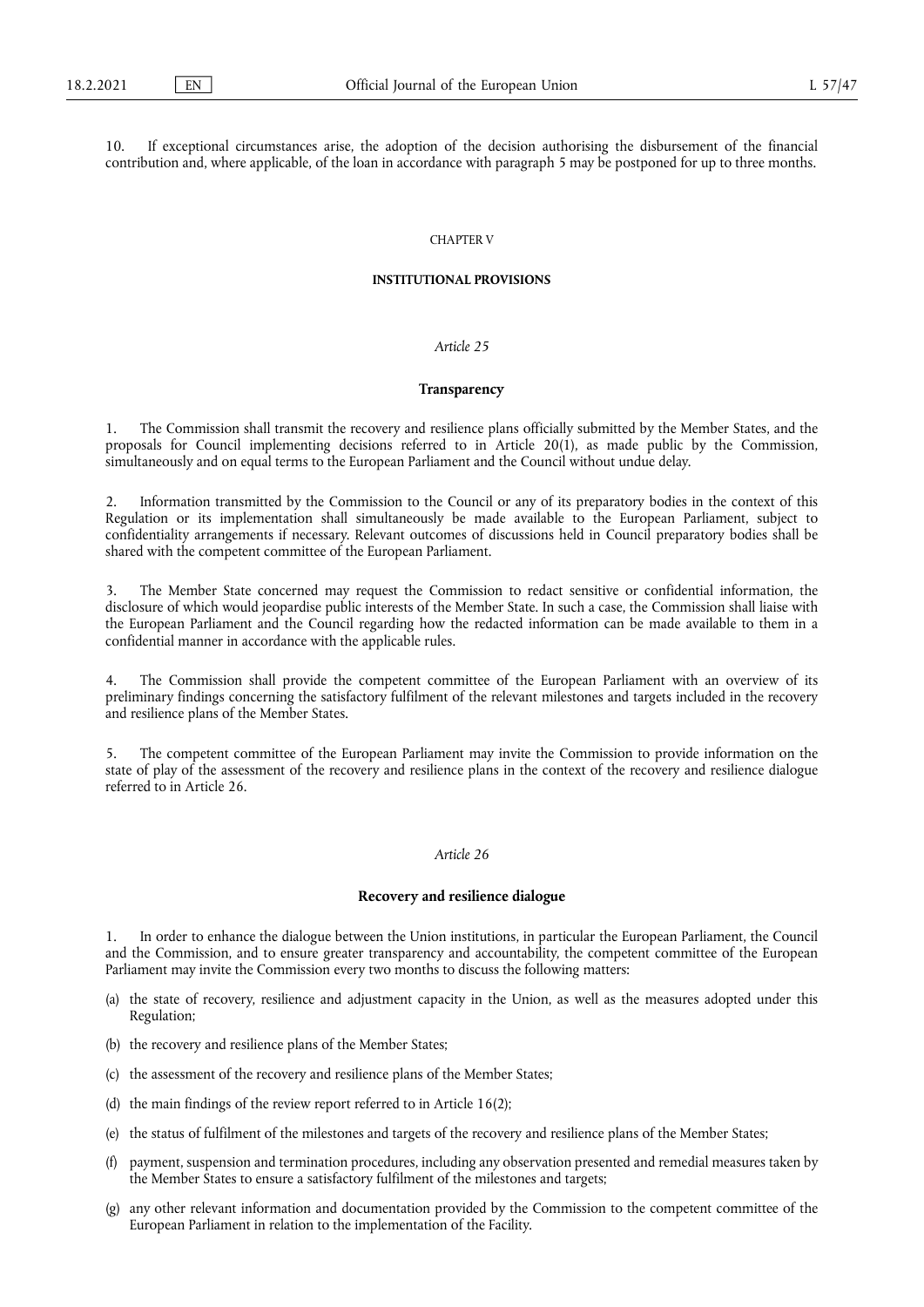10. If exceptional circumstances arise, the adoption of the decision authorising the disbursement of the financial contribution and, where applicable, of the loan in accordance with paragraph 5 may be postponed for up to three months.

## CHAPTER V

## INSTITUTIONAL PROVISIONS

### *Article 25*

### Transparency

1. The Commission shall transmit the recovery and resilience plans officially submitted by the Member States, and the proposals for Council implementing decisions referred to in Article 20(1), as made public by the Commission, simultaneously and on equal terms to the European Parliament and the Council without undue delay.

2. Information transmitted by the Commission to the Council or any of its preparatory bodies in the context of this Regulation or its implementation shall simultaneously be made available to the European Parliament, subject to confidentiality arrangements if necessary. Relevant outcomes of discussions held in Council preparatory bodies shall be shared with the competent committee of the European Parliament.

3. The Member State concerned may request the Commission to redact sensitive or confidential information, the disclosure of which would jeopardise public interests of the Member State. In such a case, the Commission shall liaise with the European Parliament and the Council regarding how the redacted information can be made available to them in a confidential manner in accordance with the applicable rules.

4. The Commission shall provide the competent committee of the European Parliament with an overview of its preliminary findings concerning the satisfactory fulfilment of the relevant milestones and targets included in the recovery and resilience plans of the Member States.

5. The competent committee of the European Parliament may invite the Commission to provide information on the state of play of the assessment of the recovery and resilience plans in the context of the recovery and resilience dialogue referred to in Article 26.

### *Article 26*

### Recovery and resilience dialogue

1. In order to enhance the dialogue between the Union institutions, in particular the European Parliament, the Council and the Commission, and to ensure greater transparency and accountability, the competent committee of the European Parliament may invite the Commission every two months to discuss the following matters:

(a) the state of recovery, resilience and adjustment capacity in the Union, as well as the measures adopted under this Regulation;

(b) the recovery and resilience plans of the Member States;

(c) the assessment of the recovery and resilience plans of the Member States;

(d) the main findings of the review report referred to in Article 16(2);

(e) the status of fulfilment of the milestones and targets of the recovery and resilience plans of the Member States;

(f) payment, suspension and termination procedures, including any observation presented and remedial measures taken by the Member States to ensure a satisfactory fulfilment of the milestones and targets;

(g) any other relevant information and documentation provided by the Commission to the competent committee of the European Parliament in relation to the implementation of the Facility.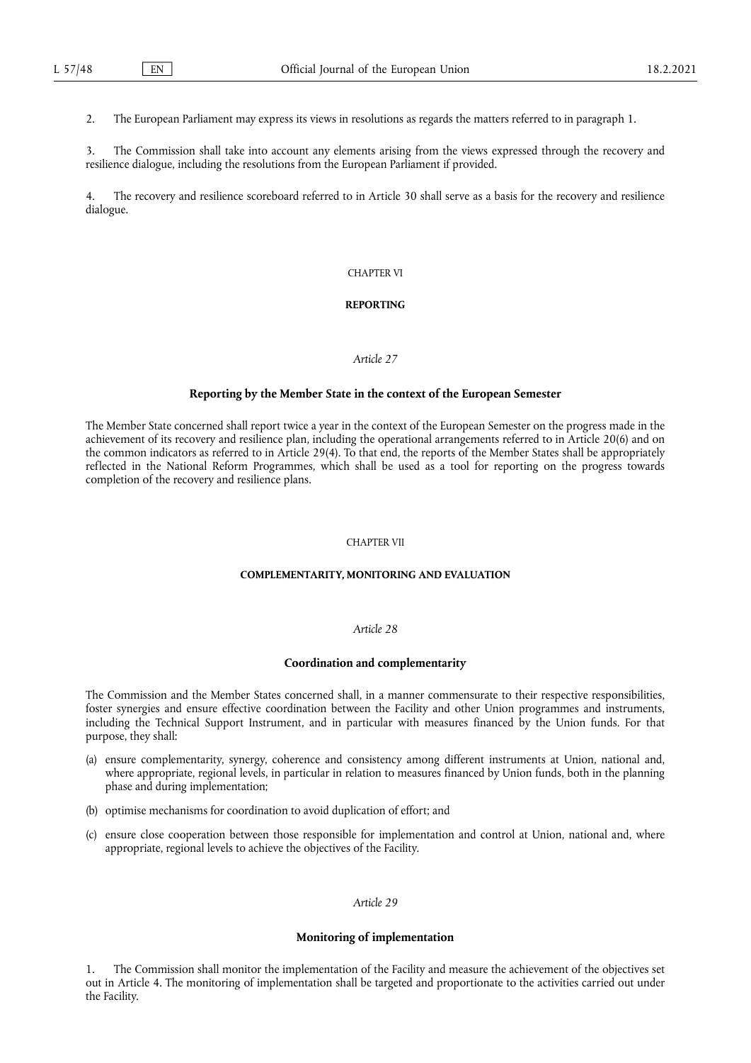2. The European Parliament may express its views in resolutions as regards the matters referred to in paragraph 1.

3. The Commission shall take into account any elements arising from the views expressed through the recovery and resilience dialogue, including the resolutions from the European Parliament if provided.

4. The recovery and resilience scoreboard referred to in Article 30 shall serve as a basis for the recovery and resilience dialogue.

## CHAPTER VI

## REPORTING

### *Article 27*

### Reporting by the Member State in the context of the European Semester

The Member State concerned shall report twice a year in the context of the European Semester on the progress made in the achievement of its recovery and resilience plan, including the operational arrangements referred to in Article 20(6) and on the common indicators as referred to in Article 29(4). To that end, the reports of the Member States shall be appropriately reflected in the National Reform Programmes, which shall be used as a tool for reporting on the progress towards completion of the recovery and resilience plans.

## CHAPTER VII

## COMPLEMENTARITY, MONITORING AND EVALUATION

### *Article 28*

### Coordination and complementarity

The Commission and the Member States concerned shall, in a manner commensurate to their respective responsibilities, foster synergies and ensure effective coordination between the Facility and other Union programmes and instruments, including the Technical Support Instrument, and in particular with measures financed by the Union funds. For that purpose, they shall:

(a) ensure complementarity, synergy, coherence and consistency among different instruments at Union, national and, where appropriate, regional levels, in particular in relation to measures financed by Union funds, both in the planning phase and during implementation;

(b) optimise mechanisms for coordination to avoid duplication of effort; and

(c) ensure close cooperation between those responsible for implementation and control at Union, national and, where appropriate, regional levels to achieve the objectives of the Facility.

### *Article 29*

### Monitoring of implementation

1. The Commission shall monitor the implementation of the Facility and measure the achievement of the objectives set out in Article 4. The monitoring of implementation shall be targeted and proportionate to the activities carried out under the Facility.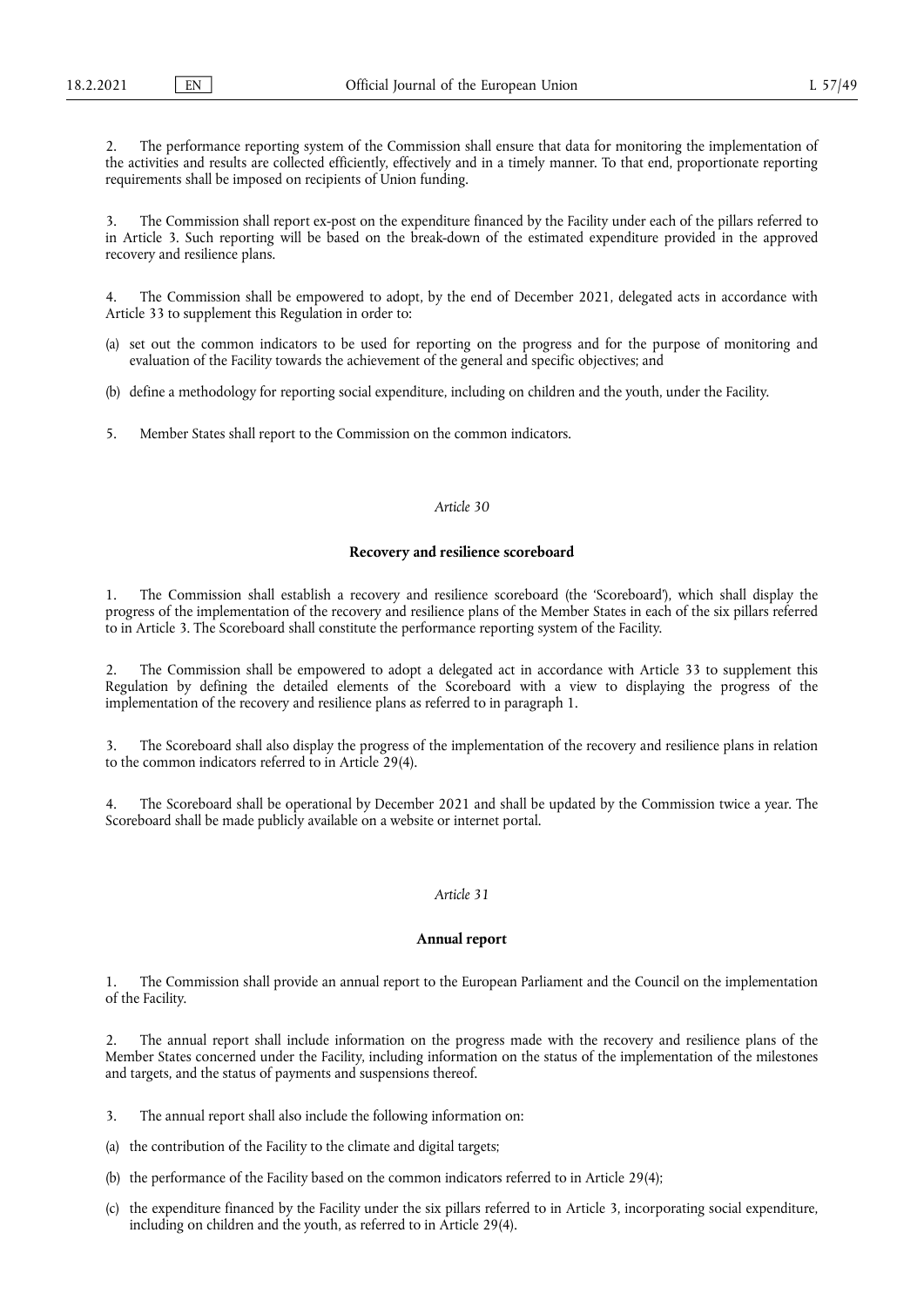2. The performance reporting system of the Commission shall ensure that data for monitoring the implementation of the activities and results are collected efficiently, effectively and in a timely manner. To that end, proportionate reporting requirements shall be imposed on recipients of Union funding.

3. The Commission shall report ex-post on the expenditure financed by the Facility under each of the pillars referred to in Article 3. Such reporting will be based on the break-down of the estimated expenditure provided in the approved recovery and resilience plans.

4. The Commission shall be empowered to adopt, by the end of December 2021, delegated acts in accordance with Article 33 to supplement this Regulation in order to:

(a) set out the common indicators to be used for reporting on the progress and for the purpose of monitoring and evaluation of the Facility towards the achievement of the general and specific objectives; and

(b) define a methodology for reporting social expenditure, including on children and the youth, under the Facility.

5. Member States shall report to the Commission on the common indicators.

*Article 30*

**Recovery and resilience scoreboard**

1. The Commission shall establish a recovery and resilience scoreboard (the 'Scoreboard'), which shall display the progress of the implementation of the recovery and resilience plans of the Member States in each of the six pillars referred to in Article 3. The Scoreboard shall constitute the performance reporting system of the Facility.

2. The Commission shall be empowered to adopt a delegated act in accordance with Article 33 to supplement this Regulation by defining the detailed elements of the Scoreboard with a view to displaying the progress of the implementation of the recovery and resilience plans as referred to in paragraph 1.

3. The Scoreboard shall also display the progress of the implementation of the recovery and resilience plans in relation to the common indicators referred to in Article 29(4).

4. The Scoreboard shall be operational by December 2021 and shall be updated by the Commission twice a year. The Scoreboard shall be made publicly available on a website or internet portal.

*Article 31*

**Annual report**

1. The Commission shall provide an annual report to the European Parliament and the Council on the implementation of the Facility.

2. The annual report shall include information on the progress made with the recovery and resilience plans of the Member States concerned under the Facility, including information on the status of the implementation of the milestones and targets, and the status of payments and suspensions thereof.

3. The annual report shall also include the following information on:

(a) the contribution of the Facility to the climate and digital targets;

(b) the performance of the Facility based on the common indicators referred to in Article 29(4);

(c) the expenditure financed by the Facility under the six pillars referred to in Article 3, incorporating social expenditure, including on children and the youth, as referred to in Article 29(4).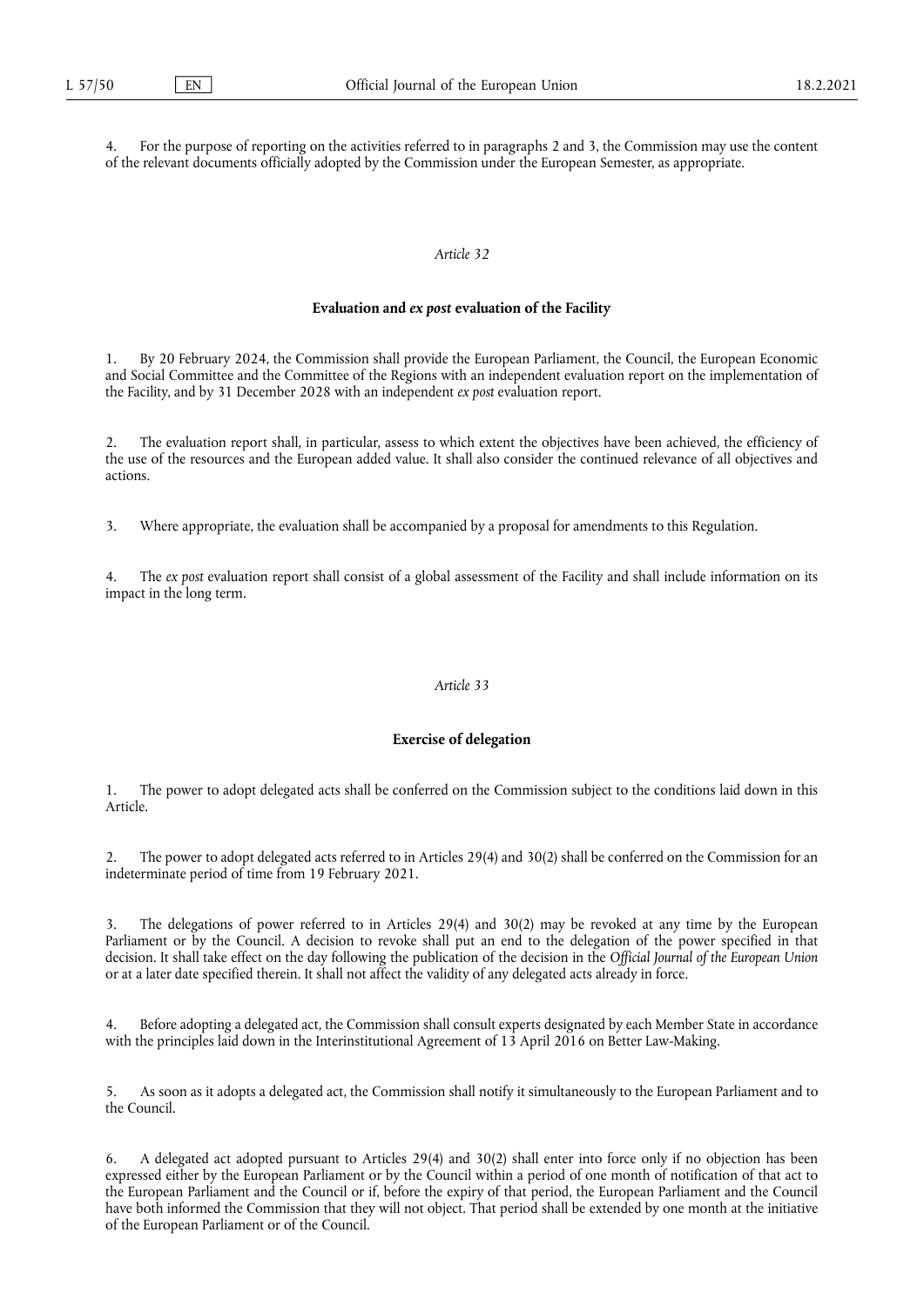4. For the purpose of reporting on the activities referred to in paragraphs 2 and 3, the Commission may use the content of the relevant documents officially adopted by the Commission under the European Semester, as appropriate.

*Article 32*

**Evaluation and *ex post* evaluation of the Facility**

1. By 20 February 2024, the Commission shall provide the European Parliament, the Council, the European Economic and Social Committee and the Committee of the Regions with an independent evaluation report on the implementation of the Facility, and by 31 December 2028 with an independent *ex post* evaluation report.

2. The evaluation report shall, in particular, assess to which extent the objectives have been achieved, the efficiency of the use of the resources and the European added value. It shall also consider the continued relevance of all objectives and actions.

3. Where appropriate, the evaluation shall be accompanied by a proposal for amendments to this Regulation.

4. The *ex post* evaluation report shall consist of a global assessment of the Facility and shall include information on its impact in the long term.

*Article 33*

**Exercise of delegation**

1. The power to adopt delegated acts shall be conferred on the Commission subject to the conditions laid down in this Article.

2. The power to adopt delegated acts referred to in Articles 29(4) and 30(2) shall be conferred on the Commission for an indeterminate period of time from 19 February 2021.

3. The delegations of power referred to in Articles 29(4) and 30(2) may be revoked at any time by the European Parliament or by the Council. A decision to revoke shall put an end to the delegation of the power specified in that decision. It shall take effect on the day following the publication of the decision in the *Official Journal of the European Union* or at a later date specified therein. It shall not affect the validity of any delegated acts already in force.

4. Before adopting a delegated act, the Commission shall consult experts designated by each Member State in accordance with the principles laid down in the Interinstitutional Agreement of 13 April 2016 on Better Law-Making.

5. As soon as it adopts a delegated act, the Commission shall notify it simultaneously to the European Parliament and to the Council.

6. A delegated act adopted pursuant to Articles 29(4) and 30(2) shall enter into force only if no objection has been expressed either by the European Parliament or by the Council within a period of one month of notification of that act to the European Parliament and the Council or if, before the expiry of that period, the European Parliament and the Council have both informed the Commission that they will not object. That period shall be extended by one month at the initiative of the European Parliament or of the Council.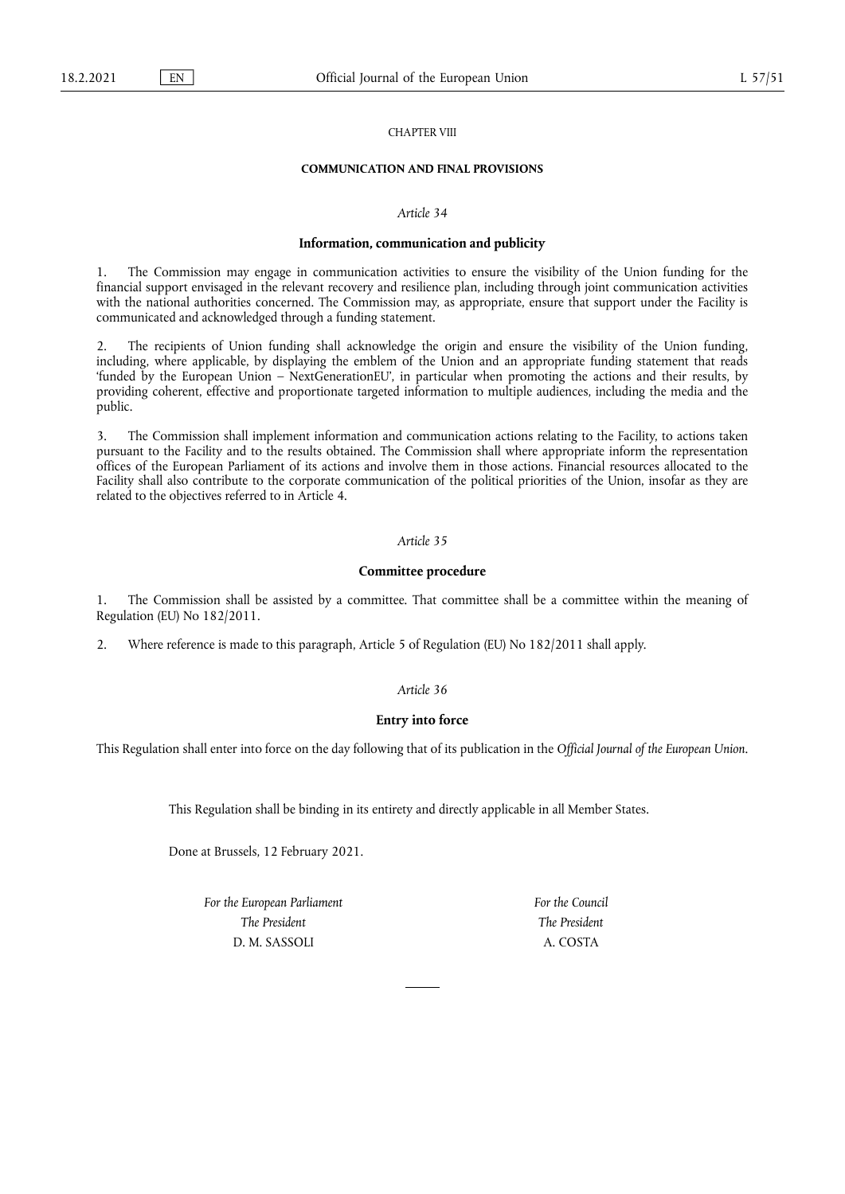CHAPTER VIII

## COMMUNICATION AND FINAL PROVISIONS

*Article 34*

### Information, communication and publicity

1. The Commission may engage in communication activities to ensure the visibility of the Union funding for the financial support envisaged in the relevant recovery and resilience plan, including through joint communication activities with the national authorities concerned. The Commission may, as appropriate, ensure that support under the Facility is communicated and acknowledged through a funding statement.

2. The recipients of Union funding shall acknowledge the origin and ensure the visibility of the Union funding, including, where applicable, by displaying the emblem of the Union and an appropriate funding statement that reads 'funded by the European Union – NextGenerationEU', in particular when promoting the actions and their results, by providing coherent, effective and proportionate targeted information to multiple audiences, including the media and the public.

3. The Commission shall implement information and communication actions relating to the Facility, to actions taken pursuant to the Facility and to the results obtained. The Commission shall where appropriate inform the representation offices of the European Parliament of its actions and involve them in those actions. Financial resources allocated to the Facility shall also contribute to the corporate communication of the political priorities of the Union, insofar as they are related to the objectives referred to in Article 4.

*Article 35*

### Committee procedure

1. The Commission shall be assisted by a committee. That committee shall be a committee within the meaning of Regulation (EU) No 182/2011.

2. Where reference is made to this paragraph, Article 5 of Regulation (EU) No 182/2011 shall apply.

*Article 36*

### Entry into force

This Regulation shall enter into force on the day following that of its publication in the *Official Journal of the European Union*.

This Regulation shall be binding in its entirety and directly applicable in all Member States.

Done at Brussels, 12 February 2021.

*For the European Parliament*
*The President*
D. M. SASSOLI

*For the Council*
*The President*
A. COSTA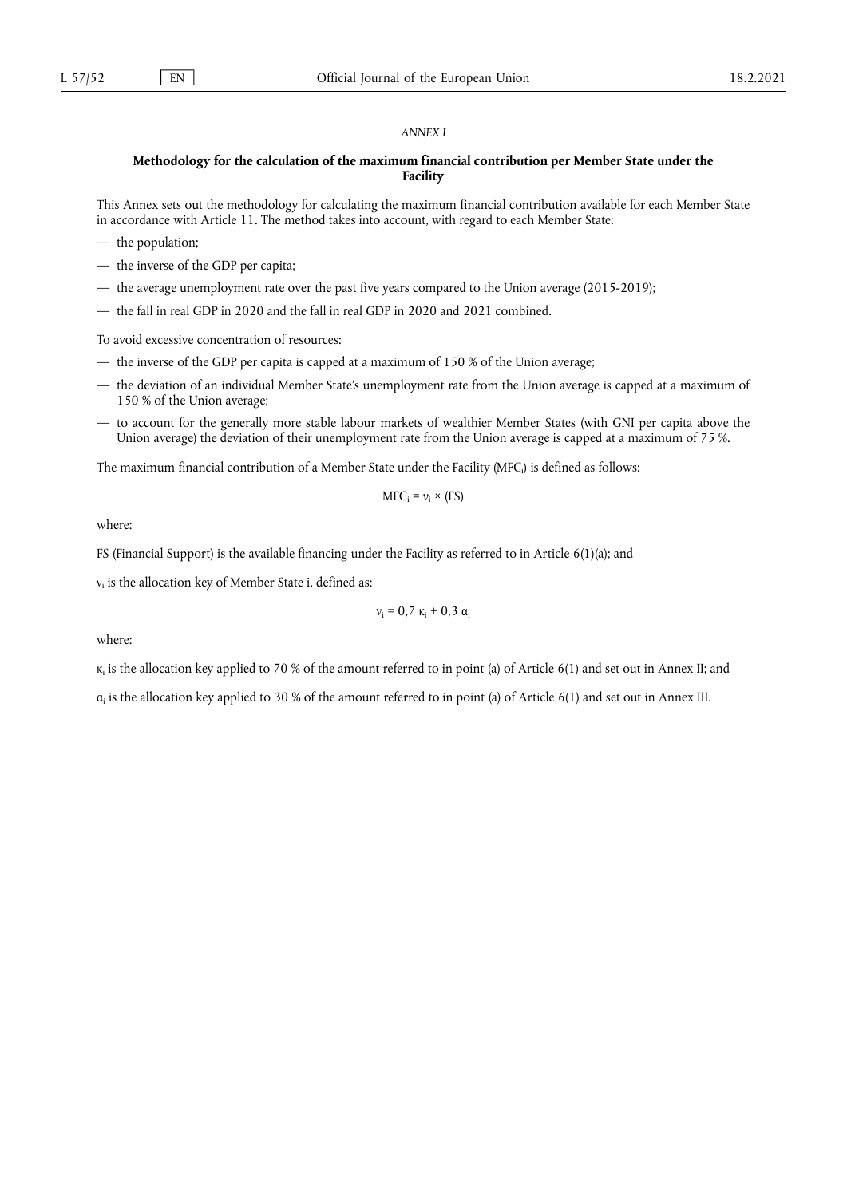*ANNEX I*

## Methodology for the calculation of the maximum financial contribution per Member State under the Facility

This Annex sets out the methodology for calculating the maximum financial contribution available for each Member State in accordance with Article 11. The method takes into account, with regard to each Member State:

- the population;
- the inverse of the GDP per capita;
- the average unemployment rate over the past five years compared to the Union average (2015-2019);
- the fall in real GDP in 2020 and the fall in real GDP in 2020 and 2021 combined.

To avoid excessive concentration of resources:

- the inverse of the GDP per capita is capped at a maximum of 150 % of the Union average;
- the deviation of an individual Member State's unemployment rate from the Union average is capped at a maximum of 150 % of the Union average;
- to account for the generally more stable labour markets of wealthier Member States (with GNI per capita above the Union average) the deviation of their unemployment rate from the Union average is capped at a maximum of 75 %.

The maximum financial contribution of a Member State under the Facility ($MFC_i$) is defined as follows:

$$MFC_i = \nu_i \times (FS)$$

where:

FS (Financial Support) is the available financing under the Facility as referred to in Article 6(1)(a); and

$\nu_i$ is the allocation key of Member State i, defined as:

$$\nu_i = 0{,}7\ \kappa_i + 0{,}3\ \alpha_i$$

where:

$\kappa_i$ is the allocation key applied to 70 % of the amount referred to in point (a) of Article 6(1) and set out in Annex II; and

$\alpha_i$ is the allocation key applied to 30 % of the amount referred to in point (a) of Article 6(1) and set out in Annex III.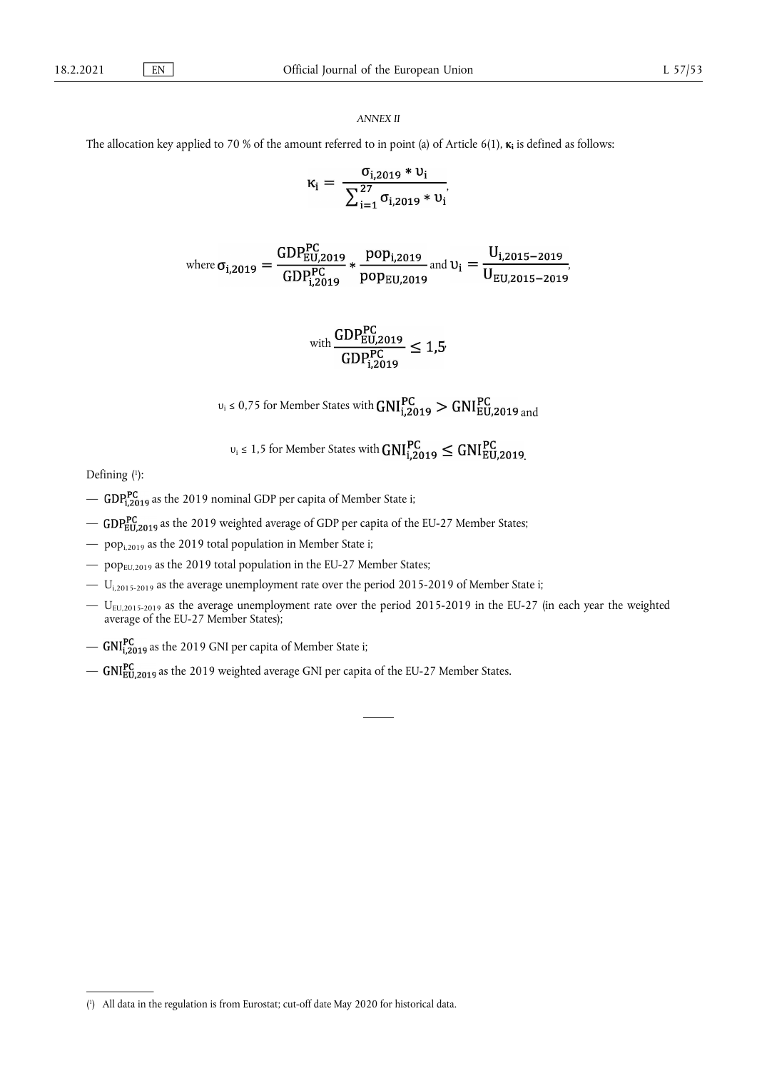*ANNEX II*

The allocation key applied to 70 % of the amount referred to in point (a) of Article 6(1), $\boldsymbol{\kappa_i}$ is defined as follows:

$$\kappa_i = \frac{\sigma_{i,2019} * \upsilon_i}{\sum_{i=1}^{27} \sigma_{i,2019} * \upsilon_i},$$

$$\text{where } \sigma_{i,2019} = \frac{GDP_{EU,2019}^{PC}}{GDP_{i,2019}^{PC}} * \frac{pop_{i,2019}}{pop_{EU,2019}} \text{ and } \upsilon_i = \frac{U_{i,2015-2019}}{U_{EU,2015-2019}},$$

$$\text{with } \frac{GDP_{EU,2019}^{PC}}{GDP_{i,2019}^{PC}} \leq 1{,}5,$$

$\upsilon_i \leq 0{,}75$ for Member States with $GNI_{i,2019}^{PC} > GNI_{EU,2019}^{PC}$ and

$\upsilon_i \leq 1{,}5$ for Member States with $GNI_{i,2019}^{PC} \leq GNI_{EU,2019}^{PC}$.

Defining [1]:

- $GDP_{i,2019}^{PC}$ as the 2019 nominal GDP per capita of Member State i;
- $GDP_{EU,2019}^{PC}$ as the 2019 weighted average of GDP per capita of the EU-27 Member States;
- $pop_{i,2019}$ as the 2019 total population in Member State i;
- $pop_{EU,2019}$ as the 2019 total population in the EU-27 Member States;
- $U_{i,2015-2019}$ as the average unemployment rate over the period 2015-2019 of Member State i;
- $U_{EU,2015-2019}$ as the average unemployment rate over the period 2015-2019 in the EU-27 (in each year the weighted average of the EU-27 Member States);
- $GNI_{i,2019}^{PC}$ as the 2019 GNI per capita of Member State i;
- $GNI_{EU,2019}^{PC}$ as the 2019 weighted average GNI per capita of the EU-27 Member States.

---

[1] All data in the regulation is from Eurostat; cut-off date May 2020 for historical data.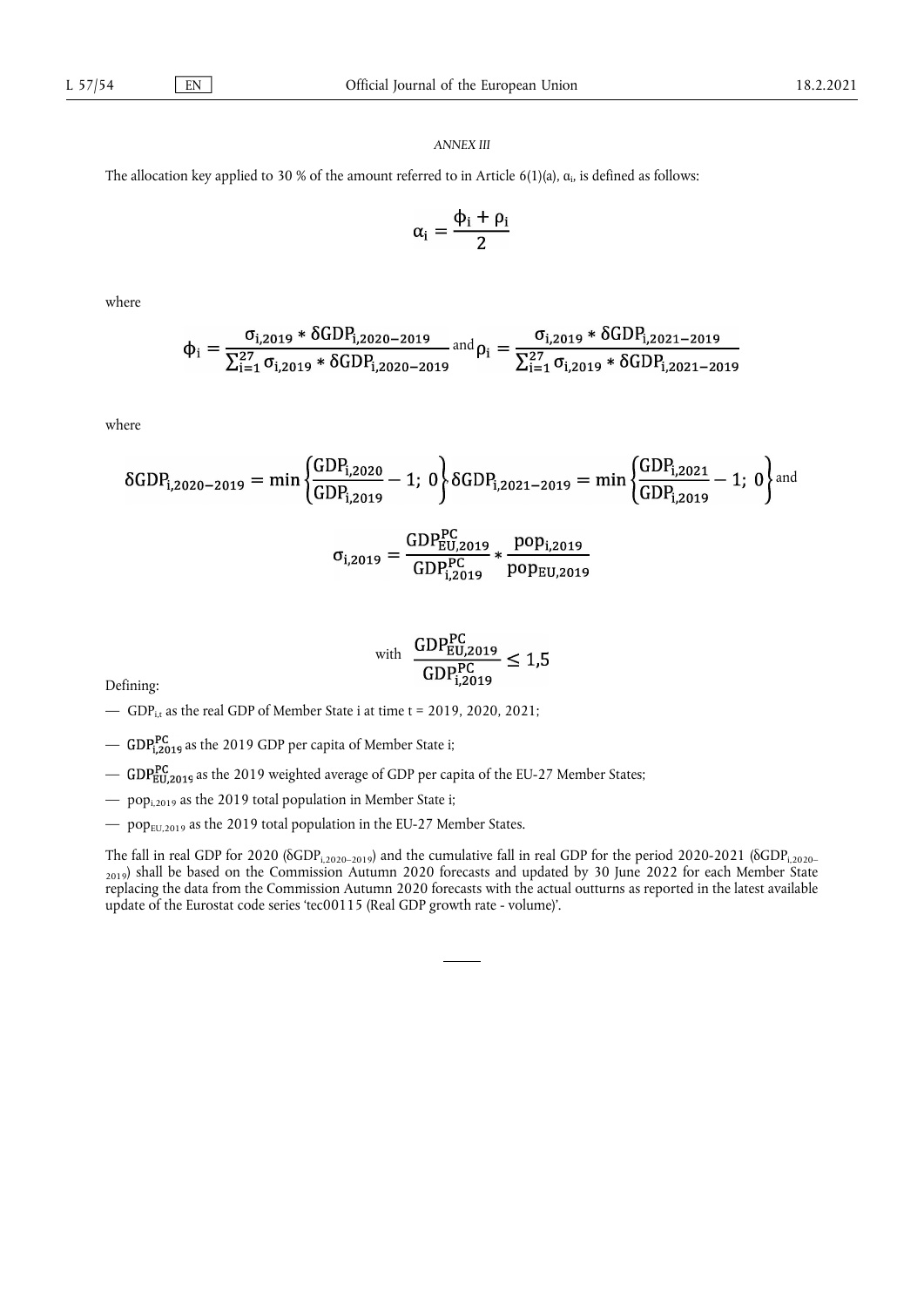*ANNEX III*

The allocation key applied to 30 % of the amount referred to in Article 6(1)(a), $\alpha_i$, is defined as follows:

$$\alpha_i = \frac{\phi_i + \rho_i}{2}$$

where

$$\phi_i = \frac{\sigma_{i,2019} * \delta GDP_{i,2020-2019}}{\sum_{i=1}^{27} \sigma_{i,2019} * \delta GDP_{i,2020-2019}} \text{ and } \rho_i = \frac{\sigma_{i,2019} * \delta GDP_{i,2021-2019}}{\sum_{i=1}^{27} \sigma_{i,2019} * \delta GDP_{i,2021-2019}}$$

where

$$\delta GDP_{i,2020-2019} = \min\left\{\frac{GDP_{i,2020}}{GDP_{i,2019}} - 1;\ 0\right\} \delta GDP_{i,2021-2019} = \min\left\{\frac{GDP_{i,2021}}{GDP_{i,2019}} - 1;\ 0\right\} \text{ and}$$

$$\sigma_{i,2019} = \frac{GDP^{PC}_{EU,2019}}{GDP^{PC}_{i,2019}} * \frac{pop_{i,2019}}{pop_{EU,2019}}$$

$$\text{with } \frac{GDP^{PC}_{EU,2019}}{GDP^{PC}_{i,2019}} \leq 1{,}5$$

Defining:

— $GDP_{i,t}$ as the real GDP of Member State i at time t = 2019, 2020, 2021;

— $GDP^{PC}_{i,2019}$ as the 2019 GDP per capita of Member State i;

— $GDP^{PC}_{EU,2019}$ as the 2019 weighted average of GDP per capita of the EU-27 Member States;

— $pop_{i,2019}$ as the 2019 total population in Member State i;

— $pop_{EU,2019}$ as the 2019 total population in the EU-27 Member States.

The fall in real GDP for 2020 ($\delta GDP_{i,2020-2019}$) and the cumulative fall in real GDP for the period 2020-2021 ($\delta GDP_{i,2020-2019}$) shall be based on the Commission Autumn 2020 forecasts and updated by 30 June 2022 for each Member State replacing the data from the Commission Autumn 2020 forecasts with the actual outturns as reported in the latest available update of the Eurostat code series 'tec00115 (Real GDP growth rate - volume)'.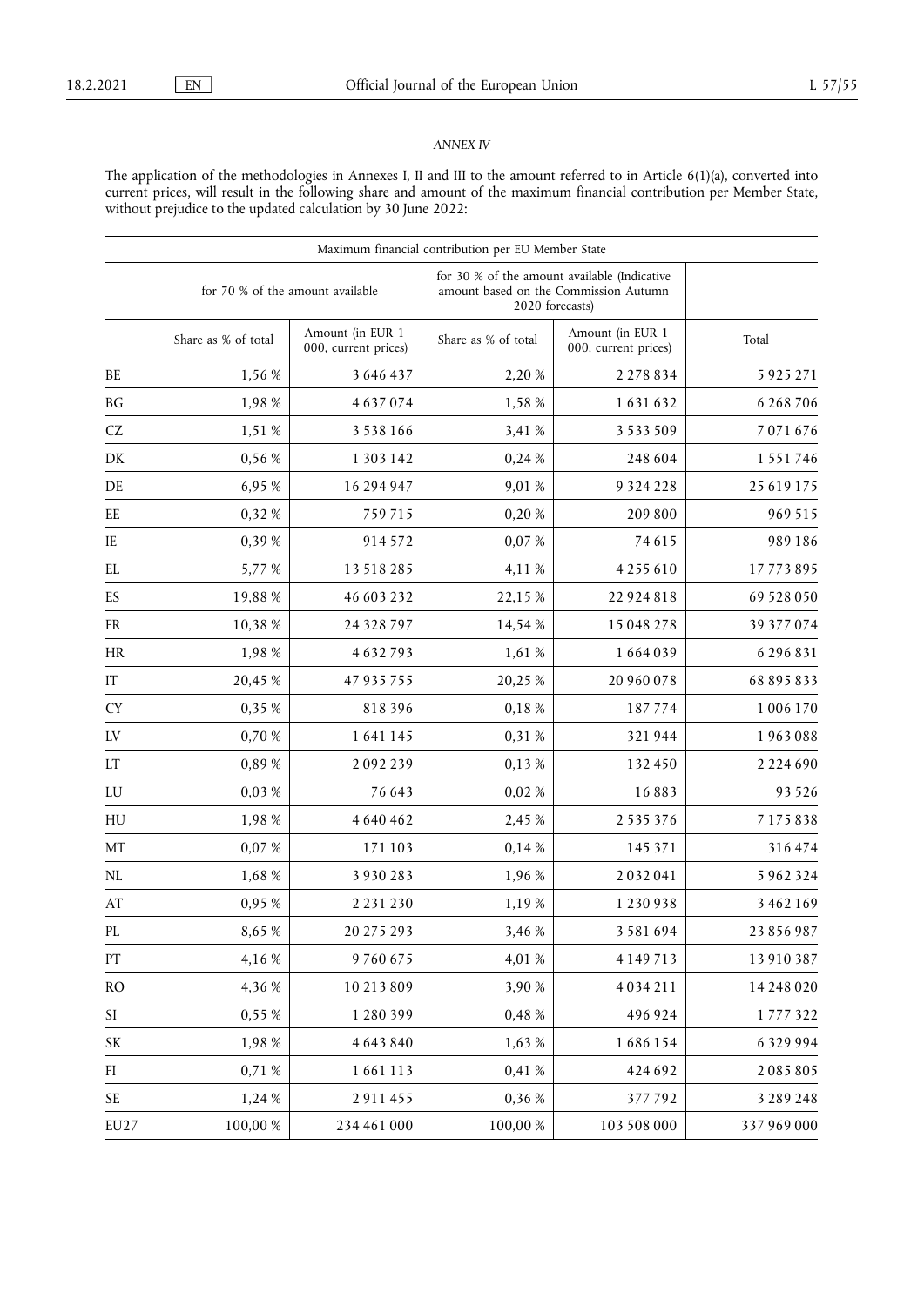*ANNEX IV*

The application of the methodologies in Annexes I, II and III to the amount referred to in Article 6(1)(a), converted into current prices, will result in the following share and amount of the maximum financial contribution per Member State, without prejudice to the updated calculation by 30 June 2022:

| Maximum financial contribution per EU Member State | | | | | |
|---|---|---|---|---|---|
| | for 70 % of the amount available | | for 30 % of the amount available (Indicative amount based on the Commission Autumn 2020 forecasts) | | |
| | Share as % of total | Amount (in EUR 1 000, current prices) | Share as % of total | Amount (in EUR 1 000, current prices) | Total |
| BE | 1,56 % | 3 646 437 | 2,20 % | 2 278 834 | 5 925 271 |
| BG | 1,98 % | 4 637 074 | 1,58 % | 1 631 632 | 6 268 706 |
| CZ | 1,51 % | 3 538 166 | 3,41 % | 3 533 509 | 7 071 676 |
| DK | 0,56 % | 1 303 142 | 0,24 % | 248 604 | 1 551 746 |
| DE | 6,95 % | 16 294 947 | 9,01 % | 9 324 228 | 25 619 175 |
| EE | 0,32 % | 759 715 | 0,20 % | 209 800 | 969 515 |
| IE | 0,39 % | 914 572 | 0,07 % | 74 615 | 989 186 |
| EL | 5,77 % | 13 518 285 | 4,11 % | 4 255 610 | 17 773 895 |
| ES | 19,88 % | 46 603 232 | 22,15 % | 22 924 818 | 69 528 050 |
| FR | 10,38 % | 24 328 797 | 14,54 % | 15 048 278 | 39 377 074 |
| HR | 1,98 % | 4 632 793 | 1,61 % | 1 664 039 | 6 296 831 |
| IT | 20,45 % | 47 935 755 | 20,25 % | 20 960 078 | 68 895 833 |
| CY | 0,35 % | 818 396 | 0,18 % | 187 774 | 1 006 170 |
| LV | 0,70 % | 1 641 145 | 0,31 % | 321 944 | 1 963 088 |
| LT | 0,89 % | 2 092 239 | 0,13 % | 132 450 | 2 224 690 |
| LU | 0,03 % | 76 643 | 0,02 % | 16 883 | 93 526 |
| HU | 1,98 % | 4 640 462 | 2,45 % | 2 535 376 | 7 175 838 |
| MT | 0,07 % | 171 103 | 0,14 % | 145 371 | 316 474 |
| NL | 1,68 % | 3 930 283 | 1,96 % | 2 032 041 | 5 962 324 |
| AT | 0,95 % | 2 231 230 | 1,19 % | 1 230 938 | 3 462 169 |
| PL | 8,65 % | 20 275 293 | 3,46 % | 3 581 694 | 23 856 987 |
| PT | 4,16 % | 9 760 675 | 4,01 % | 4 149 713 | 13 910 387 |
| RO | 4,36 % | 10 213 809 | 3,90 % | 4 034 211 | 14 248 020 |
| SI | 0,55 % | 1 280 399 | 0,48 % | 496 924 | 1 777 322 |
| SK | 1,98 % | 4 643 840 | 1,63 % | 1 686 154 | 6 329 994 |
| FI | 0,71 % | 1 661 113 | 0,41 % | 424 692 | 2 085 805 |
| SE | 1,24 % | 2 911 455 | 0,36 % | 377 792 | 3 289 248 |
| EU27 | 100,00 % | 234 461 000 | 100,00 % | 103 508 000 | 337 969 000 |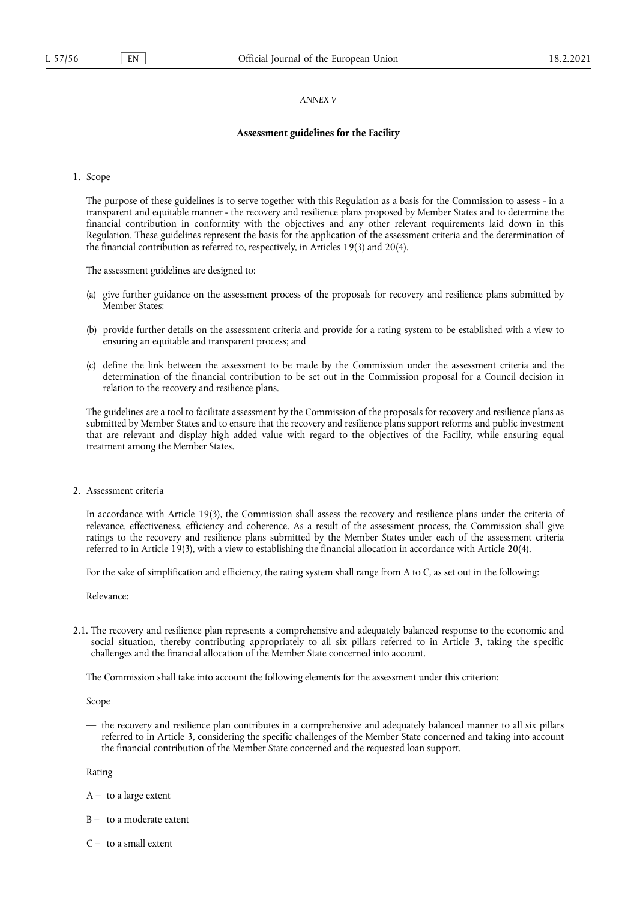*ANNEX V*

**Assessment guidelines for the Facility**

1. Scope

The purpose of these guidelines is to serve together with this Regulation as a basis for the Commission to assess - in a transparent and equitable manner - the recovery and resilience plans proposed by Member States and to determine the financial contribution in conformity with the objectives and any other relevant requirements laid down in this Regulation. These guidelines represent the basis for the application of the assessment criteria and the determination of the financial contribution as referred to, respectively, in Articles 19(3) and 20(4).

The assessment guidelines are designed to:

(a) give further guidance on the assessment process of the proposals for recovery and resilience plans submitted by Member States;

(b) provide further details on the assessment criteria and provide for a rating system to be established with a view to ensuring an equitable and transparent process; and

(c) define the link between the assessment to be made by the Commission under the assessment criteria and the determination of the financial contribution to be set out in the Commission proposal for a Council decision in relation to the recovery and resilience plans.

The guidelines are a tool to facilitate assessment by the Commission of the proposals for recovery and resilience plans as submitted by Member States and to ensure that the recovery and resilience plans support reforms and public investment that are relevant and display high added value with regard to the objectives of the Facility, while ensuring equal treatment among the Member States.

2. Assessment criteria

In accordance with Article 19(3), the Commission shall assess the recovery and resilience plans under the criteria of relevance, effectiveness, efficiency and coherence. As a result of the assessment process, the Commission shall give ratings to the recovery and resilience plans submitted by the Member States under each of the assessment criteria referred to in Article 19(3), with a view to establishing the financial allocation in accordance with Article 20(4).

For the sake of simplification and efficiency, the rating system shall range from A to C, as set out in the following:

Relevance:

2.1. The recovery and resilience plan represents a comprehensive and adequately balanced response to the economic and social situation, thereby contributing appropriately to all six pillars referred to in Article 3, taking the specific challenges and the financial allocation of the Member State concerned into account.

The Commission shall take into account the following elements for the assessment under this criterion:

Scope

— the recovery and resilience plan contributes in a comprehensive and adequately balanced manner to all six pillars referred to in Article 3, considering the specific challenges of the Member State concerned and taking into account the financial contribution of the Member State concerned and the requested loan support.

Rating

A – to a large extent

B – to a moderate extent

C – to a small extent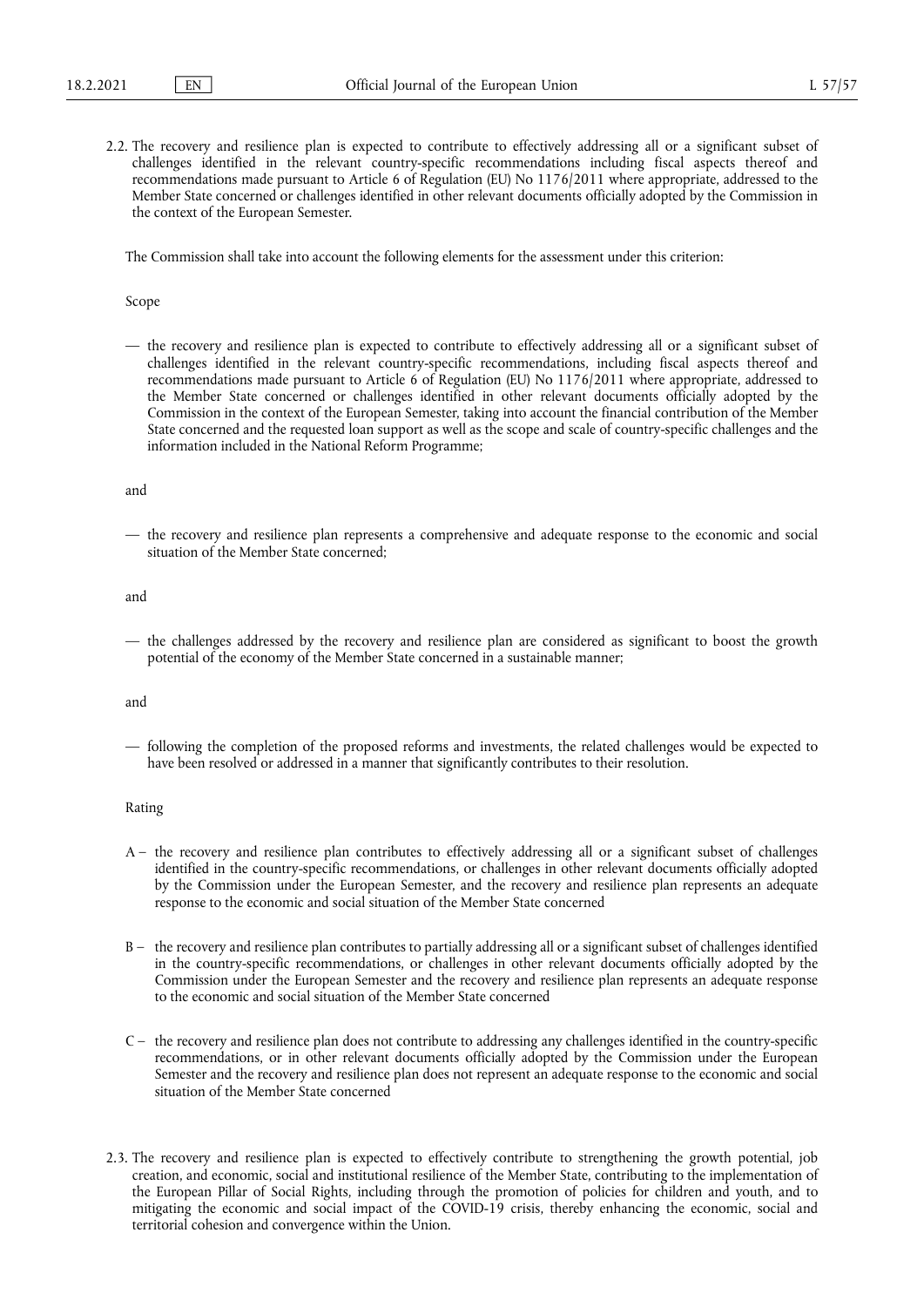2.2. The recovery and resilience plan is expected to contribute to effectively addressing all or a significant subset of challenges identified in the relevant country-specific recommendations including fiscal aspects thereof and recommendations made pursuant to Article 6 of Regulation (EU) No 1176/2011 where appropriate, addressed to the Member State concerned or challenges identified in other relevant documents officially adopted by the Commission in the context of the European Semester.

The Commission shall take into account the following elements for the assessment under this criterion:

Scope

— the recovery and resilience plan is expected to contribute to effectively addressing all or a significant subset of challenges identified in the relevant country-specific recommendations, including fiscal aspects thereof and recommendations made pursuant to Article 6 of Regulation (EU) No 1176/2011 where appropriate, addressed to the Member State concerned or challenges identified in other relevant documents officially adopted by the Commission in the context of the European Semester, taking into account the financial contribution of the Member State concerned and the requested loan support as well as the scope and scale of country-specific challenges and the information included in the National Reform Programme;

and

— the recovery and resilience plan represents a comprehensive and adequate response to the economic and social situation of the Member State concerned;

and

— the challenges addressed by the recovery and resilience plan are considered as significant to boost the growth potential of the economy of the Member State concerned in a sustainable manner;

and

— following the completion of the proposed reforms and investments, the related challenges would be expected to have been resolved or addressed in a manner that significantly contributes to their resolution.

Rating

A – the recovery and resilience plan contributes to effectively addressing all or a significant subset of challenges identified in the country-specific recommendations, or challenges in other relevant documents officially adopted by the Commission under the European Semester, and the recovery and resilience plan represents an adequate response to the economic and social situation of the Member State concerned

B – the recovery and resilience plan contributes to partially addressing all or a significant subset of challenges identified in the country-specific recommendations, or challenges in other relevant documents officially adopted by the Commission under the European Semester and the recovery and resilience plan represents an adequate response to the economic and social situation of the Member State concerned

C – the recovery and resilience plan does not contribute to addressing any challenges identified in the country-specific recommendations, or in other relevant documents officially adopted by the Commission under the European Semester and the recovery and resilience plan does not represent an adequate response to the economic and social situation of the Member State concerned

2.3. The recovery and resilience plan is expected to effectively contribute to strengthening the growth potential, job creation, and economic, social and institutional resilience of the Member State, contributing to the implementation of the European Pillar of Social Rights, including through the promotion of policies for children and youth, and to mitigating the economic and social impact of the COVID-19 crisis, thereby enhancing the economic, social and territorial cohesion and convergence within the Union.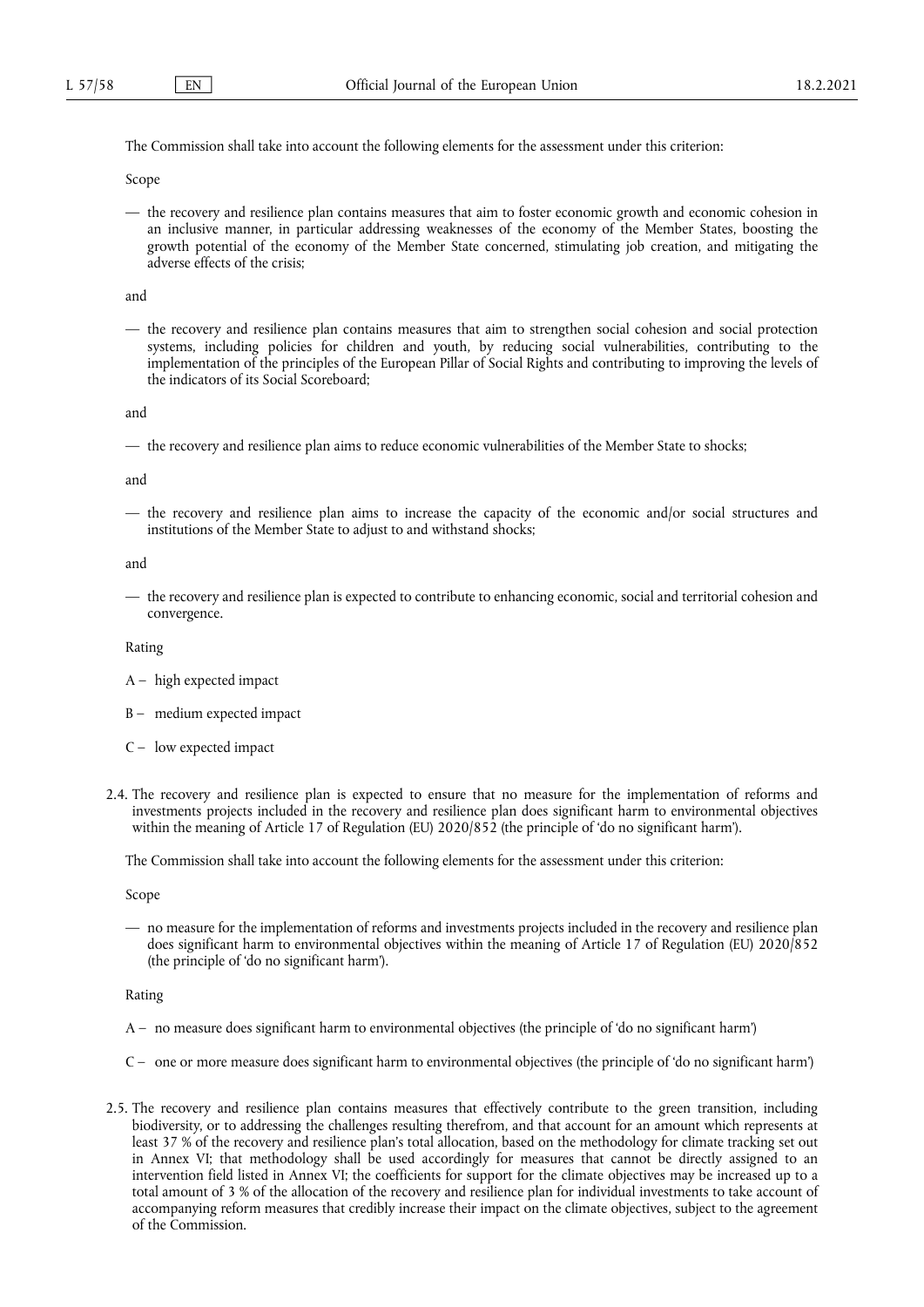The Commission shall take into account the following elements for the assessment under this criterion:

Scope

— the recovery and resilience plan contains measures that aim to foster economic growth and economic cohesion in an inclusive manner, in particular addressing weaknesses of the economy of the Member States, boosting the growth potential of the economy of the Member State concerned, stimulating job creation, and mitigating the adverse effects of the crisis;

and

— the recovery and resilience plan contains measures that aim to strengthen social cohesion and social protection systems, including policies for children and youth, by reducing social vulnerabilities, contributing to the implementation of the principles of the European Pillar of Social Rights and contributing to improving the levels of the indicators of its Social Scoreboard;

and

— the recovery and resilience plan aims to reduce economic vulnerabilities of the Member State to shocks;

and

— the recovery and resilience plan aims to increase the capacity of the economic and/or social structures and institutions of the Member State to adjust to and withstand shocks;

and

— the recovery and resilience plan is expected to contribute to enhancing economic, social and territorial cohesion and convergence.

Rating

A – high expected impact

B – medium expected impact

C – low expected impact

2.4. The recovery and resilience plan is expected to ensure that no measure for the implementation of reforms and investments projects included in the recovery and resilience plan does significant harm to environmental objectives within the meaning of Article 17 of Regulation (EU) 2020/852 (the principle of 'do no significant harm').

The Commission shall take into account the following elements for the assessment under this criterion:

Scope

— no measure for the implementation of reforms and investments projects included in the recovery and resilience plan does significant harm to environmental objectives within the meaning of Article 17 of Regulation (EU) 2020/852 (the principle of 'do no significant harm').

Rating

A – no measure does significant harm to environmental objectives (the principle of 'do no significant harm')

C – one or more measure does significant harm to environmental objectives (the principle of 'do no significant harm')

2.5. The recovery and resilience plan contains measures that effectively contribute to the green transition, including biodiversity, or to addressing the challenges resulting therefrom, and that account for an amount which represents at least 37 % of the recovery and resilience plan's total allocation, based on the methodology for climate tracking set out in Annex VI; that methodology shall be used accordingly for measures that cannot be directly assigned to an intervention field listed in Annex VI; the coefficients for support for the climate objectives may be increased up to a total amount of 3 % of the allocation of the recovery and resilience plan for individual investments to take account of accompanying reform measures that credibly increase their impact on the climate objectives, subject to the agreement of the Commission.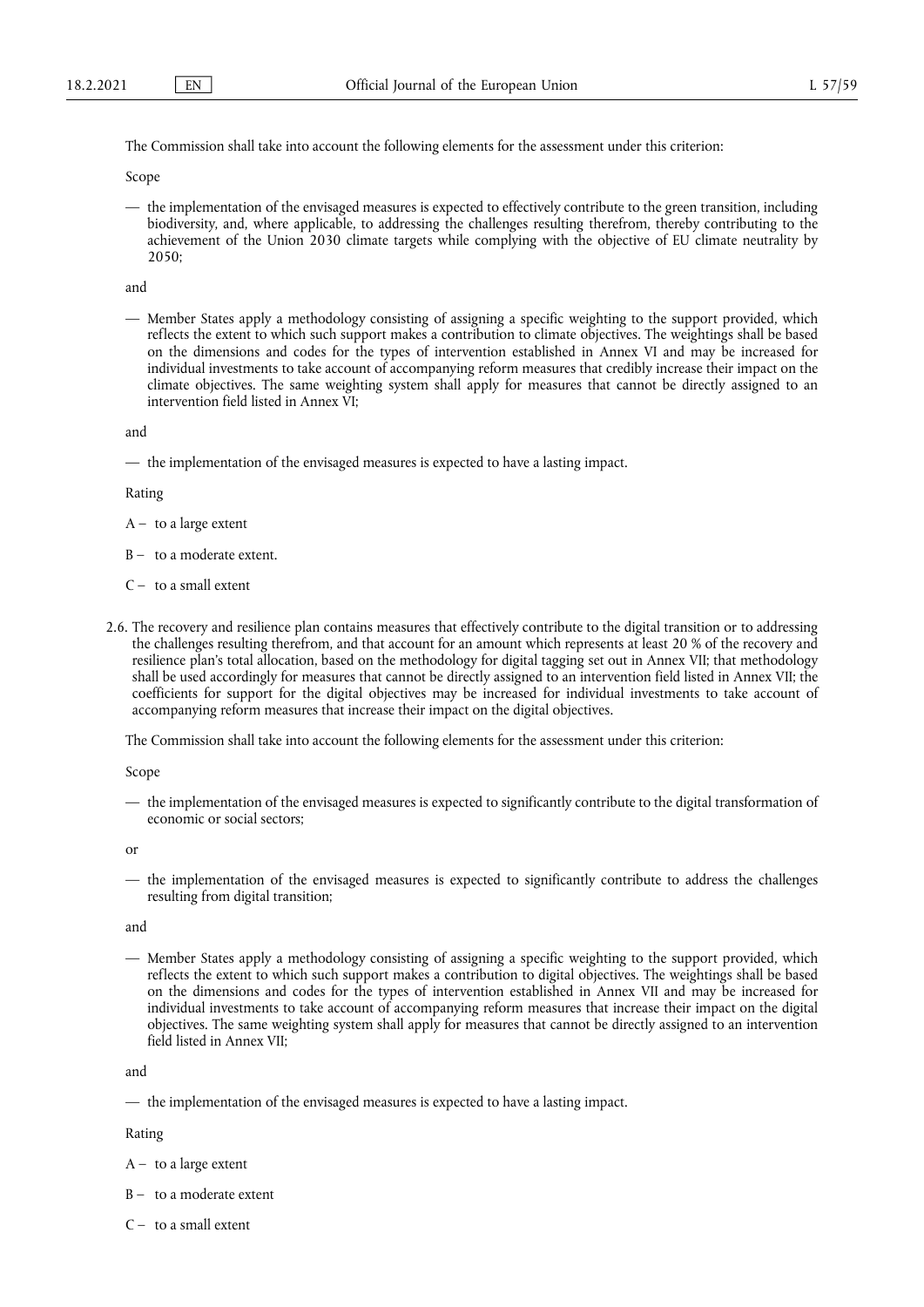The Commission shall take into account the following elements for the assessment under this criterion:

Scope

— the implementation of the envisaged measures is expected to effectively contribute to the green transition, including biodiversity, and, where applicable, to addressing the challenges resulting therefrom, thereby contributing to the achievement of the Union 2030 climate targets while complying with the objective of EU climate neutrality by 2050;

and

— Member States apply a methodology consisting of assigning a specific weighting to the support provided, which reflects the extent to which such support makes a contribution to climate objectives. The weightings shall be based on the dimensions and codes for the types of intervention established in Annex VI and may be increased for individual investments to take account of accompanying reform measures that credibly increase their impact on the climate objectives. The same weighting system shall apply for measures that cannot be directly assigned to an intervention field listed in Annex VI;

and

— the implementation of the envisaged measures is expected to have a lasting impact.

Rating

A – to a large extent

B – to a moderate extent.

C – to a small extent

2.6. The recovery and resilience plan contains measures that effectively contribute to the digital transition or to addressing the challenges resulting therefrom, and that account for an amount which represents at least 20 % of the recovery and resilience plan's total allocation, based on the methodology for digital tagging set out in Annex VII; that methodology shall be used accordingly for measures that cannot be directly assigned to an intervention field listed in Annex VII; the coefficients for support for the digital objectives may be increased for individual investments to take account of accompanying reform measures that increase their impact on the digital objectives.

The Commission shall take into account the following elements for the assessment under this criterion:

Scope

— the implementation of the envisaged measures is expected to significantly contribute to the digital transformation of economic or social sectors;

or

— the implementation of the envisaged measures is expected to significantly contribute to address the challenges resulting from digital transition;

and

— Member States apply a methodology consisting of assigning a specific weighting to the support provided, which reflects the extent to which such support makes a contribution to digital objectives. The weightings shall be based on the dimensions and codes for the types of intervention established in Annex VII and may be increased for individual investments to take account of accompanying reform measures that increase their impact on the digital objectives. The same weighting system shall apply for measures that cannot be directly assigned to an intervention field listed in Annex VII;

and

— the implementation of the envisaged measures is expected to have a lasting impact.

Rating

A – to a large extent

B – to a moderate extent

C – to a small extent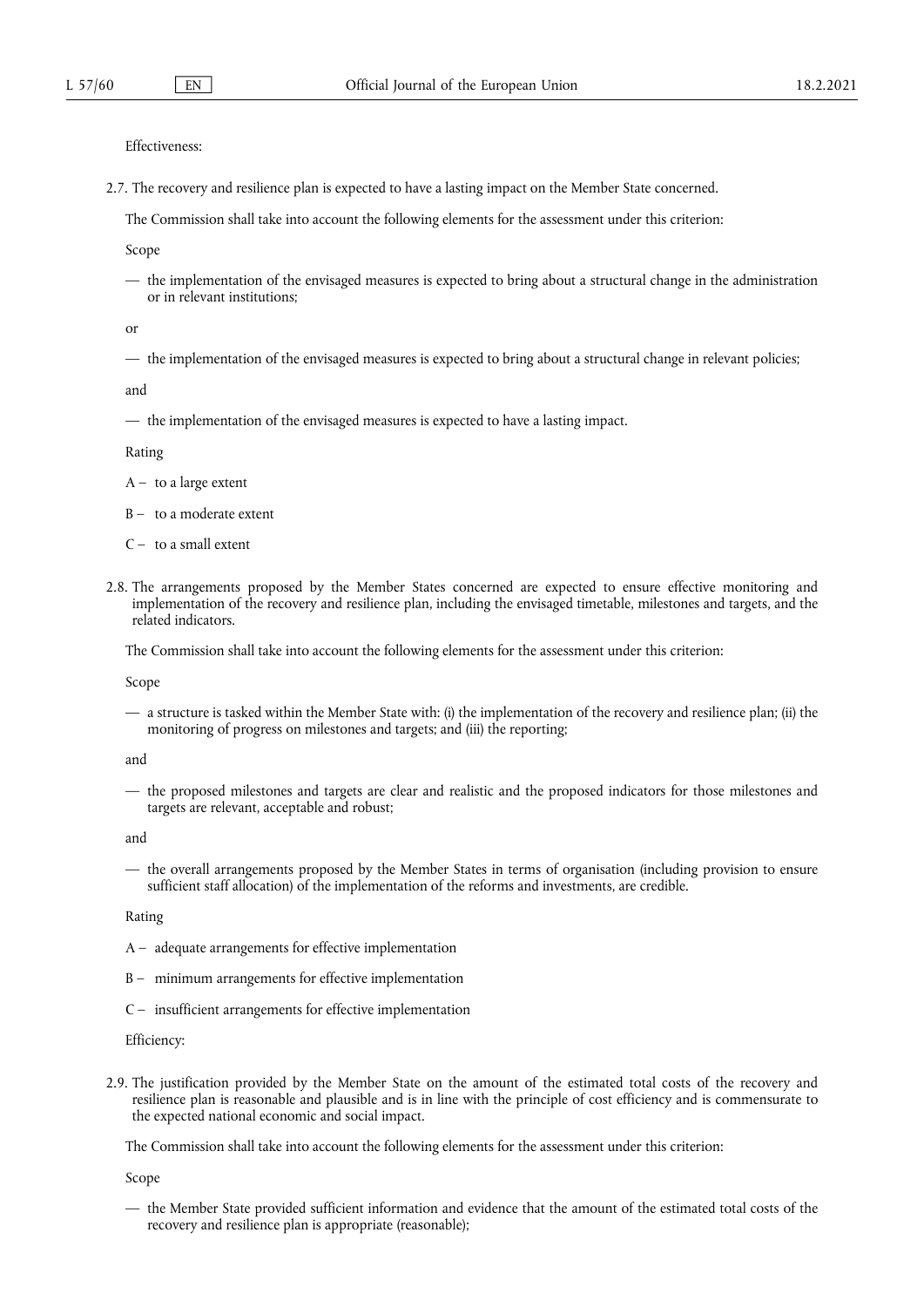Effectiveness:

2.7. The recovery and resilience plan is expected to have a lasting impact on the Member State concerned.

The Commission shall take into account the following elements for the assessment under this criterion:

Scope

— the implementation of the envisaged measures is expected to bring about a structural change in the administration or in relevant institutions;

or

— the implementation of the envisaged measures is expected to bring about a structural change in relevant policies;

and

— the implementation of the envisaged measures is expected to have a lasting impact.

Rating

A – to a large extent

B – to a moderate extent

C – to a small extent

2.8. The arrangements proposed by the Member States concerned are expected to ensure effective monitoring and implementation of the recovery and resilience plan, including the envisaged timetable, milestones and targets, and the related indicators.

The Commission shall take into account the following elements for the assessment under this criterion:

Scope

— a structure is tasked within the Member State with: (i) the implementation of the recovery and resilience plan; (ii) the monitoring of progress on milestones and targets; and (iii) the reporting;

and

— the proposed milestones and targets are clear and realistic and the proposed indicators for those milestones and targets are relevant, acceptable and robust;

and

— the overall arrangements proposed by the Member States in terms of organisation (including provision to ensure sufficient staff allocation) of the implementation of the reforms and investments, are credible.

Rating

A – adequate arrangements for effective implementation

B – minimum arrangements for effective implementation

C – insufficient arrangements for effective implementation

Efficiency:

2.9. The justification provided by the Member State on the amount of the estimated total costs of the recovery and resilience plan is reasonable and plausible and is in line with the principle of cost efficiency and is commensurate to the expected national economic and social impact.

The Commission shall take into account the following elements for the assessment under this criterion:

Scope

— the Member State provided sufficient information and evidence that the amount of the estimated total costs of the recovery and resilience plan is appropriate (reasonable);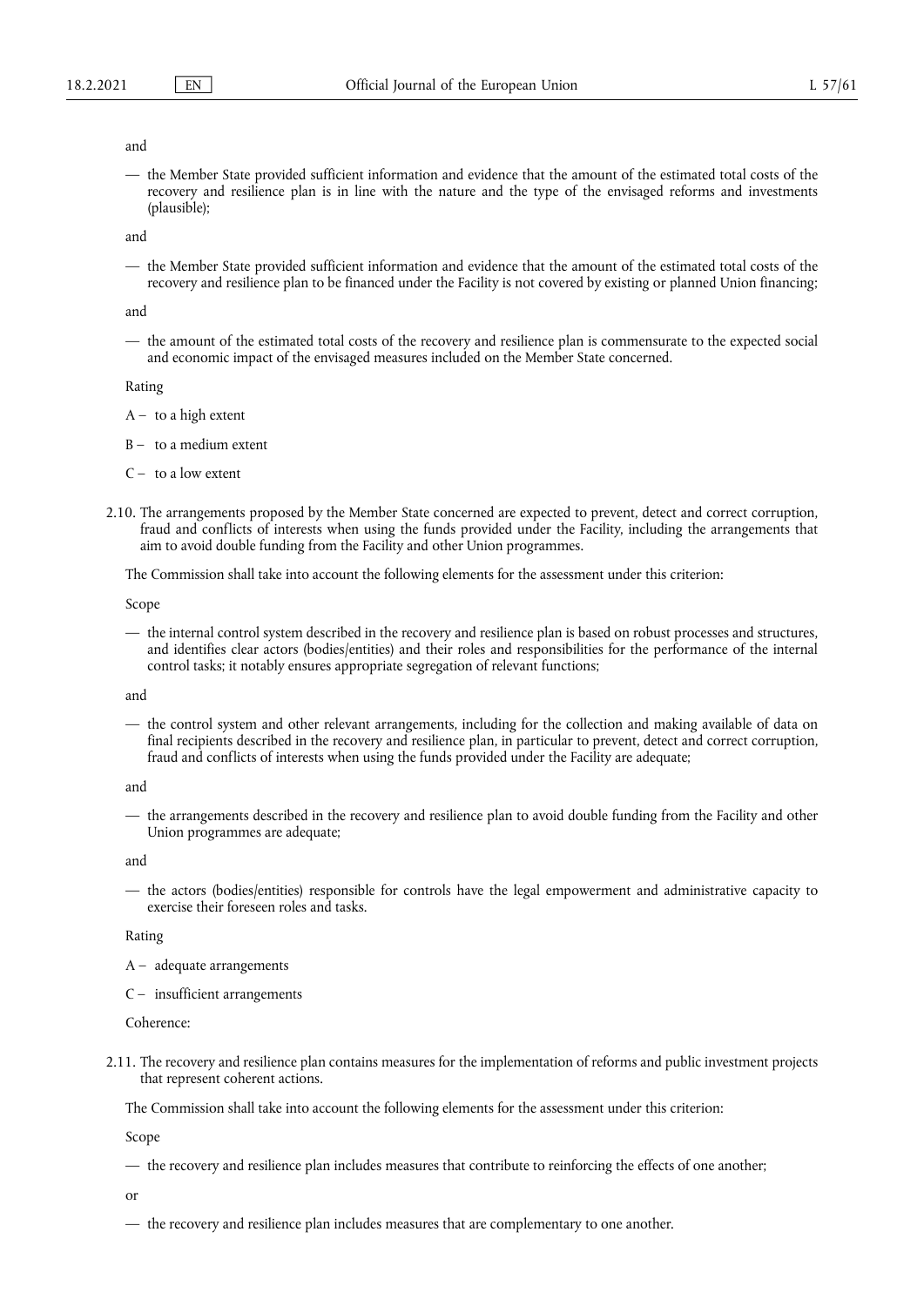and

— the Member State provided sufficient information and evidence that the amount of the estimated total costs of the recovery and resilience plan is in line with the nature and the type of the envisaged reforms and investments (plausible);

and

— the Member State provided sufficient information and evidence that the amount of the estimated total costs of the recovery and resilience plan to be financed under the Facility is not covered by existing or planned Union financing;

and

— the amount of the estimated total costs of the recovery and resilience plan is commensurate to the expected social and economic impact of the envisaged measures included on the Member State concerned.

Rating

A – to a high extent

B – to a medium extent

C – to a low extent

2.10. The arrangements proposed by the Member State concerned are expected to prevent, detect and correct corruption, fraud and conflicts of interests when using the funds provided under the Facility, including the arrangements that aim to avoid double funding from the Facility and other Union programmes.

The Commission shall take into account the following elements for the assessment under this criterion:

Scope

— the internal control system described in the recovery and resilience plan is based on robust processes and structures, and identifies clear actors (bodies/entities) and their roles and responsibilities for the performance of the internal control tasks; it notably ensures appropriate segregation of relevant functions;

and

— the control system and other relevant arrangements, including for the collection and making available of data on final recipients described in the recovery and resilience plan, in particular to prevent, detect and correct corruption, fraud and conflicts of interests when using the funds provided under the Facility are adequate;

and

— the arrangements described in the recovery and resilience plan to avoid double funding from the Facility and other Union programmes are adequate;

and

— the actors (bodies/entities) responsible for controls have the legal empowerment and administrative capacity to exercise their foreseen roles and tasks.

Rating

A – adequate arrangements

C – insufficient arrangements

Coherence:

2.11. The recovery and resilience plan contains measures for the implementation of reforms and public investment projects that represent coherent actions.

The Commission shall take into account the following elements for the assessment under this criterion:

Scope

— the recovery and resilience plan includes measures that contribute to reinforcing the effects of one another;

or

— the recovery and resilience plan includes measures that are complementary to one another.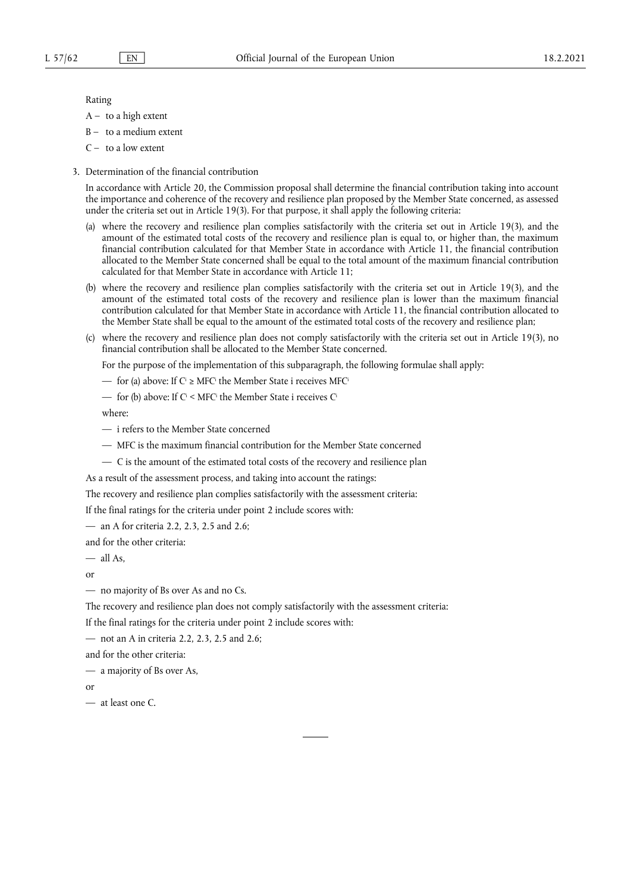Rating

A – to a high extent

B – to a medium extent

C – to a low extent

3. Determination of the financial contribution

In accordance with Article 20, the Commission proposal shall determine the financial contribution taking into account the importance and coherence of the recovery and resilience plan proposed by the Member State concerned, as assessed under the criteria set out in Article 19(3). For that purpose, it shall apply the following criteria:

(a) where the recovery and resilience plan complies satisfactorily with the criteria set out in Article 19(3), and the amount of the estimated total costs of the recovery and resilience plan is equal to, or higher than, the maximum financial contribution calculated for that Member State in accordance with Article 11, the financial contribution allocated to the Member State concerned shall be equal to the total amount of the maximum financial contribution calculated for that Member State in accordance with Article 11;

(b) where the recovery and resilience plan complies satisfactorily with the criteria set out in Article 19(3), and the amount of the estimated total costs of the recovery and resilience plan is lower than the maximum financial contribution calculated for that Member State in accordance with Article 11, the financial contribution allocated to the Member State shall be equal to the amount of the estimated total costs of the recovery and resilience plan;

(c) where the recovery and resilience plan does not comply satisfactorily with the criteria set out in Article 19(3), no financial contribution shall be allocated to the Member State concerned.

For the purpose of the implementation of this subparagraph, the following formulae shall apply:

— for (a) above: If $C^i \geq MFC^i$ the Member State i receives $MFC^i$

— for (b) above: If $C^i < MFC^i$ the Member State i receives $C^i$

where:

— i refers to the Member State concerned

— MFC is the maximum financial contribution for the Member State concerned

— C is the amount of the estimated total costs of the recovery and resilience plan

As a result of the assessment process, and taking into account the ratings:

The recovery and resilience plan complies satisfactorily with the assessment criteria:

If the final ratings for the criteria under point 2 include scores with:

— an A for criteria 2.2, 2.3, 2.5 and 2.6;

and for the other criteria:

— all As,

or

— no majority of Bs over As and no Cs.

The recovery and resilience plan does not comply satisfactorily with the assessment criteria:

If the final ratings for the criteria under point 2 include scores with:

— not an A in criteria 2.2, 2.3, 2.5 and 2.6;

and for the other criteria:

— a majority of Bs over As,

or

— at least one C.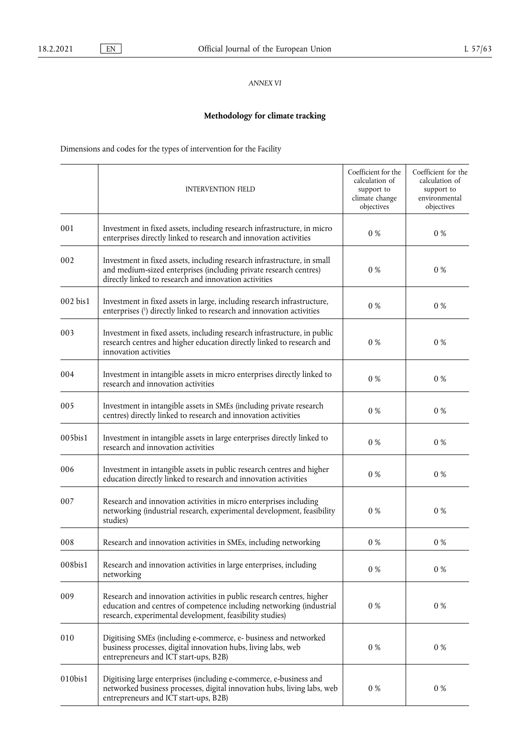*ANNEX VI*

## Methodology for climate tracking

Dimensions and codes for the types of intervention for the Facility

| | INTERVENTION FIELD | Coefficient for the calculation of support to climate change objectives | Coefficient for the calculation of support to environmental objectives |
|---|---|---|---|
| 001 | Investment in fixed assets, including research infrastructure, in micro enterprises directly linked to research and innovation activities | 0 % | 0 % |
| 002 | Investment in fixed assets, including research infrastructure, in small and medium-sized enterprises (including private research centres) directly linked to research and innovation activities | 0 % | 0 % |
| 002 bis1 | Investment in fixed assets in large, including research infrastructure, enterprises [1] directly linked to research and innovation activities | 0 % | 0 % |
| 003 | Investment in fixed assets, including research infrastructure, in public research centres and higher education directly linked to research and innovation activities | 0 % | 0 % |
| 004 | Investment in intangible assets in micro enterprises directly linked to research and innovation activities | 0 % | 0 % |
| 005 | Investment in intangible assets in SMEs (including private research centres) directly linked to research and innovation activities | 0 % | 0 % |
| 005bis1 | Investment in intangible assets in large enterprises directly linked to research and innovation activities | 0 % | 0 % |
| 006 | Investment in intangible assets in public research centres and higher education directly linked to research and innovation activities | 0 % | 0 % |
| 007 | Research and innovation activities in micro enterprises including networking (industrial research, experimental development, feasibility studies) | 0 % | 0 % |
| 008 | Research and innovation activities in SMEs, including networking | 0 % | 0 % |
| 008bis1 | Research and innovation activities in large enterprises, including networking | 0 % | 0 % |
| 009 | Research and innovation activities in public research centres, higher education and centres of competence including networking (industrial research, experimental development, feasibility studies) | 0 % | 0 % |
| 010 | Digitising SMEs (including e-commerce, e- business and networked business processes, digital innovation hubs, living labs, web entrepreneurs and ICT start-ups, B2B) | 0 % | 0 % |
| 010bis1 | Digitising large enterprises (including e-commerce, e-business and networked business processes, digital innovation hubs, living labs, web entrepreneurs and ICT start-ups, B2B) | 0 % | 0 % |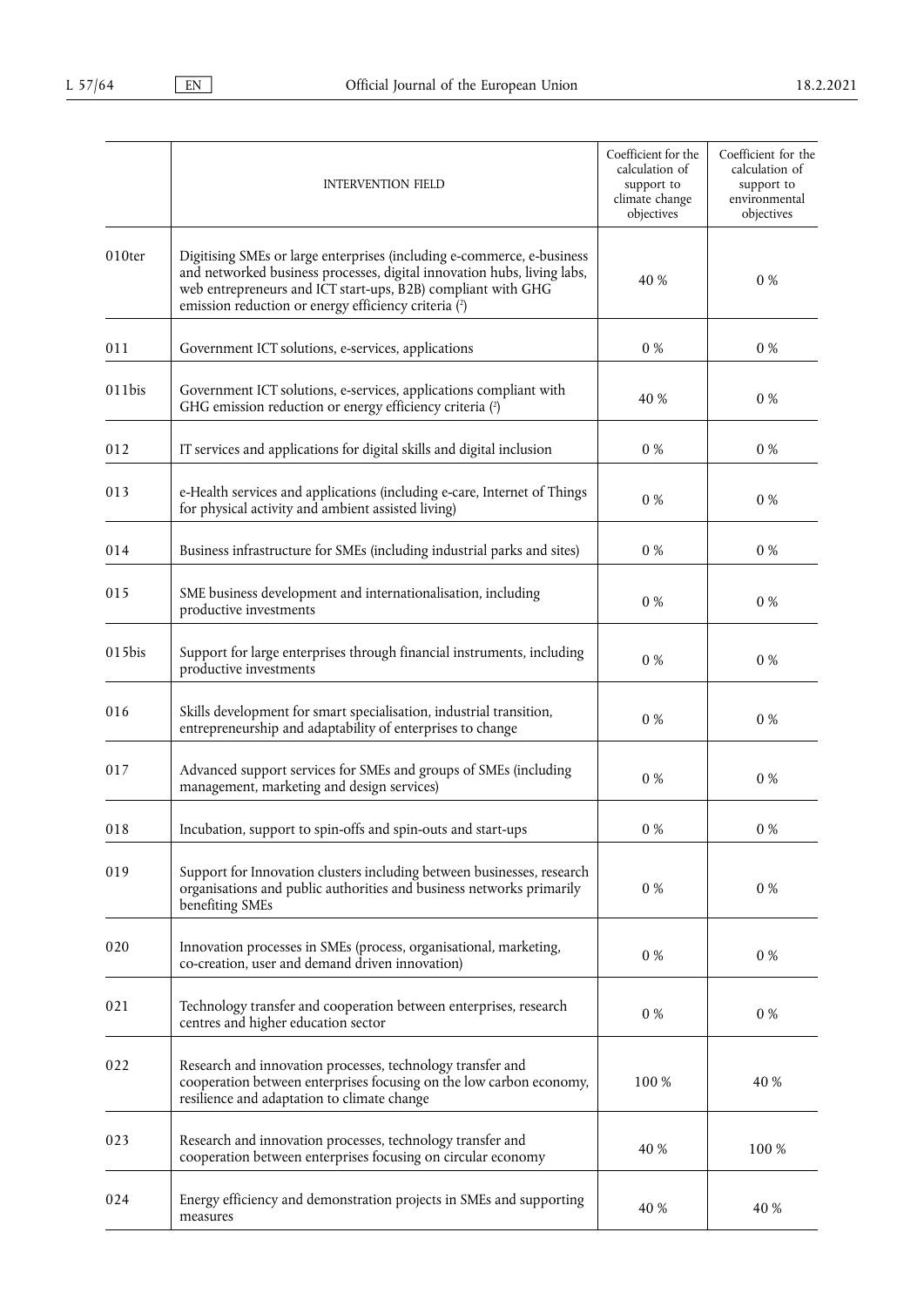| | INTERVENTION FIELD | Coefficient for the calculation of support to climate change objectives | Coefficient for the calculation of support to environmental objectives |
|---|---|---|---|
| 010ter | Digitising SMEs or large enterprises (including e-commerce, e-business and networked business processes, digital innovation hubs, living labs, web entrepreneurs and ICT start-ups, B2B) compliant with GHG emission reduction or energy efficiency criteria [2] | 40 % | 0 % |
| 011 | Government ICT solutions, e-services, applications | 0 % | 0 % |
| 011bis | Government ICT solutions, e-services, applications compliant with GHG emission reduction or energy efficiency criteria [2] | 40 % | 0 % |
| 012 | IT services and applications for digital skills and digital inclusion | 0 % | 0 % |
| 013 | e-Health services and applications (including e-care, Internet of Things for physical activity and ambient assisted living) | 0 % | 0 % |
| 014 | Business infrastructure for SMEs (including industrial parks and sites) | 0 % | 0 % |
| 015 | SME business development and internationalisation, including productive investments | 0 % | 0 % |
| 015bis | Support for large enterprises through financial instruments, including productive investments | 0 % | 0 % |
| 016 | Skills development for smart specialisation, industrial transition, entrepreneurship and adaptability of enterprises to change | 0 % | 0 % |
| 017 | Advanced support services for SMEs and groups of SMEs (including management, marketing and design services) | 0 % | 0 % |
| 018 | Incubation, support to spin-offs and spin-outs and start-ups | 0 % | 0 % |
| 019 | Support for Innovation clusters including between businesses, research organisations and public authorities and business networks primarily benefiting SMEs | 0 % | 0 % |
| 020 | Innovation processes in SMEs (process, organisational, marketing, co-creation, user and demand driven innovation) | 0 % | 0 % |
| 021 | Technology transfer and cooperation between enterprises, research centres and higher education sector | 0 % | 0 % |
| 022 | Research and innovation processes, technology transfer and cooperation between enterprises focusing on the low carbon economy, resilience and adaptation to climate change | 100 % | 40 % |
| 023 | Research and innovation processes, technology transfer and cooperation between enterprises focusing on circular economy | 40 % | 100 % |
| 024 | Energy efficiency and demonstration projects in SMEs and supporting measures | 40 % | 40 % |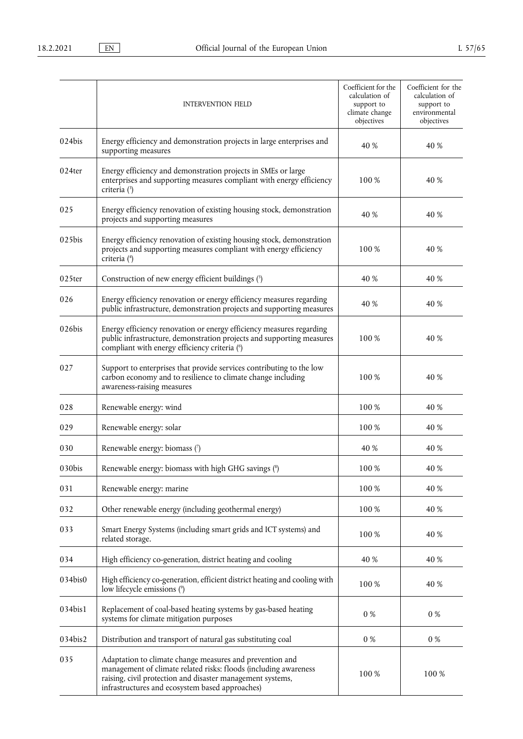| | INTERVENTION FIELD | Coefficient for the calculation of support to climate change objectives | Coefficient for the calculation of support to environmental objectives |
|---|---|---|---|
| 024bis | Energy efficiency and demonstration projects in large enterprises and supporting measures | 40 % | 40 % |
| 024ter | Energy efficiency and demonstration projects in SMEs or large enterprises and supporting measures compliant with energy efficiency criteria (3) | 100 % | 40 % |
| 025 | Energy efficiency renovation of existing housing stock, demonstration projects and supporting measures | 40 % | 40 % |
| 025bis | Energy efficiency renovation of existing housing stock, demonstration projects and supporting measures compliant with energy efficiency criteria (4) | 100 % | 40 % |
| 025ter | Construction of new energy efficient buildings (5) | 40 % | 40 % |
| 026 | Energy efficiency renovation or energy efficiency measures regarding public infrastructure, demonstration projects and supporting measures | 40 % | 40 % |
| 026bis | Energy efficiency renovation or energy efficiency measures regarding public infrastructure, demonstration projects and supporting measures compliant with energy efficiency criteria (6) | 100 % | 40 % |
| 027 | Support to enterprises that provide services contributing to the low carbon economy and to resilience to climate change including awareness-raising measures | 100 % | 40 % |
| 028 | Renewable energy: wind | 100 % | 40 % |
| 029 | Renewable energy: solar | 100 % | 40 % |
| 030 | Renewable energy: biomass (7) | 40 % | 40 % |
| 030bis | Renewable energy: biomass with high GHG savings (8) | 100 % | 40 % |
| 031 | Renewable energy: marine | 100 % | 40 % |
| 032 | Other renewable energy (including geothermal energy) | 100 % | 40 % |
| 033 | Smart Energy Systems (including smart grids and ICT systems) and related storage. | 100 % | 40 % |
| 034 | High efficiency co-generation, district heating and cooling | 40 % | 40 % |
| 034bis0 | High efficiency co-generation, efficient district heating and cooling with low lifecycle emissions (9) | 100 % | 40 % |
| 034bis1 | Replacement of coal-based heating systems by gas-based heating systems for climate mitigation purposes | 0 % | 0 % |
| 034bis2 | Distribution and transport of natural gas substituting coal | 0 % | 0 % |
| 035 | Adaptation to climate change measures and prevention and management of climate related risks: floods (including awareness raising, civil protection and disaster management systems, infrastructures and ecosystem based approaches) | 100 % | 100 % |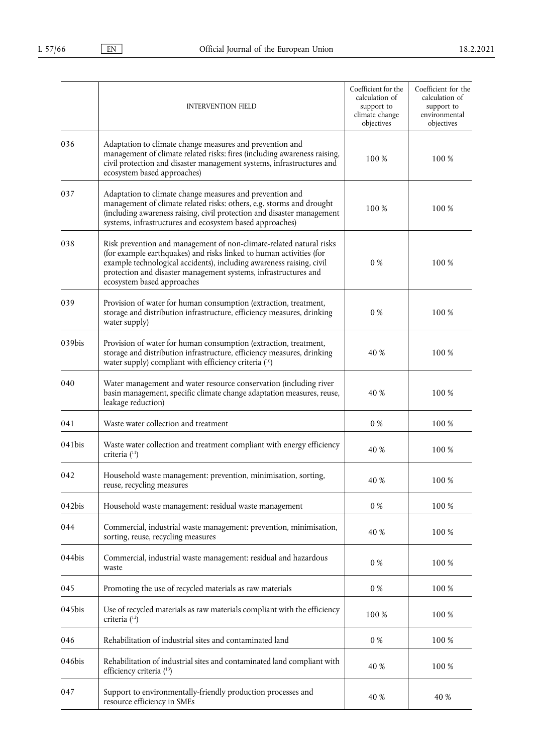| | INTERVENTION FIELD | Coefficient for the calculation of support to climate change objectives | Coefficient for the calculation of support to environmental objectives |
|---|---|---|---|
| 036 | Adaptation to climate change measures and prevention and management of climate related risks: fires (including awareness raising, civil protection and disaster management systems, infrastructures and ecosystem based approaches) | 100 % | 100 % |
| 037 | Adaptation to climate change measures and prevention and management of climate related risks: others, e.g. storms and drought (including awareness raising, civil protection and disaster management systems, infrastructures and ecosystem based approaches) | 100 % | 100 % |
| 038 | Risk prevention and management of non-climate-related natural risks (for example earthquakes) and risks linked to human activities (for example technological accidents), including awareness raising, civil protection and disaster management systems, infrastructures and ecosystem based approaches | 0 % | 100 % |
| 039 | Provision of water for human consumption (extraction, treatment, storage and distribution infrastructure, efficiency measures, drinking water supply) | 0 % | 100 % |
| 039bis | Provision of water for human consumption (extraction, treatment, storage and distribution infrastructure, efficiency measures, drinking water supply) compliant with efficiency criteria [10] | 40 % | 100 % |
| 040 | Water management and water resource conservation (including river basin management, specific climate change adaptation measures, reuse, leakage reduction) | 40 % | 100 % |
| 041 | Waste water collection and treatment | 0 % | 100 % |
| 041bis | Waste water collection and treatment compliant with energy efficiency criteria [11] | 40 % | 100 % |
| 042 | Household waste management: prevention, minimisation, sorting, reuse, recycling measures | 40 % | 100 % |
| 042bis | Household waste management: residual waste management | 0 % | 100 % |
| 044 | Commercial, industrial waste management: prevention, minimisation, sorting, reuse, recycling measures | 40 % | 100 % |
| 044bis | Commercial, industrial waste management: residual and hazardous waste | 0 % | 100 % |
| 045 | Promoting the use of recycled materials as raw materials | 0 % | 100 % |
| 045bis | Use of recycled materials as raw materials compliant with the efficiency criteria [12] | 100 % | 100 % |
| 046 | Rehabilitation of industrial sites and contaminated land | 0 % | 100 % |
| 046bis | Rehabilitation of industrial sites and contaminated land compliant with efficiency criteria [13] | 40 % | 100 % |
| 047 | Support to environmentally-friendly production processes and resource efficiency in SMEs | 40 % | 40 % |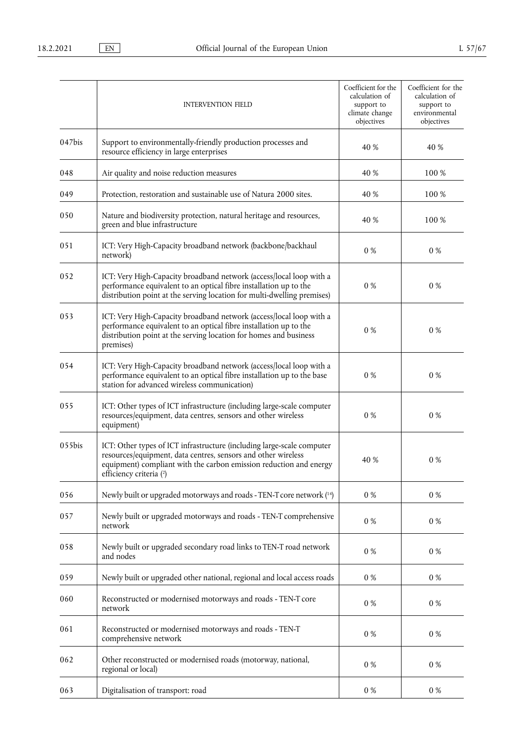| | INTERVENTION FIELD | Coefficient for the calculation of support to climate change objectives | Coefficient for the calculation of support to environmental objectives |
|---|---|---|---|
| 047bis | Support to environmentally-friendly production processes and resource efficiency in large enterprises | 40 % | 40 % |
| 048 | Air quality and noise reduction measures | 40 % | 100 % |
| 049 | Protection, restoration and sustainable use of Natura 2000 sites. | 40 % | 100 % |
| 050 | Nature and biodiversity protection, natural heritage and resources, green and blue infrastructure | 40 % | 100 % |
| 051 | ICT: Very High-Capacity broadband network (backbone/backhaul network) | 0 % | 0 % |
| 052 | ICT: Very High-Capacity broadband network (access/local loop with a performance equivalent to an optical fibre installation up to the distribution point at the serving location for multi-dwelling premises) | 0 % | 0 % |
| 053 | ICT: Very High-Capacity broadband network (access/local loop with a performance equivalent to an optical fibre installation up to the distribution point at the serving location for homes and business premises) | 0 % | 0 % |
| 054 | ICT: Very High-Capacity broadband network (access/local loop with a performance equivalent to an optical fibre installation up to the base station for advanced wireless communication) | 0 % | 0 % |
| 055 | ICT: Other types of ICT infrastructure (including large-scale computer resources/equipment, data centres, sensors and other wireless equipment) | 0 % | 0 % |
| 055bis | ICT: Other types of ICT infrastructure (including large-scale computer resources/equipment, data centres, sensors and other wireless equipment) compliant with the carbon emission reduction and energy efficiency criteria (2) | 40 % | 0 % |
| 056 | Newly built or upgraded motorways and roads - TEN-T core network (14) | 0 % | 0 % |
| 057 | Newly built or upgraded motorways and roads - TEN-T comprehensive network | 0 % | 0 % |
| 058 | Newly built or upgraded secondary road links to TEN-T road network and nodes | 0 % | 0 % |
| 059 | Newly built or upgraded other national, regional and local access roads | 0 % | 0 % |
| 060 | Reconstructed or modernised motorways and roads - TEN-T core network | 0 % | 0 % |
| 061 | Reconstructed or modernised motorways and roads - TEN-T comprehensive network | 0 % | 0 % |
| 062 | Other reconstructed or modernised roads (motorway, national, regional or local) | 0 % | 0 % |
| 063 | Digitalisation of transport: road | 0 % | 0 % |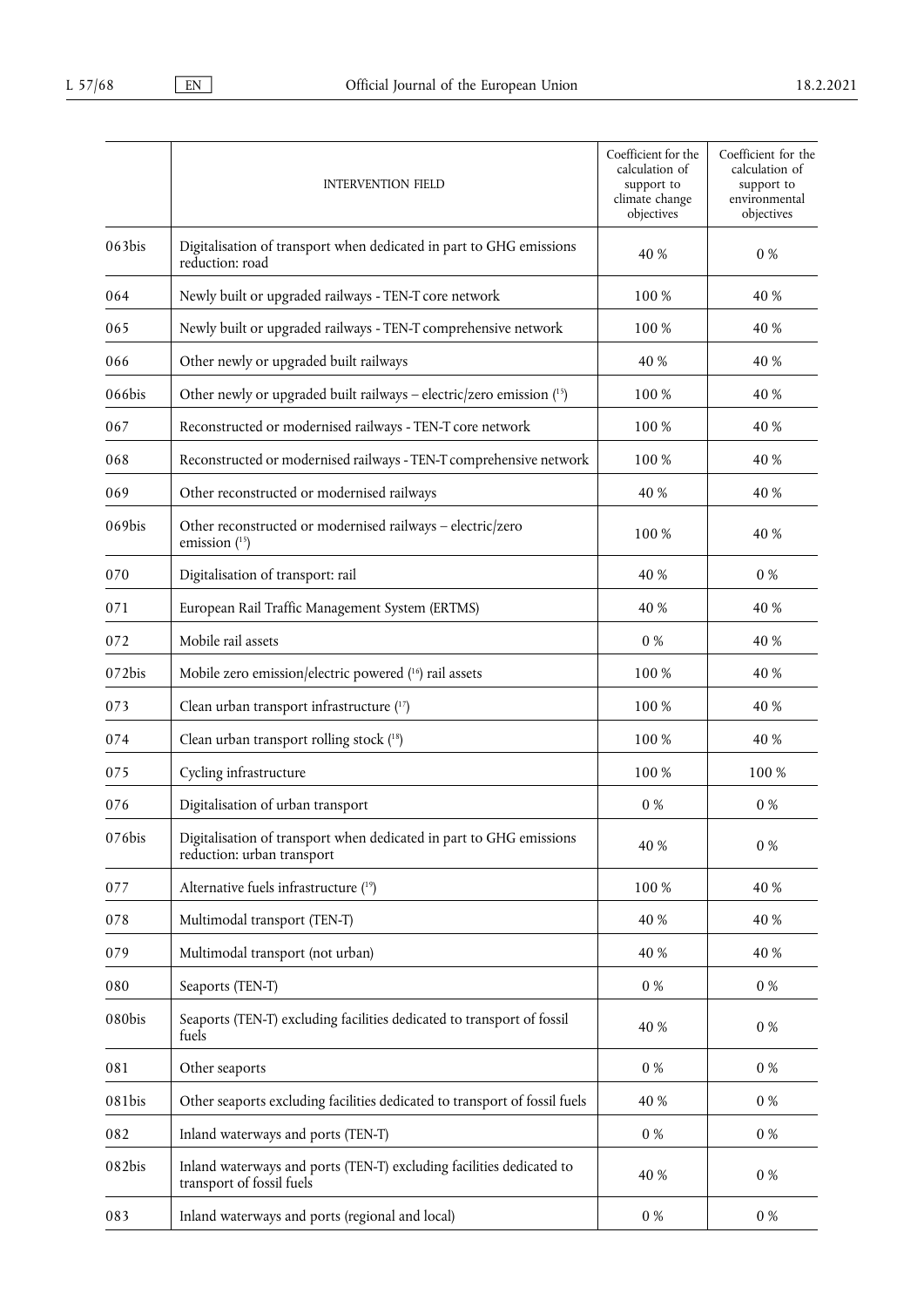|  | INTERVENTION FIELD | Coefficient for the calculation of support to climate change objectives | Coefficient for the calculation of support to environmental objectives |
|---|---|---|---|
| 063bis | Digitalisation of transport when dedicated in part to GHG emissions reduction: road | 40 % | 0 % |
| 064 | Newly built or upgraded railways - TEN-T core network | 100 % | 40 % |
| 065 | Newly built or upgraded railways - TEN-T comprehensive network | 100 % | 40 % |
| 066 | Other newly or upgraded built railways | 40 % | 40 % |
| 066bis | Other newly or upgraded built railways – electric/zero emission [15] | 100 % | 40 % |
| 067 | Reconstructed or modernised railways - TEN-T core network | 100 % | 40 % |
| 068 | Reconstructed or modernised railways - TEN-T comprehensive network | 100 % | 40 % |
| 069 | Other reconstructed or modernised railways | 40 % | 40 % |
| 069bis | Other reconstructed or modernised railways – electric/zero emission [15] | 100 % | 40 % |
| 070 | Digitalisation of transport: rail | 40 % | 0 % |
| 071 | European Rail Traffic Management System (ERTMS) | 40 % | 40 % |
| 072 | Mobile rail assets | 0 % | 40 % |
| 072bis | Mobile zero emission/electric powered [16] rail assets | 100 % | 40 % |
| 073 | Clean urban transport infrastructure [17] | 100 % | 40 % |
| 074 | Clean urban transport rolling stock [18] | 100 % | 40 % |
| 075 | Cycling infrastructure | 100 % | 100 % |
| 076 | Digitalisation of urban transport | 0 % | 0 % |
| 076bis | Digitalisation of transport when dedicated in part to GHG emissions reduction: urban transport | 40 % | 0 % |
| 077 | Alternative fuels infrastructure [19] | 100 % | 40 % |
| 078 | Multimodal transport (TEN-T) | 40 % | 40 % |
| 079 | Multimodal transport (not urban) | 40 % | 40 % |
| 080 | Seaports (TEN-T) | 0 % | 0 % |
| 080bis | Seaports (TEN-T) excluding facilities dedicated to transport of fossil fuels | 40 % | 0 % |
| 081 | Other seaports | 0 % | 0 % |
| 081bis | Other seaports excluding facilities dedicated to transport of fossil fuels | 40 % | 0 % |
| 082 | Inland waterways and ports (TEN-T) | 0 % | 0 % |
| 082bis | Inland waterways and ports (TEN-T) excluding facilities dedicated to transport of fossil fuels | 40 % | 0 % |
| 083 | Inland waterways and ports (regional and local) | 0 % | 0 % |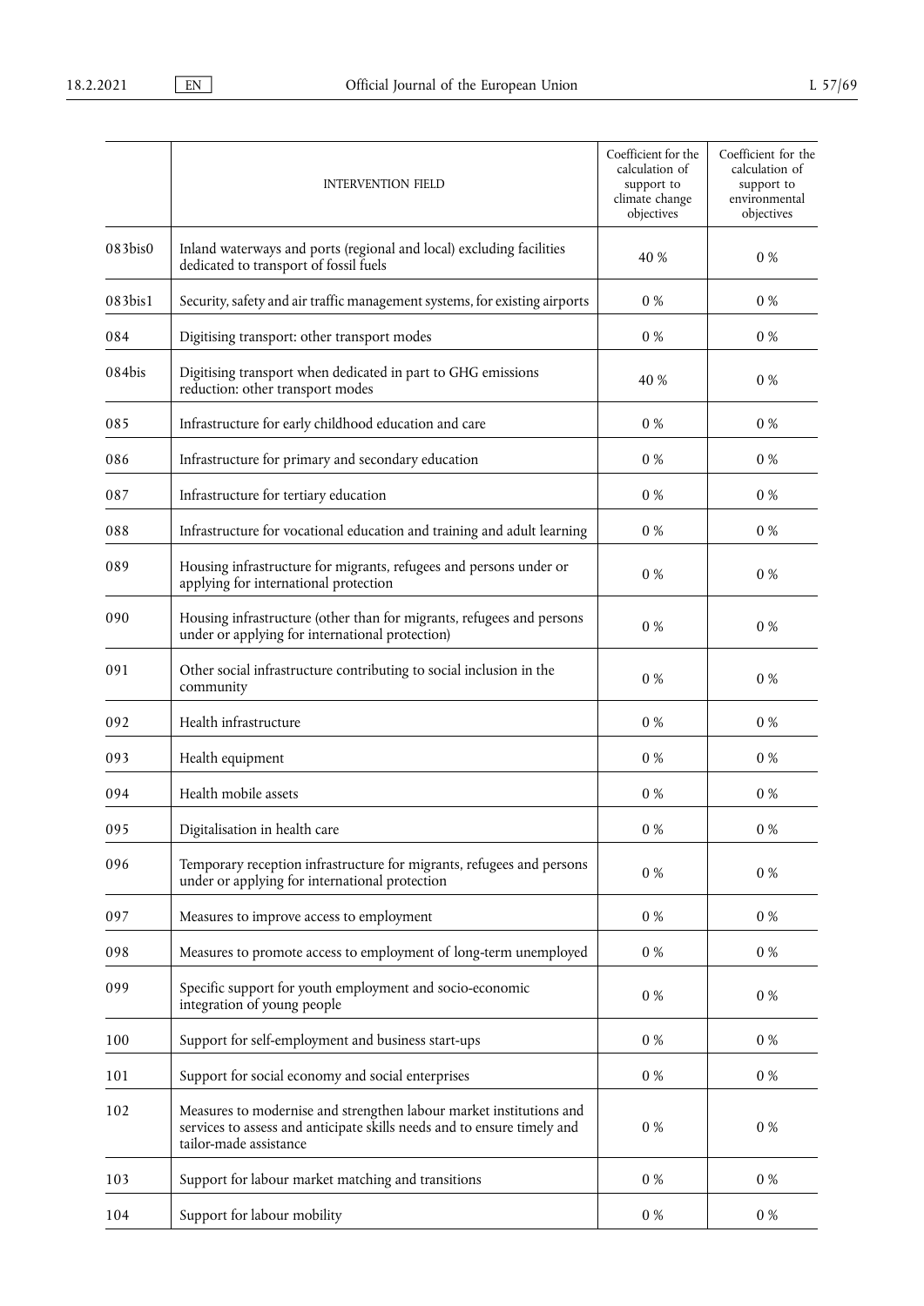| | INTERVENTION FIELD | Coefficient for the calculation of support to climate change objectives | Coefficient for the calculation of support to environmental objectives |
|---|---|---|---|
| 083bis0 | Inland waterways and ports (regional and local) excluding facilities dedicated to transport of fossil fuels | 40 % | 0 % |
| 083bis1 | Security, safety and air traffic management systems, for existing airports | 0 % | 0 % |
| 084 | Digitising transport: other transport modes | 0 % | 0 % |
| 084bis | Digitising transport when dedicated in part to GHG emissions reduction: other transport modes | 40 % | 0 % |
| 085 | Infrastructure for early childhood education and care | 0 % | 0 % |
| 086 | Infrastructure for primary and secondary education | 0 % | 0 % |
| 087 | Infrastructure for tertiary education | 0 % | 0 % |
| 088 | Infrastructure for vocational education and training and adult learning | 0 % | 0 % |
| 089 | Housing infrastructure for migrants, refugees and persons under or applying for international protection | 0 % | 0 % |
| 090 | Housing infrastructure (other than for migrants, refugees and persons under or applying for international protection) | 0 % | 0 % |
| 091 | Other social infrastructure contributing to social inclusion in the community | 0 % | 0 % |
| 092 | Health infrastructure | 0 % | 0 % |
| 093 | Health equipment | 0 % | 0 % |
| 094 | Health mobile assets | 0 % | 0 % |
| 095 | Digitalisation in health care | 0 % | 0 % |
| 096 | Temporary reception infrastructure for migrants, refugees and persons under or applying for international protection | 0 % | 0 % |
| 097 | Measures to improve access to employment | 0 % | 0 % |
| 098 | Measures to promote access to employment of long-term unemployed | 0 % | 0 % |
| 099 | Specific support for youth employment and socio-economic integration of young people | 0 % | 0 % |
| 100 | Support for self-employment and business start-ups | 0 % | 0 % |
| 101 | Support for social economy and social enterprises | 0 % | 0 % |
| 102 | Measures to modernise and strengthen labour market institutions and services to assess and anticipate skills needs and to ensure timely and tailor-made assistance | 0 % | 0 % |
| 103 | Support for labour market matching and transitions | 0 % | 0 % |
| 104 | Support for labour mobility | 0 % | 0 % |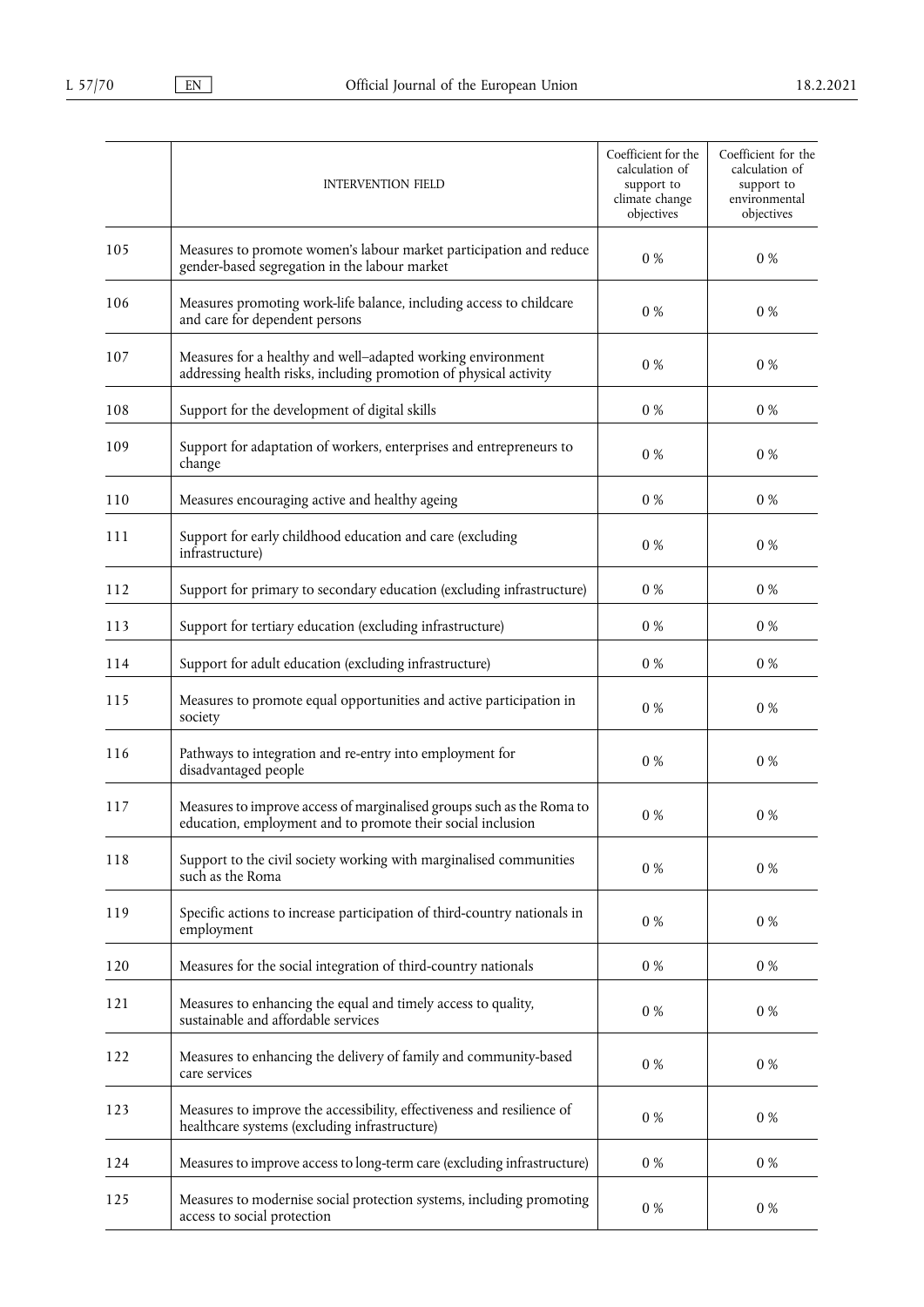| | INTERVENTION FIELD | Coefficient for the calculation of support to climate change objectives | Coefficient for the calculation of support to environmental objectives |
|---|---|---|---|
| 105 | Measures to promote women's labour market participation and reduce gender-based segregation in the labour market | 0 % | 0 % |
| 106 | Measures promoting work-life balance, including access to childcare and care for dependent persons | 0 % | 0 % |
| 107 | Measures for a healthy and well–adapted working environment addressing health risks, including promotion of physical activity | 0 % | 0 % |
| 108 | Support for the development of digital skills | 0 % | 0 % |
| 109 | Support for adaptation of workers, enterprises and entrepreneurs to change | 0 % | 0 % |
| 110 | Measures encouraging active and healthy ageing | 0 % | 0 % |
| 111 | Support for early childhood education and care (excluding infrastructure) | 0 % | 0 % |
| 112 | Support for primary to secondary education (excluding infrastructure) | 0 % | 0 % |
| 113 | Support for tertiary education (excluding infrastructure) | 0 % | 0 % |
| 114 | Support for adult education (excluding infrastructure) | 0 % | 0 % |
| 115 | Measures to promote equal opportunities and active participation in society | 0 % | 0 % |
| 116 | Pathways to integration and re-entry into employment for disadvantaged people | 0 % | 0 % |
| 117 | Measures to improve access of marginalised groups such as the Roma to education, employment and to promote their social inclusion | 0 % | 0 % |
| 118 | Support to the civil society working with marginalised communities such as the Roma | 0 % | 0 % |
| 119 | Specific actions to increase participation of third-country nationals in employment | 0 % | 0 % |
| 120 | Measures for the social integration of third-country nationals | 0 % | 0 % |
| 121 | Measures to enhancing the equal and timely access to quality, sustainable and affordable services | 0 % | 0 % |
| 122 | Measures to enhancing the delivery of family and community-based care services | 0 % | 0 % |
| 123 | Measures to improve the accessibility, effectiveness and resilience of healthcare systems (excluding infrastructure) | 0 % | 0 % |
| 124 | Measures to improve access to long-term care (excluding infrastructure) | 0 % | 0 % |
| 125 | Measures to modernise social protection systems, including promoting access to social protection | 0 % | 0 % |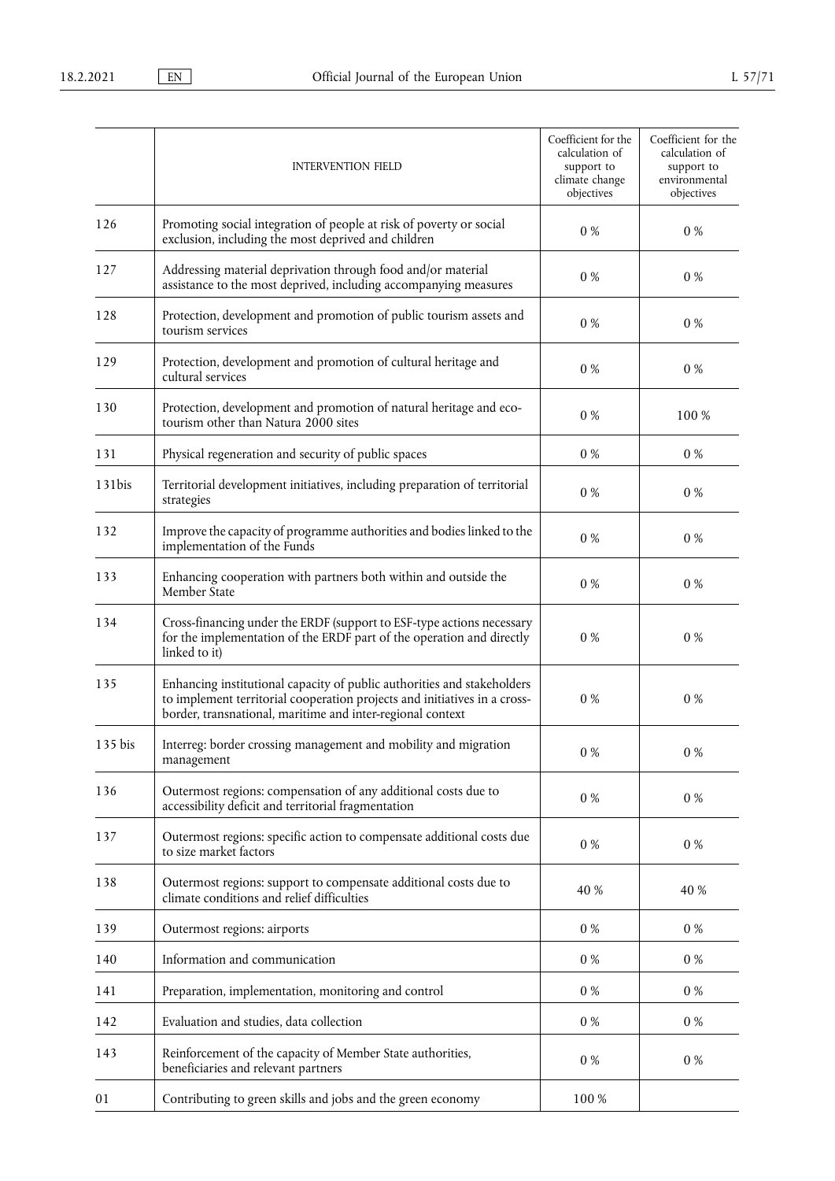| | INTERVENTION FIELD | Coefficient for the calculation of support to climate change objectives | Coefficient for the calculation of support to environmental objectives |
|---|---|---|---|
| 126 | Promoting social integration of people at risk of poverty or social exclusion, including the most deprived and children | 0 % | 0 % |
| 127 | Addressing material deprivation through food and/or material assistance to the most deprived, including accompanying measures | 0 % | 0 % |
| 128 | Protection, development and promotion of public tourism assets and tourism services | 0 % | 0 % |
| 129 | Protection, development and promotion of cultural heritage and cultural services | 0 % | 0 % |
| 130 | Protection, development and promotion of natural heritage and eco-tourism other than Natura 2000 sites | 0 % | 100 % |
| 131 | Physical regeneration and security of public spaces | 0 % | 0 % |
| 131bis | Territorial development initiatives, including preparation of territorial strategies | 0 % | 0 % |
| 132 | Improve the capacity of programme authorities and bodies linked to the implementation of the Funds | 0 % | 0 % |
| 133 | Enhancing cooperation with partners both within and outside the Member State | 0 % | 0 % |
| 134 | Cross-financing under the ERDF (support to ESF-type actions necessary for the implementation of the ERDF part of the operation and directly linked to it) | 0 % | 0 % |
| 135 | Enhancing institutional capacity of public authorities and stakeholders to implement territorial cooperation projects and initiatives in a cross-border, transnational, maritime and inter-regional context | 0 % | 0 % |
| 135 bis | Interreg: border crossing management and mobility and migration management | 0 % | 0 % |
| 136 | Outermost regions: compensation of any additional costs due to accessibility deficit and territorial fragmentation | 0 % | 0 % |
| 137 | Outermost regions: specific action to compensate additional costs due to size market factors | 0 % | 0 % |
| 138 | Outermost regions: support to compensate additional costs due to climate conditions and relief difficulties | 40 % | 40 % |
| 139 | Outermost regions: airports | 0 % | 0 % |
| 140 | Information and communication | 0 % | 0 % |
| 141 | Preparation, implementation, monitoring and control | 0 % | 0 % |
| 142 | Evaluation and studies, data collection | 0 % | 0 % |
| 143 | Reinforcement of the capacity of Member State authorities, beneficiaries and relevant partners | 0 % | 0 % |
| 01 | Contributing to green skills and jobs and the green economy | 100 % | |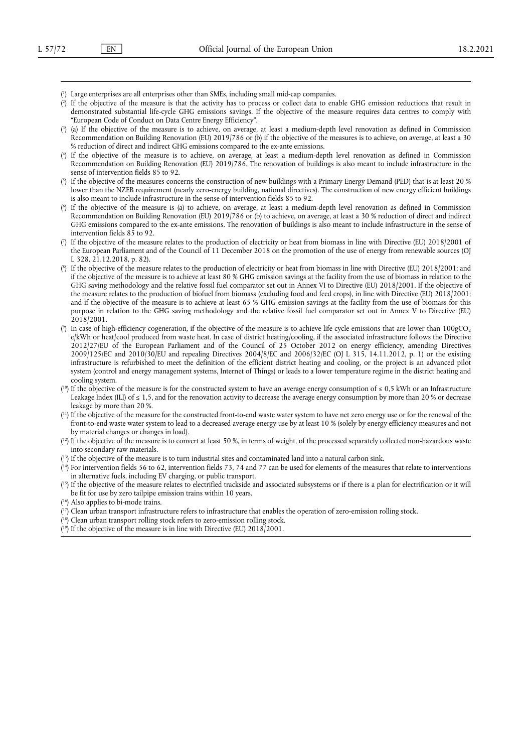(1) Large enterprises are all enterprises other than SMEs, including small mid-cap companies.

(2) If the objective of the measure is that the activity has to process or collect data to enable GHG emission reductions that result in demonstrated substantial life-cycle GHG emissions savings. If the objective of the measure requires data centres to comply with "European Code of Conduct on Data Centre Energy Efficiency".

(3) (a) If the objective of the measure is to achieve, on average, at least a medium-depth level renovation as defined in Commission Recommendation on Building Renovation (EU) 2019/786 or (b) if the objective of the measures is to achieve, on average, at least a 30 % reduction of direct and indirect GHG emissions compared to the ex-ante emissions.

(4) If the objective of the measure is to achieve, on average, at least a medium-depth level renovation as defined in Commission Recommendation on Building Renovation (EU) 2019/786. The renovation of buildings is also meant to include infrastructure in the sense of intervention fields 85 to 92.

(5) If the objective of the measures concerns the construction of new buildings with a Primary Energy Demand (PED) that is at least 20 % lower than the NZEB requirement (nearly zero-energy building, national directives). The construction of new energy efficient buildings is also meant to include infrastructure in the sense of intervention fields 85 to 92.

(6) If the objective of the measure is (a) to achieve, on average, at least a medium-depth level renovation as defined in Commission Recommendation on Building Renovation (EU) 2019/786 or (b) to achieve, on average, at least a 30 % reduction of direct and indirect GHG emissions compared to the ex-ante emissions. The renovation of buildings is also meant to include infrastructure in the sense of intervention fields 85 to 92.

(7) If the objective of the measure relates to the production of electricity or heat from biomass in line with Directive (EU) 2018/2001 of the European Parliament and of the Council of 11 December 2018 on the promotion of the use of energy from renewable sources (OJ L 328, 21.12.2018, p. 82).

(8) If the objective of the measure relates to the production of electricity or heat from biomass in line with Directive (EU) 2018/2001; and if the objective of the measure is to achieve at least 80 % GHG emission savings at the facility from the use of biomass in relation to the GHG saving methodology and the relative fossil fuel comparator set out in Annex VI to Directive (EU) 2018/2001. If the objective of the measure relates to the production of biofuel from biomass (excluding food and feed crops), in line with Directive (EU) 2018/2001; and if the objective of the measure is to achieve at least 65 % GHG emission savings at the facility from the use of biomass for this purpose in relation to the GHG saving methodology and the relative fossil fuel comparator set out in Annex V to Directive (EU) 2018/2001.

(9) In case of high-efficiency cogeneration, if the objective of the measure is to achieve life cycle emissions that are lower than 100g$CO_2$ e/kWh or heat/cool produced from waste heat. In case of district heating/cooling, if the associated infrastructure follows the Directive 2012/27/EU of the European Parliament and of the Council of 25 October 2012 on energy efficiency, amending Directives 2009/125/EC and 2010/30/EU and repealing Directives 2004/8/EC and 2006/32/EC (OJ L 315, 14.11.2012, p. 1) or the existing infrastructure is refurbished to meet the definition of the efficient district heating and cooling, or the project is an advanced pilot system (control and energy management systems, Internet of Things) or leads to a lower temperature regime in the district heating and cooling system.

(10) If the objective of the measure is for the constructed system to have an average energy consumption of ≤ 0,5 kWh or an Infrastructure Leakage Index (ILI) of ≤ 1,5, and for the renovation activity to decrease the average energy consumption by more than 20 % or decrease leakage by more than 20 %.

(11) If the objective of the measure for the constructed front-to-end waste water system to have net zero energy use or for the renewal of the front-to-end waste water system to lead to a decreased average energy use by at least 10 % (solely by energy efficiency measures and not by material changes or changes in load).

(12) If the objective of the measure is to convert at least 50 %, in terms of weight, of the processed separately collected non-hazardous waste into secondary raw materials.

(13) If the objective of the measure is to turn industrial sites and contaminated land into a natural carbon sink.

(14) For intervention fields 56 to 62, intervention fields 73, 74 and 77 can be used for elements of the measures that relate to interventions in alternative fuels, including EV charging, or public transport.

(15) If the objective of the measure relates to electrified trackside and associated subsystems or if there is a plan for electrification or it will be fit for use by zero tailpipe emission trains within 10 years.

(16) Also applies to bi-mode trains.

(17) Clean urban transport infrastructure refers to infrastructure that enables the operation of zero-emission rolling stock.

(18) Clean urban transport rolling stock refers to zero-emission rolling stock.

(19) If the objective of the measure is in line with Directive (EU) 2018/2001.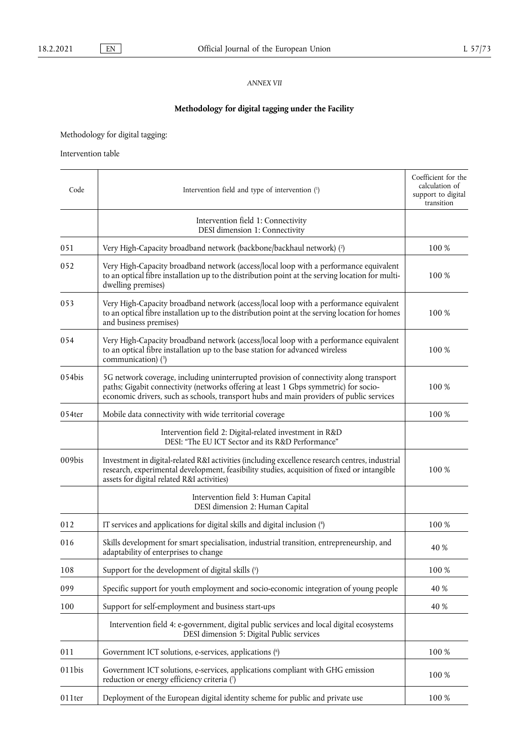*ANNEX VII*

## Methodology for digital tagging under the Facility

Methodology for digital tagging:

Intervention table

| Code | Intervention field and type of intervention [1] | Coefficient for the calculation of support to digital transition |
|---|---|---|
| | Intervention field 1: Connectivity<br>DESI dimension 1: Connectivity | |
| 051 | Very High-Capacity broadband network (backbone/backhaul network) [2] | 100 % |
| 052 | Very High-Capacity broadband network (access/local loop with a performance equivalent to an optical fibre installation up to the distribution point at the serving location for multi-dwelling premises) | 100 % |
| 053 | Very High-Capacity broadband network (access/local loop with a performance equivalent to an optical fibre installation up to the distribution point at the serving location for homes and business premises) | 100 % |
| 054 | Very High-Capacity broadband network (access/local loop with a performance equivalent to an optical fibre installation up to the base station for advanced wireless communication) [3] | 100 % |
| 054bis | 5G network coverage, including uninterrupted provision of connectivity along transport paths; Gigabit connectivity (networks offering at least 1 Gbps symmetric) for socio-economic drivers, such as schools, transport hubs and main providers of public services | 100 % |
| 054ter | Mobile data connectivity with wide territorial coverage | 100 % |
| | Intervention field 2: Digital-related investment in R&D<br>DESI: "The EU ICT Sector and its R&D Performance" | |
| 009bis | Investment in digital-related R&I activities (including excellence research centres, industrial research, experimental development, feasibility studies, acquisition of fixed or intangible assets for digital related R&I activities) | 100 % |
| | Intervention field 3: Human Capital<br>DESI dimension 2: Human Capital | |
| 012 | IT services and applications for digital skills and digital inclusion [4] | 100 % |
| 016 | Skills development for smart specialisation, industrial transition, entrepreneurship, and adaptability of enterprises to change | 40 % |
| 108 | Support for the development of digital skills [5] | 100 % |
| 099 | Specific support for youth employment and socio-economic integration of young people | 40 % |
| 100 | Support for self-employment and business start-ups | 40 % |
| | Intervention field 4: e-government, digital public services and local digital ecosystems<br>DESI dimension 5: Digital Public services | |
| 011 | Government ICT solutions, e-services, applications [6] | 100 % |
| 011bis | Government ICT solutions, e-services, applications compliant with GHG emission reduction or energy efficiency criteria [7] | 100 % |
| 011ter | Deployment of the European digital identity scheme for public and private use | 100 % |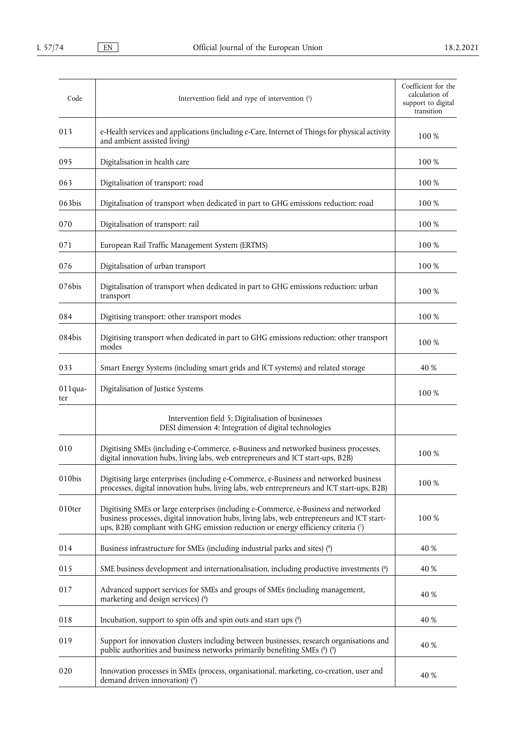| Code | Intervention field and type of intervention [1] | Coefficient for the calculation of support to digital transition |
|---|---|---|
| 013 | e-Health services and applications (including e-Care, Internet of Things for physical activity and ambient assisted living) | 100 % |
| 095 | Digitalisation in health care | 100 % |
| 063 | Digitalisation of transport: road | 100 % |
| 063bis | Digitalisation of transport when dedicated in part to GHG emissions reduction: road | 100 % |
| 070 | Digitalisation of transport: rail | 100 % |
| 071 | European Rail Traffic Management System (ERTMS) | 100 % |
| 076 | Digitalisation of urban transport | 100 % |
| 076bis | Digitalisation of transport when dedicated in part to GHG emissions reduction: urban transport | 100 % |
| 084 | Digitising transport: other transport modes | 100 % |
| 084bis | Digitising transport when dedicated in part to GHG emissions reduction: other transport modes | 100 % |
| 033 | Smart Energy Systems (including smart grids and ICT systems) and related storage | 40 % |
| 011quater | Digitalisation of Justice Systems | 100 % |
| | Intervention field 5: Digitalisation of businesses<br>DESI dimension 4: Integration of digital technologies | |
| 010 | Digitising SMEs (including e-Commerce, e-Business and networked business processes, digital innovation hubs, living labs, web entrepreneurs and ICT start-ups, B2B) | 100 % |
| 010bis | Digitising large enterprises (including e-Commerce, e-Business and networked business processes, digital innovation hubs, living labs, web entrepreneurs and ICT start-ups, B2B) | 100 % |
| 010ter | Digitising SMEs or large enterprises (including e-Commerce, e-Business and networked business processes, digital innovation hubs, living labs, web entrepreneurs and ICT start-ups, B2B) compliant with GHG emission reduction or energy efficiency criteria [7] | 100 % |
| 014 | Business infrastructure for SMEs (including industrial parks and sites) [8] | 40 % |
| 015 | SME business development and internationalisation, including productive investments [8] | 40 % |
| 017 | Advanced support services for SMEs and groups of SMEs (including management, marketing and design services) [8] | 40 % |
| 018 | Incubation, support to spin offs and spin outs and start ups [8] | 40 % |
| 019 | Support for innovation clusters including between businesses, research organisations and public authorities and business networks primarily benefiting SMEs [8] [9] | 40 % |
| 020 | Innovation processes in SMEs (process, organisational, marketing, co-creation, user and demand driven innovation) [8] | 40 % |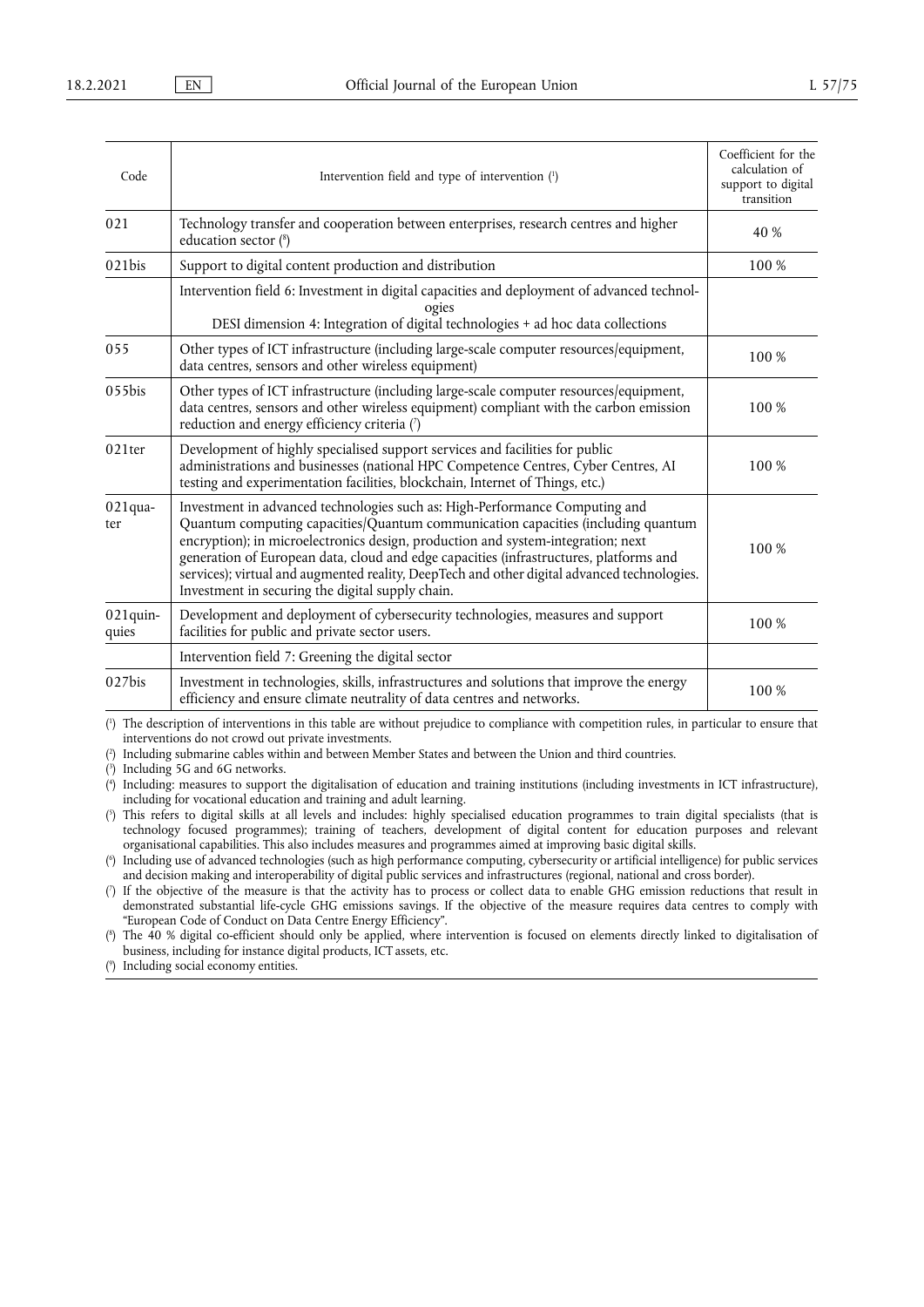| Code | Intervention field and type of intervention [1] | Coefficient for the calculation of support to digital transition |
|---|---|---|
| 021 | Technology transfer and cooperation between enterprises, research centres and higher education sector [8] | 40 % |
| 021bis | Support to digital content production and distribution | 100 % |
| | Intervention field 6: Investment in digital capacities and deployment of advanced technologies<br>DESI dimension 4: Integration of digital technologies + ad hoc data collections | |
| 055 | Other types of ICT infrastructure (including large-scale computer resources/equipment, data centres, sensors and other wireless equipment) | 100 % |
| 055bis | Other types of ICT infrastructure (including large-scale computer resources/equipment, data centres, sensors and other wireless equipment) compliant with the carbon emission reduction and energy efficiency criteria [7] | 100 % |
| 021ter | Development of highly specialised support services and facilities for public administrations and businesses (national HPC Competence Centres, Cyber Centres, AI testing and experimentation facilities, blockchain, Internet of Things, etc.) | 100 % |
| 021quater | Investment in advanced technologies such as: High-Performance Computing and Quantum computing capacities/Quantum communication capacities (including quantum encryption); in microelectronics design, production and system-integration; next generation of European data, cloud and edge capacities (infrastructures, platforms and services); virtual and augmented reality, DeepTech and other digital advanced technologies. Investment in securing the digital supply chain. | 100 % |
| 021quinquies | Development and deployment of cybersecurity technologies, measures and support facilities for public and private sector users. | 100 % |
| | Intervention field 7: Greening the digital sector | |
| 027bis | Investment in technologies, skills, infrastructures and solutions that improve the energy efficiency and ensure climate neutrality of data centres and networks. | 100 % |

(1) The description of interventions in this table are without prejudice to compliance with competition rules, in particular to ensure that interventions do not crowd out private investments.

(2) Including submarine cables within and between Member States and between the Union and third countries.

(3) Including 5G and 6G networks.

(4) Including: measures to support the digitalisation of education and training institutions (including investments in ICT infrastructure), including for vocational education and training and adult learning.

(5) This refers to digital skills at all levels and includes: highly specialised education programmes to train digital specialists (that is technology focused programmes); training of teachers, development of digital content for education purposes and relevant organisational capabilities. This also includes measures and programmes aimed at improving basic digital skills.

(6) Including use of advanced technologies (such as high performance computing, cybersecurity or artificial intelligence) for public services and decision making and interoperability of digital public services and infrastructures (regional, national and cross border).

(7) If the objective of the measure is that the activity has to process or collect data to enable GHG emission reductions that result in demonstrated substantial life-cycle GHG emissions savings. If the objective of the measure requires data centres to comply with "European Code of Conduct on Data Centre Energy Efficiency".

(8) The 40 % digital co-efficient should only be applied, where intervention is focused on elements directly linked to digitalisation of business, including for instance digital products, ICT assets, etc.

(9) Including social economy entities.